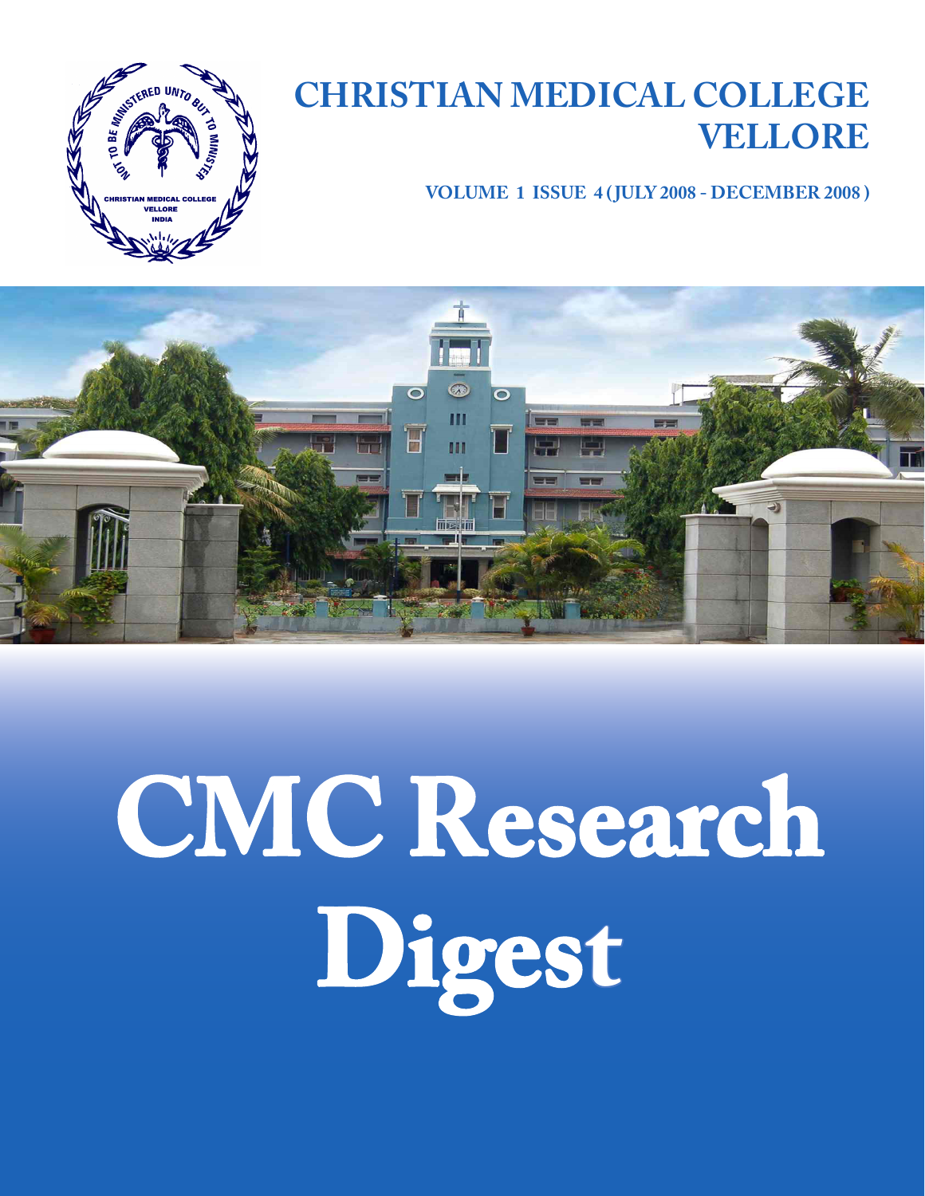# CHRISTIAN MEDICAL COLLEGE VELLORE

**VOLUME 1 ISSUE 4 (JULY 2008 - DECEMBER 2008)**

# CMC Research Digest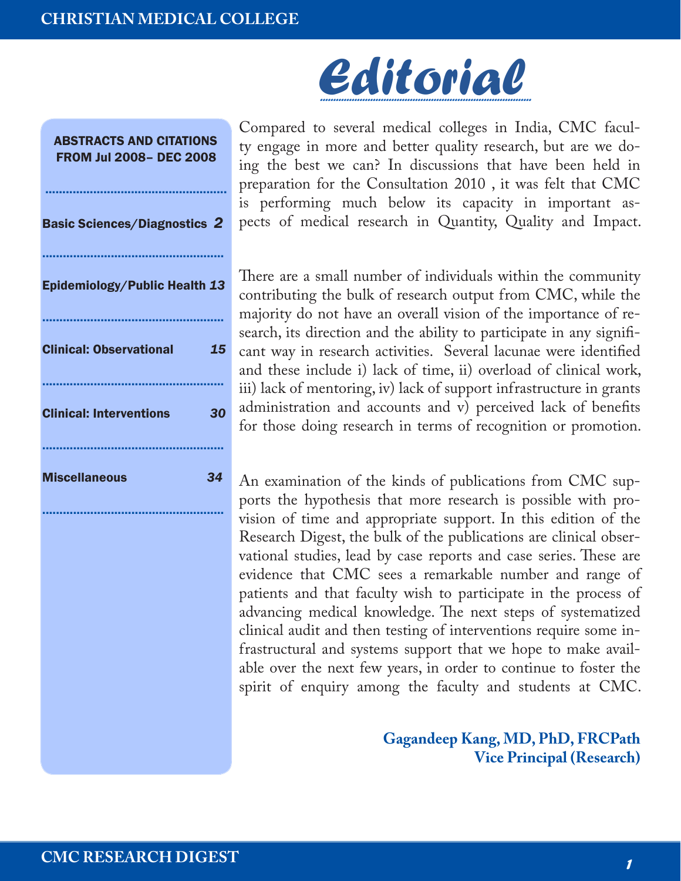# Editorial

**ABSTRACTS AND CITATIONS FROM Jul 2008– DEC 2008**

| Section | Page |
|---|---|
| Basic Sciences/Diagnostics | 2 |
| Epidemiology/Public Health | 13 |
| Clinical: Observational | 15 |
| Clinical: Interventions | 30 |
| Miscellaneous | 34 |

Compared to several medical colleges in India, CMC faculty engage in more and better quality research, but are we doing the best we can? In discussions that have been held in preparation for the Consultation 2010 , it was felt that CMC is performing much below its capacity in important aspects of medical research in Quantity, Quality and Impact.

There are a small number of individuals within the community contributing the bulk of research output from CMC, while the majority do not have an overall vision of the importance of research, its direction and the ability to participate in any significant way in research activities. Several lacunae were identified and these include i) lack of time, ii) overload of clinical work, iii) lack of mentoring, iv) lack of support infrastructure in grants administration and accounts and v) perceived lack of benefits for those doing research in terms of recognition or promotion.

An examination of the kinds of publications from CMC supports the hypothesis that more research is possible with provision of time and appropriate support. In this edition of the Research Digest, the bulk of the publications are clinical observational studies, lead by case reports and case series. These are evidence that CMC sees a remarkable number and range of patients and that faculty wish to participate in the process of advancing medical knowledge. The next steps of systematized clinical audit and then testing of interventions require some infrastructural and systems support that we hope to make available over the next few years, in order to continue to foster the spirit of enquiry among the faculty and students at CMC.

**Gagandeep Kang, MD, PhD, FRCPath**
**Vice Principal (Research)**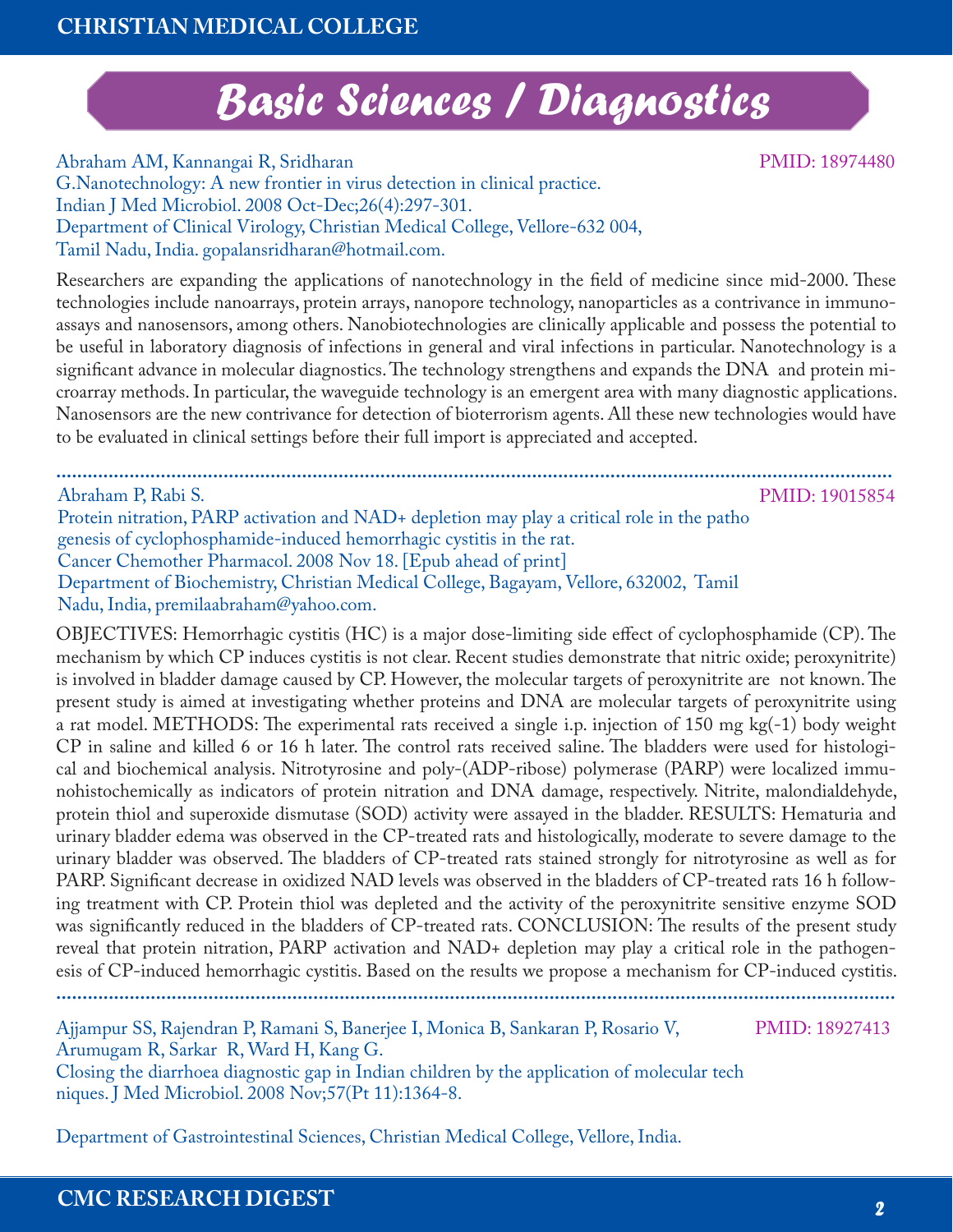# Basic Sciences / Diagnostics

Abraham AM, Kannangai R, Sridharan — PMID: 18974480

G.Nanotechnology: A new frontier in virus detection in clinical practice.
Indian J Med Microbiol. 2008 Oct-Dec;26(4):297-301.
Department of Clinical Virology, Christian Medical College, Vellore-632 004, Tamil Nadu, India. gopalansridharan@hotmail.com.

Researchers are expanding the applications of nanotechnology in the field of medicine since mid-2000. These technologies include nanoarrays, protein arrays, nanopore technology, nanoparticles as a contrivance in immunoassays and nanosensors, among others. Nanobiotechnologies are clinically applicable and possess the potential to be useful in laboratory diagnosis of infections in general and viral infections in particular. Nanotechnology is a significant advance in molecular diagnostics. The technology strengthens and expands the DNA and protein microarray methods. In particular, the waveguide technology is an emergent area with many diagnostic applications. Nanosensors are the new contrivance for detection of bioterrorism agents. All these new technologies would have to be evaluated in clinical settings before their full import is appreciated and accepted.

---

Abraham P, Rabi S. — PMID: 19015854

Protein nitration, PARP activation and NAD+ depletion may play a critical role in the pathogenesis of cyclophosphamide-induced hemorrhagic cystitis in the rat.
Cancer Chemother Pharmacol. 2008 Nov 18. [Epub ahead of print]
Department of Biochemistry, Christian Medical College, Bagayam, Vellore, 632002, Tamil Nadu, India, premilaabraham@yahoo.com.

OBJECTIVES: Hemorrhagic cystitis (HC) is a major dose-limiting side effect of cyclophosphamide (CP). The mechanism by which CP induces cystitis is not clear. Recent studies demonstrate that nitric oxide; peroxynitrite) is involved in bladder damage caused by CP. However, the molecular targets of peroxynitrite are not known. The present study is aimed at investigating whether proteins and DNA are molecular targets of peroxynitrite using a rat model. METHODS: The experimental rats received a single i.p. injection of 150 mg kg(-1) body weight CP in saline and killed 6 or 16 h later. The control rats received saline. The bladders were used for histological and biochemical analysis. Nitrotyrosine and poly-(ADP-ribose) polymerase (PARP) were localized immunohistochemically as indicators of protein nitration and DNA damage, respectively. Nitrite, malondialdehyde, protein thiol and superoxide dismutase (SOD) activity were assayed in the bladder. RESULTS: Hematuria and urinary bladder edema was observed in the CP-treated rats and histologically, moderate to severe damage to the urinary bladder was observed. The bladders of CP-treated rats stained strongly for nitrotyrosine as well as for PARP. Significant decrease in oxidized NAD levels was observed in the bladders of CP-treated rats 16 h following treatment with CP. Protein thiol was depleted and the activity of the peroxynitrite sensitive enzyme SOD was significantly reduced in the bladders of CP-treated rats. CONCLUSION: The results of the present study reveal that protein nitration, PARP activation and NAD+ depletion may play a critical role in the pathogenesis of CP-induced hemorrhagic cystitis. Based on the results we propose a mechanism for CP-induced cystitis.

---

Ajjampur SS, Rajendran P, Ramani S, Banerjee I, Monica B, Sankaran P, Rosario V, Arumugam R, Sarkar R, Ward H, Kang G. — PMID: 18927413

Closing the diarrhoea diagnostic gap in Indian children by the application of molecular techniques. J Med Microbiol. 2008 Nov;57(Pt 11):1364-8.

Department of Gastrointestinal Sciences, Christian Medical College, Vellore, India.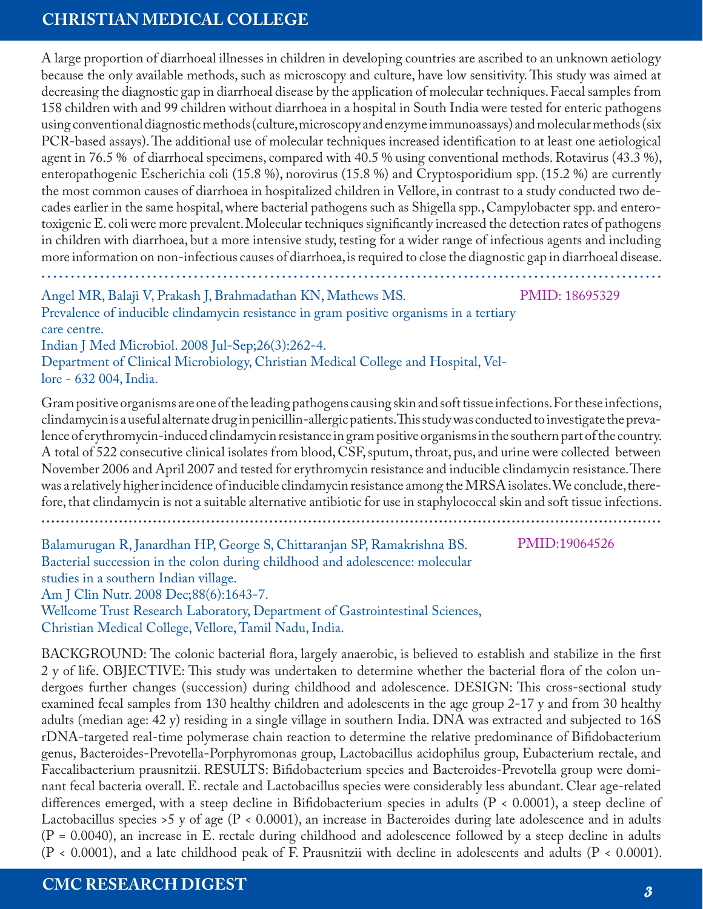A large proportion of diarrhoeal illnesses in children in developing countries are ascribed to an unknown aetiology because the only available methods, such as microscopy and culture, have low sensitivity. This study was aimed at decreasing the diagnostic gap in diarrhoeal disease by the application of molecular techniques. Faecal samples from 158 children with and 99 children without diarrhoea in a hospital in South India were tested for enteric pathogens using conventional diagnostic methods (culture, microscopy and enzyme immunoassays) and molecular methods (six PCR-based assays). The additional use of molecular techniques increased identification to at least one aetiological agent in 76.5 % of diarrhoeal specimens, compared with 40.5 % using conventional methods. Rotavirus (43.3 %), enteropathogenic Escherichia coli (15.8 %), norovirus (15.8 %) and Cryptosporidium spp. (15.2 %) are currently the most common causes of diarrhoea in hospitalized children in Vellore, in contrast to a study conducted two decades earlier in the same hospital, where bacterial pathogens such as Shigella spp., Campylobacter spp. and enterotoxigenic E. coli were more prevalent. Molecular techniques significantly increased the detection rates of pathogens in children with diarrhoea, but a more intensive study, testing for a wider range of infectious agents and including more information on non-infectious causes of diarrhoea, is required to close the diagnostic gap in diarrhoeal disease.

---

Angel MR, Balaji V, Prakash J, Brahmadathan KN, Mathews MS. PMID: 18695329
Prevalence of inducible clindamycin resistance in gram positive organisms in a tertiary care centre.
Indian J Med Microbiol. 2008 Jul-Sep;26(3):262-4.
Department of Clinical Microbiology, Christian Medical College and Hospital, Vellore - 632 004, India.

Gram positive organisms are one of the leading pathogens causing skin and soft tissue infections. For these infections, clindamycin is a useful alternate drug in penicillin-allergic patients. This study was conducted to investigate the prevalence of erythromycin-induced clindamycin resistance in gram positive organisms in the southern part of the country. A total of 522 consecutive clinical isolates from blood, CSF, sputum, throat, pus, and urine were collected between November 2006 and April 2007 and tested for erythromycin resistance and inducible clindamycin resistance. There was a relatively higher incidence of inducible clindamycin resistance among the MRSA isolates. We conclude, therefore, that clindamycin is not a suitable alternative antibiotic for use in staphylococcal skin and soft tissue infections.

---

Balamurugan R, Janardhan HP, George S, Chittaranjan SP, Ramakrishna BS. PMID:19064526
Bacterial succession in the colon during childhood and adolescence: molecular studies in a southern Indian village.
Am J Clin Nutr. 2008 Dec;88(6):1643-7.
Wellcome Trust Research Laboratory, Department of Gastrointestinal Sciences, Christian Medical College, Vellore, Tamil Nadu, India.

BACKGROUND: The colonic bacterial flora, largely anaerobic, is believed to establish and stabilize in the first 2 y of life. OBJECTIVE: This study was undertaken to determine whether the bacterial flora of the colon undergoes further changes (succession) during childhood and adolescence. DESIGN: This cross-sectional study examined fecal samples from 130 healthy children and adolescents in the age group 2-17 y and from 30 healthy adults (median age: 42 y) residing in a single village in southern India. DNA was extracted and subjected to 16S rDNA-targeted real-time polymerase chain reaction to determine the relative predominance of Bifidobacterium genus, Bacteroides-Prevotella-Porphyromonas group, Lactobacillus acidophilus group, Eubacterium rectale, and Faecalibacterium prausnitzii. RESULTS: Bifidobacterium species and Bacteroides-Prevotella group were dominant fecal bacteria overall. E. rectale and Lactobacillus species were considerably less abundant. Clear age-related differences emerged, with a steep decline in Bifidobacterium species in adults ($P < 0.0001$), a steep decline of Lactobacillus species >5 y of age ($P < 0.0001$), an increase in Bacteroides during late adolescence and in adults ($P = 0.0040$), an increase in E. rectale during childhood and adolescence followed by a steep decline in adults ($P < 0.0001$), and a late childhood peak of F. Prausnitzii with decline in adolescents and adults ($P < 0.0001$).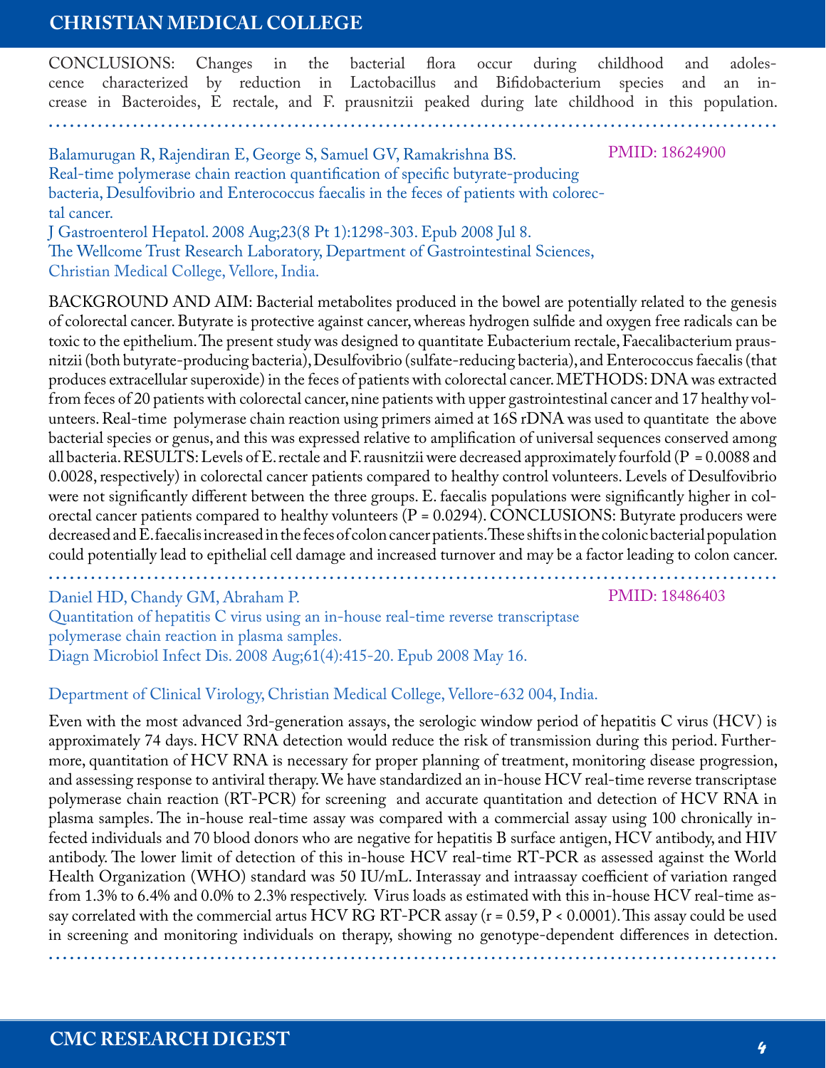CONCLUSIONS: Changes in the bacterial flora occur during childhood and adolescence characterized by reduction in Lactobacillus and Bifidobacterium species and an increase in Bacteroides, E rectale, and F. prausnitzii peaked during late childhood in this population.

---

Balamurugan R, Rajendiran E, George S, Samuel GV, Ramakrishna BS.
Real-time polymerase chain reaction quantification of specific butyrate-producing bacteria, Desulfovibrio and Enterococcus faecalis in the feces of patients with colorectal cancer.
J Gastroenterol Hepatol. 2008 Aug;23(8 Pt 1):1298-303. Epub 2008 Jul 8.
The Wellcome Trust Research Laboratory, Department of Gastrointestinal Sciences, Christian Medical College, Vellore, India.

PMID: 18624900

BACKGROUND AND AIM: Bacterial metabolites produced in the bowel are potentially related to the genesis of colorectal cancer. Butyrate is protective against cancer, whereas hydrogen sulfide and oxygen free radicals can be toxic to the epithelium. The present study was designed to quantitate Eubacterium rectale, Faecalibacterium prausnitzii (both butyrate-producing bacteria), Desulfovibrio (sulfate-reducing bacteria), and Enterococcus faecalis (that produces extracellular superoxide) in the feces of patients with colorectal cancer. METHODS: DNA was extracted from feces of 20 patients with colorectal cancer, nine patients with upper gastrointestinal cancer and 17 healthy volunteers. Real-time polymerase chain reaction using primers aimed at 16S rDNA was used to quantitate the above bacterial species or genus, and this was expressed relative to amplification of universal sequences conserved among all bacteria. RESULTS: Levels of E. rectale and F. rausnitzii were decreased approximately fourfold ($P = 0.0088$ and 0.0028, respectively) in colorectal cancer patients compared to healthy control volunteers. Levels of Desulfovibrio were not significantly different between the three groups. E. faecalis populations were significantly higher in colorectal cancer patients compared to healthy volunteers ($P = 0.0294$). CONCLUSIONS: Butyrate producers were decreased and E. faecalis increased in the feces of colon cancer patients. These shifts in the colonic bacterial population could potentially lead to epithelial cell damage and increased turnover and may be a factor leading to colon cancer.

---

Daniel HD, Chandy GM, Abraham P.
Quantitation of hepatitis C virus using an in-house real-time reverse transcriptase polymerase chain reaction in plasma samples.
Diagn Microbiol Infect Dis. 2008 Aug;61(4):415-20. Epub 2008 May 16.

PMID: 18486403

Department of Clinical Virology, Christian Medical College, Vellore-632 004, India.

Even with the most advanced 3rd-generation assays, the serologic window period of hepatitis C virus (HCV) is approximately 74 days. HCV RNA detection would reduce the risk of transmission during this period. Furthermore, quantitation of HCV RNA is necessary for proper planning of treatment, monitoring disease progression, and assessing response to antiviral therapy. We have standardized an in-house HCV real-time reverse transcriptase polymerase chain reaction (RT-PCR) for screening and accurate quantitation and detection of HCV RNA in plasma samples. The in-house real-time assay was compared with a commercial assay using 100 chronically infected individuals and 70 blood donors who are negative for hepatitis B surface antigen, HCV antibody, and HIV antibody. The lower limit of detection of this in-house HCV real-time RT-PCR as assessed against the World Health Organization (WHO) standard was 50 IU/mL. Interassay and intraassay coefficient of variation ranged from 1.3% to 6.4% and 0.0% to 2.3% respectively. Virus loads as estimated with this in-house HCV real-time assay correlated with the commercial artus HCV RG RT-PCR assay ($r = 0.59$, $P < 0.0001$). This assay could be used in screening and monitoring individuals on therapy, showing no genotype-dependent differences in detection.

---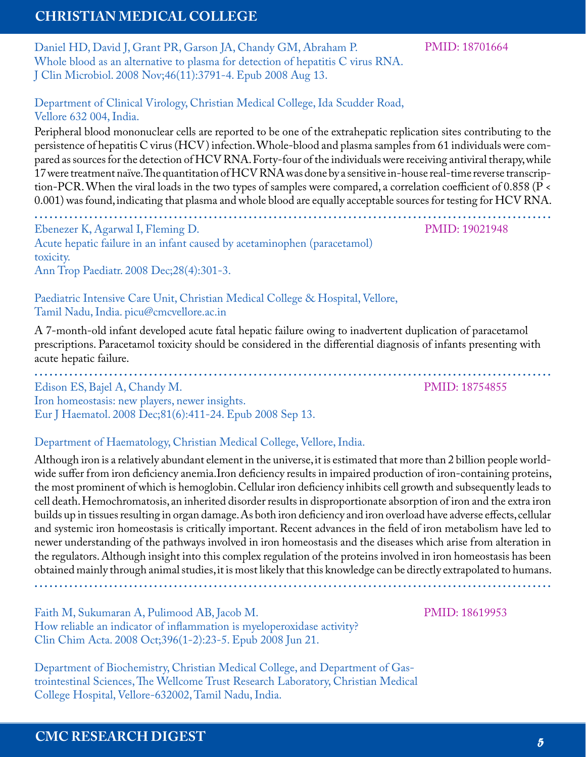Daniel HD, David J, Grant PR, Garson JA, Chandy GM, Abraham P.
Whole blood as an alternative to plasma for detection of hepatitis C virus RNA.
J Clin Microbiol. 2008 Nov;46(11):3791-4. Epub 2008 Aug 13.

PMID: 18701664

Department of Clinical Virology, Christian Medical College, Ida Scudder Road, Vellore 632 004, India.

Peripheral blood mononuclear cells are reported to be one of the extrahepatic replication sites contributing to the persistence of hepatitis C virus (HCV) infection. Whole-blood and plasma samples from 61 individuals were compared as sources for the detection of HCV RNA. Forty-four of the individuals were receiving antiviral therapy, while 17 were treatment naïve. The quantitation of HCV RNA was done by a sensitive in-house real-time reverse transcription-PCR. When the viral loads in the two types of samples were compared, a correlation coefficient of 0.858 ($P < 0.001$) was found, indicating that plasma and whole blood are equally acceptable sources for testing for HCV RNA.

---

Ebenezer K, Agarwal I, Fleming D.
Acute hepatic failure in an infant caused by acetaminophen (paracetamol) toxicity.
Ann Trop Paediatr. 2008 Dec;28(4):301-3.

PMID: 19021948

Paediatric Intensive Care Unit, Christian Medical College & Hospital, Vellore, Tamil Nadu, India. picu@cmcvellore.ac.in

A 7-month-old infant developed acute fatal hepatic failure owing to inadvertent duplication of paracetamol prescriptions. Paracetamol toxicity should be considered in the differential diagnosis of infants presenting with acute hepatic failure.

---

Edison ES, Bajel A, Chandy M.
Iron homeostasis: new players, newer insights.
Eur J Haematol. 2008 Dec;81(6):411-24. Epub 2008 Sep 13.

PMID: 18754855

Department of Haematology, Christian Medical College, Vellore, India.

Although iron is a relatively abundant element in the universe, it is estimated that more than 2 billion people worldwide suffer from iron deficiency anemia. Iron deficiency results in impaired production of iron-containing proteins, the most prominent of which is hemoglobin. Cellular iron deficiency inhibits cell growth and subsequently leads to cell death. Hemochromatosis, an inherited disorder results in disproportionate absorption of iron and the extra iron builds up in tissues resulting in organ damage. As both iron deficiency and iron overload have adverse effects, cellular and systemic iron homeostasis is critically important. Recent advances in the field of iron metabolism have led to newer understanding of the pathways involved in iron homeostasis and the diseases which arise from alteration in the regulators. Although insight into this complex regulation of the proteins involved in iron homeostasis has been obtained mainly through animal studies, it is most likely that this knowledge can be directly extrapolated to humans.

---

Faith M, Sukumaran A, Pulimood AB, Jacob M.
How reliable an indicator of inflammation is myeloperoxidase activity?
Clin Chim Acta. 2008 Oct;396(1-2):23-5. Epub 2008 Jun 21.

PMID: 18619953

Department of Biochemistry, Christian Medical College, and Department of Gastrointestinal Sciences, The Wellcome Trust Research Laboratory, Christian Medical College Hospital, Vellore-632002, Tamil Nadu, India.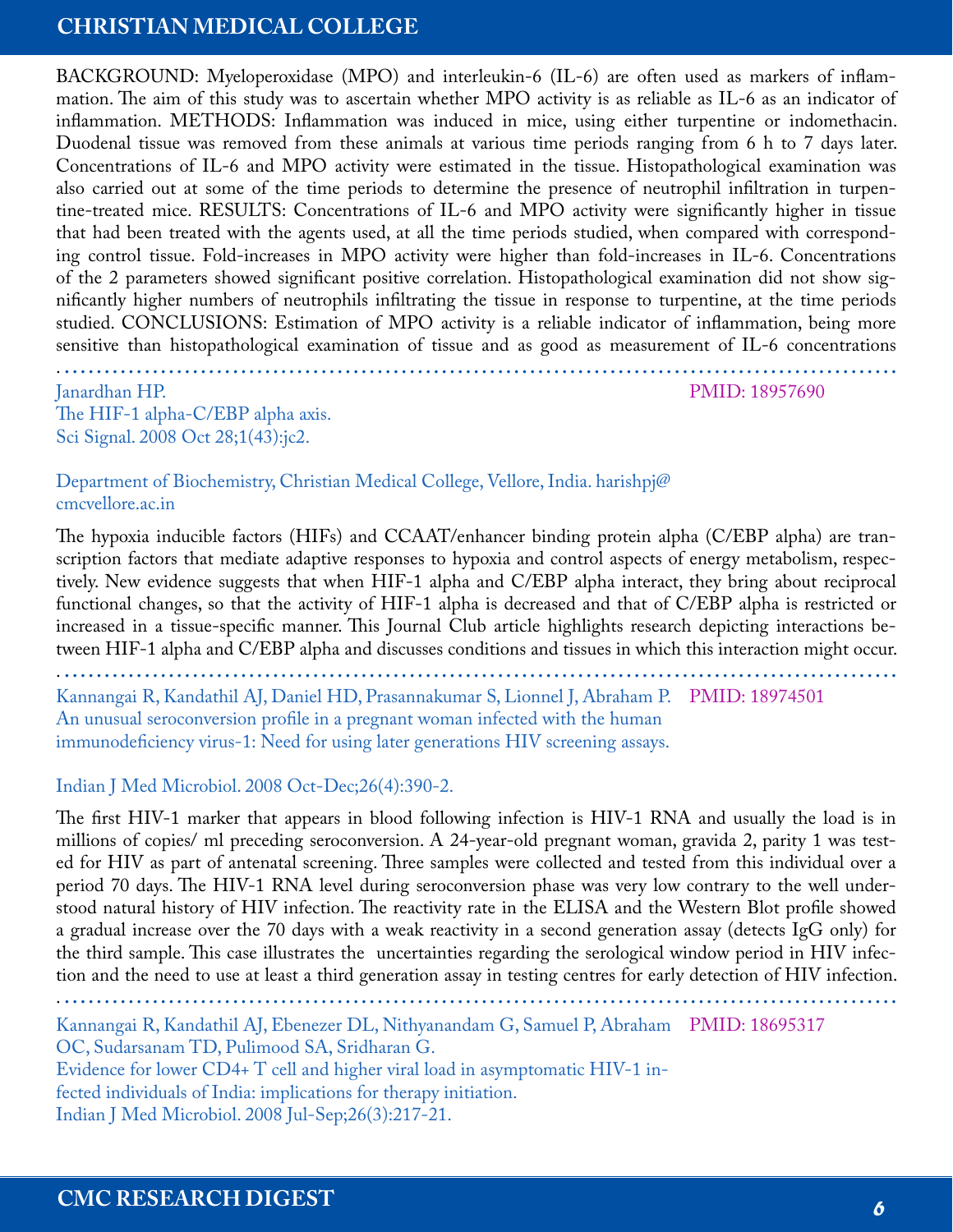BACKGROUND: Myeloperoxidase (MPO) and interleukin-6 (IL-6) are often used as markers of inflammation. The aim of this study was to ascertain whether MPO activity is as reliable as IL-6 as an indicator of inflammation. METHODS: Inflammation was induced in mice, using either turpentine or indomethacin. Duodenal tissue was removed from these animals at various time periods ranging from 6 h to 7 days later. Concentrations of IL-6 and MPO activity were estimated in the tissue. Histopathological examination was also carried out at some of the time periods to determine the presence of neutrophil infiltration in turpentine-treated mice. RESULTS: Concentrations of IL-6 and MPO activity were significantly higher in tissue that had been treated with the agents used, at all the time periods studied, when compared with corresponding control tissue. Fold-increases in MPO activity were higher than fold-increases in IL-6. Concentrations of the 2 parameters showed significant positive correlation. Histopathological examination did not show significantly higher numbers of neutrophils infiltrating the tissue in response to turpentine, at the time periods studied. CONCLUSIONS: Estimation of MPO activity is a reliable indicator of inflammation, being more sensitive than histopathological examination of tissue and as good as measurement of IL-6 concentrations

---

Janardhan HP. PMID: 18957690
The HIF-1 alpha-C/EBP alpha axis.
Sci Signal. 2008 Oct 28;1(43):jc2.

Department of Biochemistry, Christian Medical College, Vellore, India. harishpj@cmcvellore.ac.in

The hypoxia inducible factors (HIFs) and CCAAT/enhancer binding protein alpha (C/EBP alpha) are transcription factors that mediate adaptive responses to hypoxia and control aspects of energy metabolism, respectively. New evidence suggests that when HIF-1 alpha and C/EBP alpha interact, they bring about reciprocal functional changes, so that the activity of HIF-1 alpha is decreased and that of C/EBP alpha is restricted or increased in a tissue-specific manner. This Journal Club article highlights research depicting interactions between HIF-1 alpha and C/EBP alpha and discusses conditions and tissues in which this interaction might occur.

---

Kannangai R, Kandathil AJ, Daniel HD, Prasannakumar S, Lionnel J, Abraham P. PMID: 18974501
An unusual seroconversion profile in a pregnant woman infected with the human immunodeficiency virus-1: Need for using later generations HIV screening assays.

Indian J Med Microbiol. 2008 Oct-Dec;26(4):390-2.

The first HIV-1 marker that appears in blood following infection is HIV-1 RNA and usually the load is in millions of copies/ ml preceding seroconversion. A 24-year-old pregnant woman, gravida 2, parity 1 was tested for HIV as part of antenatal screening. Three samples were collected and tested from this individual over a period 70 days. The HIV-1 RNA level during seroconversion phase was very low contrary to the well understood natural history of HIV infection. The reactivity rate in the ELISA and the Western Blot profile showed a gradual increase over the 70 days with a weak reactivity in a second generation assay (detects IgG only) for the third sample. This case illustrates the uncertainties regarding the serological window period in HIV infection and the need to use at least a third generation assay in testing centres for early detection of HIV infection.

---

Kannangai R, Kandathil AJ, Ebenezer DL, Nithyanandam G, Samuel P, Abraham OC, Sudarsanam TD, Pulimood SA, Sridharan G. PMID: 18695317
Evidence for lower CD4+ T cell and higher viral load in asymptomatic HIV-1 infected individuals of India: implications for therapy initiation.
Indian J Med Microbiol. 2008 Jul-Sep;26(3):217-21.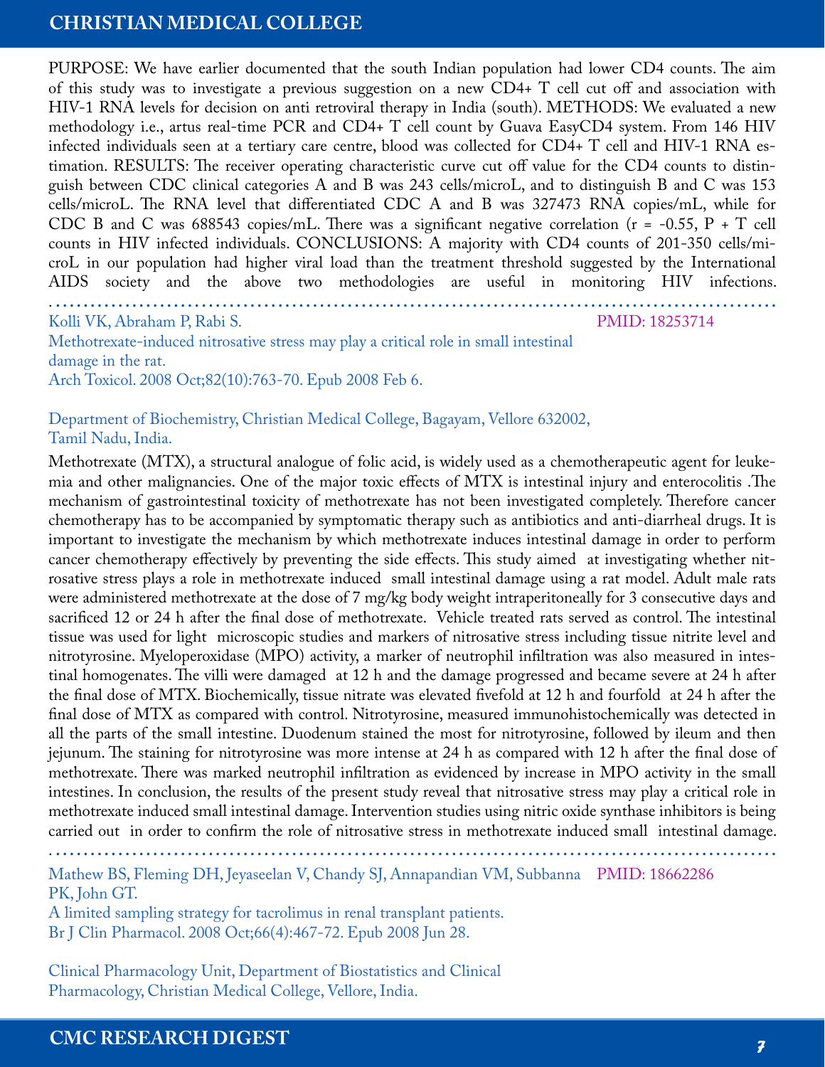PURPOSE: We have earlier documented that the south Indian population had lower CD4 counts. The aim of this study was to investigate a previous suggestion on a new CD4+ T cell cut off and association with HIV-1 RNA levels for decision on anti retroviral therapy in India (south). METHODS: We evaluated a new methodology i.e., artus real-time PCR and CD4+ T cell count by Guava EasyCD4 system. From 146 HIV infected individuals seen at a tertiary care centre, blood was collected for CD4+ T cell and HIV-1 RNA estimation. RESULTS: The receiver operating characteristic curve cut off value for the CD4 counts to distinguish between CDC clinical categories A and B was 243 cells/microL, and to distinguish B and C was 153 cells/microL. The RNA level that differentiated CDC A and B was 327473 RNA copies/mL, while for CDC B and C was 688543 copies/mL. There was a significant negative correlation (r = -0.55, P + T cell counts in HIV infected individuals. CONCLUSIONS: A majority with CD4 counts of 201-350 cells/microL in our population had higher viral load than the treatment threshold suggested by the International AIDS society and the above two methodologies are useful in monitoring HIV infections.

---

Kolli VK, Abraham P, Rabi S. PMID: 18253714

Methotrexate-induced nitrosative stress may play a critical role in small intestinal damage in the rat.

Arch Toxicol. 2008 Oct;82(10):763-70. Epub 2008 Feb 6.

Department of Biochemistry, Christian Medical College, Bagayam, Vellore 632002, Tamil Nadu, India.

Methotrexate (MTX), a structural analogue of folic acid, is widely used as a chemotherapeutic agent for leukemia and other malignancies. One of the major toxic effects of MTX is intestinal injury and enterocolitis .The mechanism of gastrointestinal toxicity of methotrexate has not been investigated completely. Therefore cancer chemotherapy has to be accompanied by symptomatic therapy such as antibiotics and anti-diarrheal drugs. It is important to investigate the mechanism by which methotrexate induces intestinal damage in order to perform cancer chemotherapy effectively by preventing the side effects. This study aimed at investigating whether nitrosative stress plays a role in methotrexate induced small intestinal damage using a rat model. Adult male rats were administered methotrexate at the dose of 7 mg/kg body weight intraperitoneally for 3 consecutive days and sacrificed 12 or 24 h after the final dose of methotrexate. Vehicle treated rats served as control. The intestinal tissue was used for light microscopic studies and markers of nitrosative stress including tissue nitrite level and nitrotyrosine. Myeloperoxidase (MPO) activity, a marker of neutrophil infiltration was also measured in intestinal homogenates. The villi were damaged at 12 h and the damage progressed and became severe at 24 h after the final dose of MTX. Biochemically, tissue nitrate was elevated fivefold at 12 h and fourfold at 24 h after the final dose of MTX as compared with control. Nitrotyrosine, measured immunohistochemically was detected in all the parts of the small intestine. Duodenum stained the most for nitrotyrosine, followed by ileum and then jejunum. The staining for nitrotyrosine was more intense at 24 h as compared with 12 h after the final dose of methotrexate. There was marked neutrophil infiltration as evidenced by increase in MPO activity in the small intestines. In conclusion, the results of the present study reveal that nitrosative stress may play a critical role in methotrexate induced small intestinal damage. Intervention studies using nitric oxide synthase inhibitors is being carried out in order to confirm the role of nitrosative stress in methotrexate induced small intestinal damage.

---

Mathew BS, Fleming DH, Jeyaseelan V, Chandy SJ, Annapandian VM, Subbanna PK, John GT. PMID: 18662286

A limited sampling strategy for tacrolimus in renal transplant patients.

Br J Clin Pharmacol. 2008 Oct;66(4):467-72. Epub 2008 Jun 28.

Clinical Pharmacology Unit, Department of Biostatistics and Clinical Pharmacology, Christian Medical College, Vellore, India.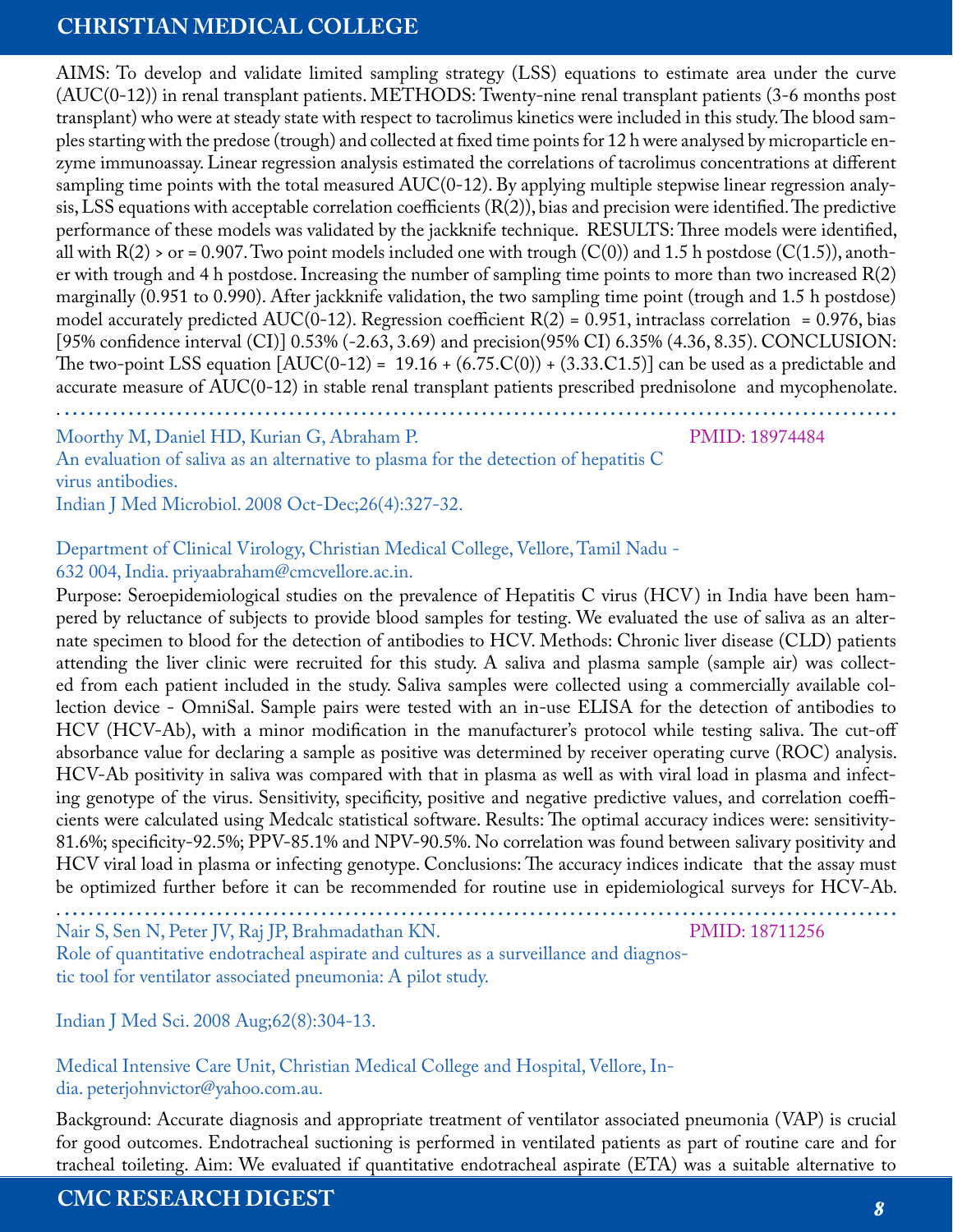AIMS: To develop and validate limited sampling strategy (LSS) equations to estimate area under the curve (AUC(0-12)) in renal transplant patients. METHODS: Twenty-nine renal transplant patients (3-6 months post transplant) who were at steady state with respect to tacrolimus kinetics were included in this study. The blood samples starting with the predose (trough) and collected at fixed time points for 12 h were analysed by microparticle enzyme immunoassay. Linear regression analysis estimated the correlations of tacrolimus concentrations at different sampling time points with the total measured AUC(0-12). By applying multiple stepwise linear regression analysis, LSS equations with acceptable correlation coefficients (R(2)), bias and precision were identified. The predictive performance of these models was validated by the jackknife technique. RESULTS: Three models were identified, all with R(2) > or = 0.907. Two point models included one with trough (C(0)) and 1.5 h postdose (C(1.5)), another with trough and 4 h postdose. Increasing the number of sampling time points to more than two increased R(2) marginally (0.951 to 0.990). After jackknife validation, the two sampling time point (trough and 1.5 h postdose) model accurately predicted AUC(0-12). Regression coefficient R(2) = 0.951, intraclass correlation = 0.976, bias [95% confidence interval (CI)] 0.53% (-2.63, 3.69) and precision(95% CI) 6.35% (4.36, 8.35). CONCLUSION: The two-point LSS equation [AUC(0-12) = 19.16 + (6.75.C(0)) + (3.33.C1.5)] can be used as a predictable and accurate measure of AUC(0-12) in stable renal transplant patients prescribed prednisolone and mycophenolate.

---

Moorthy M, Daniel HD, Kurian G, Abraham P. PMID: 18974484

An evaluation of saliva as an alternative to plasma for the detection of hepatitis C virus antibodies.

Indian J Med Microbiol. 2008 Oct-Dec;26(4):327-32.

Department of Clinical Virology, Christian Medical College, Vellore, Tamil Nadu - 632 004, India. priyaabraham@cmcvellore.ac.in.

Purpose: Seroepidemiological studies on the prevalence of Hepatitis C virus (HCV) in India have been hampered by reluctance of subjects to provide blood samples for testing. We evaluated the use of saliva as an alternate specimen to blood for the detection of antibodies to HCV. Methods: Chronic liver disease (CLD) patients attending the liver clinic were recruited for this study. A saliva and plasma sample (sample air) was collected from each patient included in the study. Saliva samples were collected using a commercially available collection device - OmniSal. Sample pairs were tested with an in-use ELISA for the detection of antibodies to HCV (HCV-Ab), with a minor modification in the manufacturer's protocol while testing saliva. The cut-off absorbance value for declaring a sample as positive was determined by receiver operating curve (ROC) analysis. HCV-Ab positivity in saliva was compared with that in plasma as well as with viral load in plasma and infecting genotype of the virus. Sensitivity, specificity, positive and negative predictive values, and correlation coefficients were calculated using Medcalc statistical software. Results: The optimal accuracy indices were: sensitivity-81.6%; specificity-92.5%; PPV-85.1% and NPV-90.5%. No correlation was found between salivary positivity and HCV viral load in plasma or infecting genotype. Conclusions: The accuracy indices indicate that the assay must be optimized further before it can be recommended for routine use in epidemiological surveys for HCV-Ab.

---

Nair S, Sen N, Peter JV, Raj JP, Brahmadathan KN. PMID: 18711256

Role of quantitative endotracheal aspirate and cultures as a surveillance and diagnostic tool for ventilator associated pneumonia: A pilot study.

Indian J Med Sci. 2008 Aug;62(8):304-13.

Medical Intensive Care Unit, Christian Medical College and Hospital, Vellore, India. peterjohnvictor@yahoo.com.au.

Background: Accurate diagnosis and appropriate treatment of ventilator associated pneumonia (VAP) is crucial for good outcomes. Endotracheal suctioning is performed in ventilated patients as part of routine care and for tracheal toileting. Aim: We evaluated if quantitative endotracheal aspirate (ETA) was a suitable alternative to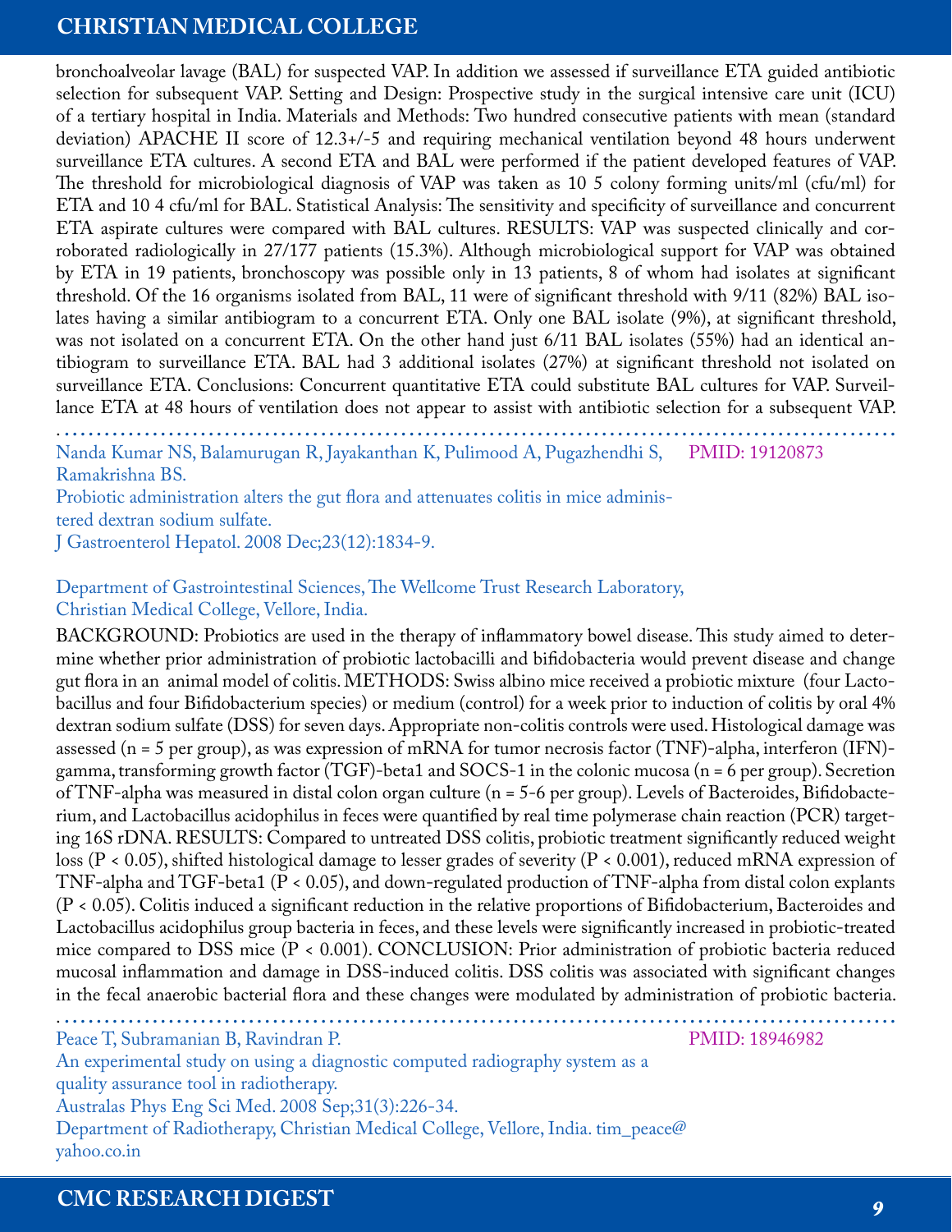bronchoalveolar lavage (BAL) for suspected VAP. In addition we assessed if surveillance ETA guided antibiotic selection for subsequent VAP. Setting and Design: Prospective study in the surgical intensive care unit (ICU) of a tertiary hospital in India. Materials and Methods: Two hundred consecutive patients with mean (standard deviation) APACHE II score of 12.3+/-5 and requiring mechanical ventilation beyond 48 hours underwent surveillance ETA cultures. A second ETA and BAL were performed if the patient developed features of VAP. The threshold for microbiological diagnosis of VAP was taken as 10 5 colony forming units/ml (cfu/ml) for ETA and 10 4 cfu/ml for BAL. Statistical Analysis: The sensitivity and specificity of surveillance and concurrent ETA aspirate cultures were compared with BAL cultures. RESULTS: VAP was suspected clinically and corroborated radiologically in 27/177 patients (15.3%). Although microbiological support for VAP was obtained by ETA in 19 patients, bronchoscopy was possible only in 13 patients, 8 of whom had isolates at significant threshold. Of the 16 organisms isolated from BAL, 11 were of significant threshold with 9/11 (82%) BAL isolates having a similar antibiogram to a concurrent ETA. Only one BAL isolate (9%), at significant threshold, was not isolated on a concurrent ETA. On the other hand just 6/11 BAL isolates (55%) had an identical antibiogram to surveillance ETA. BAL had 3 additional isolates (27%) at significant threshold not isolated on surveillance ETA. Conclusions: Concurrent quantitative ETA could substitute BAL cultures for VAP. Surveillance ETA at 48 hours of ventilation does not appear to assist with antibiotic selection for a subsequent VAP.

---

Nanda Kumar NS, Balamurugan R, Jayakanthan K, Pulimood A, Pugazhendhi S, Ramakrishna BS. PMID: 19120873

Probiotic administration alters the gut flora and attenuates colitis in mice administered dextran sodium sulfate.

J Gastroenterol Hepatol. 2008 Dec;23(12):1834-9.

Department of Gastrointestinal Sciences, The Wellcome Trust Research Laboratory, Christian Medical College, Vellore, India.

BACKGROUND: Probiotics are used in the therapy of inflammatory bowel disease. This study aimed to determine whether prior administration of probiotic lactobacilli and bifidobacteria would prevent disease and change gut flora in an animal model of colitis. METHODS: Swiss albino mice received a probiotic mixture (four Lactobacillus and four Bifidobacterium species) or medium (control) for a week prior to induction of colitis by oral 4% dextran sodium sulfate (DSS) for seven days. Appropriate non-colitis controls were used. Histological damage was assessed (n = 5 per group), as was expression of mRNA for tumor necrosis factor (TNF)-alpha, interferon (IFN)-gamma, transforming growth factor (TGF)-beta1 and SOCS-1 in the colonic mucosa (n = 6 per group). Secretion of TNF-alpha was measured in distal colon organ culture (n = 5-6 per group). Levels of Bacteroides, Bifidobacterium, and Lactobacillus acidophilus in feces were quantified by real time polymerase chain reaction (PCR) targeting 16S rDNA. RESULTS: Compared to untreated DSS colitis, probiotic treatment significantly reduced weight loss ($P < 0.05$), shifted histological damage to lesser grades of severity ($P < 0.001$), reduced mRNA expression of TNF-alpha and TGF-beta1 ($P < 0.05$), and down-regulated production of TNF-alpha from distal colon explants ($P < 0.05$). Colitis induced a significant reduction in the relative proportions of Bifidobacterium, Bacteroides and Lactobacillus acidophilus group bacteria in feces, and these levels were significantly increased in probiotic-treated mice compared to DSS mice ($P < 0.001$). CONCLUSION: Prior administration of probiotic bacteria reduced mucosal inflammation and damage in DSS-induced colitis. DSS colitis was associated with significant changes in the fecal anaerobic bacterial flora and these changes were modulated by administration of probiotic bacteria.

---

Peace T, Subramanian B, Ravindran P. PMID: 18946982

An experimental study on using a diagnostic computed radiography system as a quality assurance tool in radiotherapy.

Australas Phys Eng Sci Med. 2008 Sep;31(3):226-34.

Department of Radiotherapy, Christian Medical College, Vellore, India. tim_peace@yahoo.co.in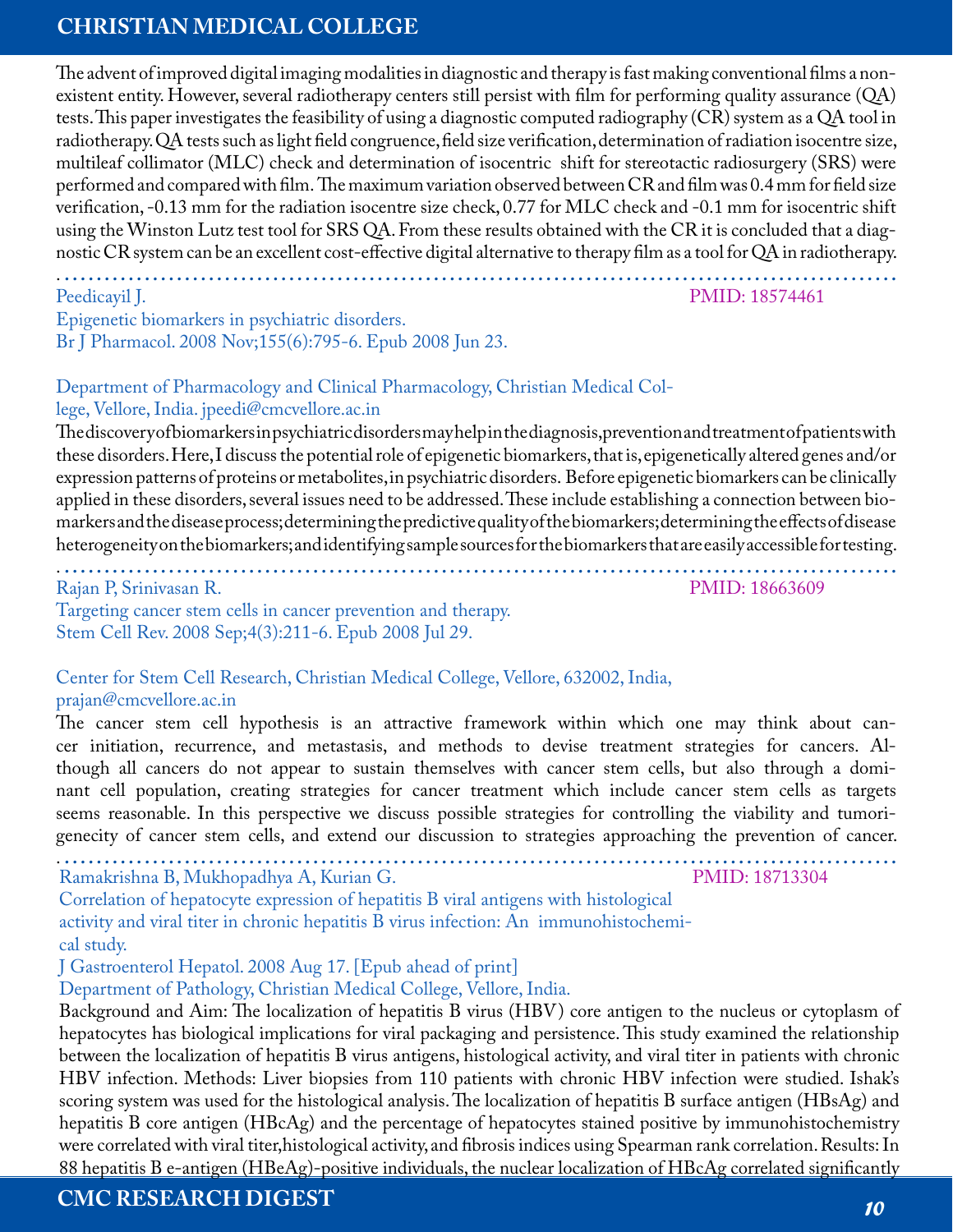The advent of improved digital imaging modalities in diagnostic and therapy is fast making conventional films a non-existent entity. However, several radiotherapy centers still persist with film for performing quality assurance (QA) tests. This paper investigates the feasibility of using a diagnostic computed radiography (CR) system as a QA tool in radiotherapy. QA tests such as light field congruence, field size verification, determination of radiation isocentre size, multileaf collimator (MLC) check and determination of isocentric shift for stereotactic radiosurgery (SRS) were performed and compared with film. The maximum variation observed between CR and film was 0.4 mm for field size verification, -0.13 mm for the radiation isocentre size check, 0.77 for MLC check and -0.1 mm for isocentric shift using the Winston Lutz test tool for SRS QA. From these results obtained with the CR it is concluded that a diagnostic CR system can be an excellent cost-effective digital alternative to therapy film as a tool for QA in radiotherapy.

---

Peedicayil J. PMID: 18574461

Epigenetic biomarkers in psychiatric disorders.

Br J Pharmacol. 2008 Nov;155(6):795-6. Epub 2008 Jun 23.

Department of Pharmacology and Clinical Pharmacology, Christian Medical College, Vellore, India. jpeedi@cmcvellore.ac.in

The discovery of biomarkers in psychiatric disorders may help in the diagnosis, prevention and treatment of patients with these disorders. Here, I discuss the potential role of epigenetic biomarkers, that is, epigenetically altered genes and/or expression patterns of proteins or metabolites, in psychiatric disorders. Before epigenetic biomarkers can be clinically applied in these disorders, several issues need to be addressed. These include establishing a connection between biomarkers and the disease process; determining the predictive quality of the biomarkers; determining the effects of disease heterogeneity on the biomarkers; and identifying sample sources for the biomarkers that are easily accessible for testing.

---

Rajan P, Srinivasan R. PMID: 18663609

Targeting cancer stem cells in cancer prevention and therapy.

Stem Cell Rev. 2008 Sep;4(3):211-6. Epub 2008 Jul 29.

Center for Stem Cell Research, Christian Medical College, Vellore, 632002, India, prajan@cmcvellore.ac.in

The cancer stem cell hypothesis is an attractive framework within which one may think about cancer initiation, recurrence, and metastasis, and methods to devise treatment strategies for cancers. Although all cancers do not appear to sustain themselves with cancer stem cells, but also through a dominant cell population, creating strategies for cancer treatment which include cancer stem cells as targets seems reasonable. In this perspective we discuss possible strategies for controlling the viability and tumorigenecity of cancer stem cells, and extend our discussion to strategies approaching the prevention of cancer.

---

Ramakrishna B, Mukhopadhya A, Kurian G. PMID: 18713304

Correlation of hepatocyte expression of hepatitis B viral antigens with histological activity and viral titer in chronic hepatitis B virus infection: An immunohistochemical study.

J Gastroenterol Hepatol. 2008 Aug 17. [Epub ahead of print]

Department of Pathology, Christian Medical College, Vellore, India.

Background and Aim: The localization of hepatitis B virus (HBV) core antigen to the nucleus or cytoplasm of hepatocytes has biological implications for viral packaging and persistence. This study examined the relationship between the localization of hepatitis B virus antigens, histological activity, and viral titer in patients with chronic HBV infection. Methods: Liver biopsies from 110 patients with chronic HBV infection were studied. Ishak's scoring system was used for the histological analysis. The localization of hepatitis B surface antigen (HBsAg) and hepatitis B core antigen (HBcAg) and the percentage of hepatocytes stained positive by immunohistochemistry were correlated with viral titer, histological activity, and fibrosis indices using Spearman rank correlation. Results: In 88 hepatitis B e-antigen (HBeAg)-positive individuals, the nuclear localization of HBcAg correlated significantly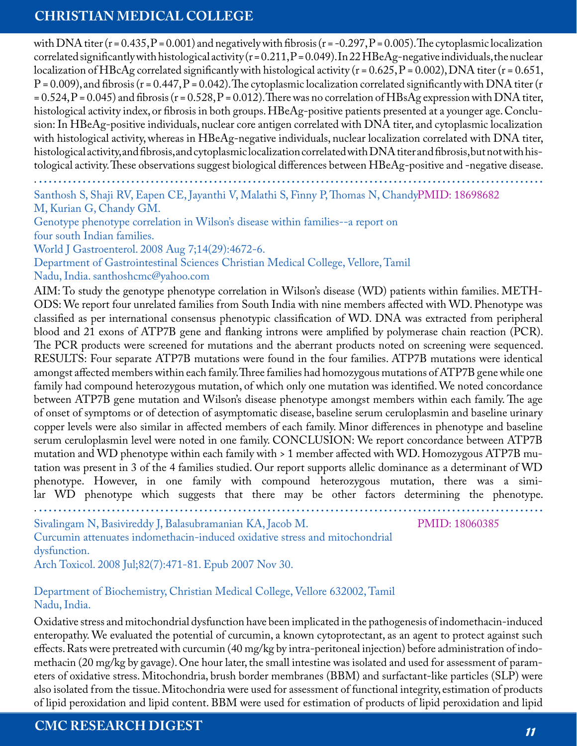with DNA titer ($r = 0.435, P = 0.001$) and negatively with fibrosis ($r = -0.297, P = 0.005$). The cytoplasmic localization correlated significantly with histological activity ($r = 0.211, P = 0.049$). In 22 HBeAg-negative individuals, the nuclear localization of HBcAg correlated significantly with histological activity ($r = 0.625, P = 0.002$), DNA titer ($r = 0.651, P = 0.009$), and fibrosis ($r = 0.447, P = 0.042$). The cytoplasmic localization correlated significantly with DNA titer ($r = 0.524, P = 0.045$) and fibrosis ($r = 0.528, P = 0.012$). There was no correlation of HBsAg expression with DNA titer, histological activity index, or fibrosis in both groups. HBeAg-positive patients presented at a younger age. Conclusion: In HBeAg-positive individuals, nuclear core antigen correlated with DNA titer, and cytoplasmic localization with histological activity, whereas in HBeAg-negative individuals, nuclear localization correlated with DNA titer, histological activity, and fibrosis, and cytoplasmic localization correlated with DNA titer and fibrosis, but not with histological activity. These observations suggest biological differences between HBeAg-positive and -negative disease.

---

Santhosh S, Shaji RV, Eapen CE, Jayanthi V, Malathi S, Finny P, Thomas N, Chandy M, Kurian G, Chandy GM. PMID: 18698682

Genotype phenotype correlation in Wilson's disease within families--a report on four south Indian families.

World J Gastroenterol. 2008 Aug 7;14(29):4672-6.

Department of Gastrointestinal Sciences Christian Medical College, Vellore, Tamil Nadu, India. santhoshcmc@yahoo.com

AIM: To study the genotype phenotype correlation in Wilson's disease (WD) patients within families. METHODS: We report four unrelated families from South India with nine members affected with WD. Phenotype was classified as per international consensus phenotypic classification of WD. DNA was extracted from peripheral blood and 21 exons of ATP7B gene and flanking introns were amplified by polymerase chain reaction (PCR). The PCR products were screened for mutations and the aberrant products noted on screening were sequenced. RESULTS: Four separate ATP7B mutations were found in the four families. ATP7B mutations were identical amongst affected members within each family. Three families had homozygous mutations of ATP7B gene while one family had compound heterozygous mutation, of which only one mutation was identified. We noted concordance between ATP7B gene mutation and Wilson's disease phenotype amongst members within each family. The age of onset of symptoms or of detection of asymptomatic disease, baseline serum ceruloplasmin and baseline urinary copper levels were also similar in affected members of each family. Minor differences in phenotype and baseline serum ceruloplasmin level were noted in one family. CONCLUSION: We report concordance between ATP7B mutation and WD phenotype within each family with > 1 member affected with WD. Homozygous ATP7B mutation was present in 3 of the 4 families studied. Our report supports allelic dominance as a determinant of WD phenotype. However, in one family with compound heterozygous mutation, there was a similar WD phenotype which suggests that there may be other factors determining the phenotype.

---

Sivalingam N, Basivireddy J, Balasubramanian KA, Jacob M. PMID: 18060385

Curcumin attenuates indomethacin-induced oxidative stress and mitochondrial dysfunction.

Arch Toxicol. 2008 Jul;82(7):471-81. Epub 2007 Nov 30.

Department of Biochemistry, Christian Medical College, Vellore 632002, Tamil Nadu, India.

Oxidative stress and mitochondrial dysfunction have been implicated in the pathogenesis of indomethacin-induced enteropathy. We evaluated the potential of curcumin, a known cytoprotectant, as an agent to protect against such effects. Rats were pretreated with curcumin (40 mg/kg by intra-peritoneal injection) before administration of indomethacin (20 mg/kg by gavage). One hour later, the small intestine was isolated and used for assessment of parameters of oxidative stress. Mitochondria, brush border membranes (BBM) and surfactant-like particles (SLP) were also isolated from the tissue. Mitochondria were used for assessment of functional integrity, estimation of products of lipid peroxidation and lipid content. BBM were used for estimation of products of lipid peroxidation and lipid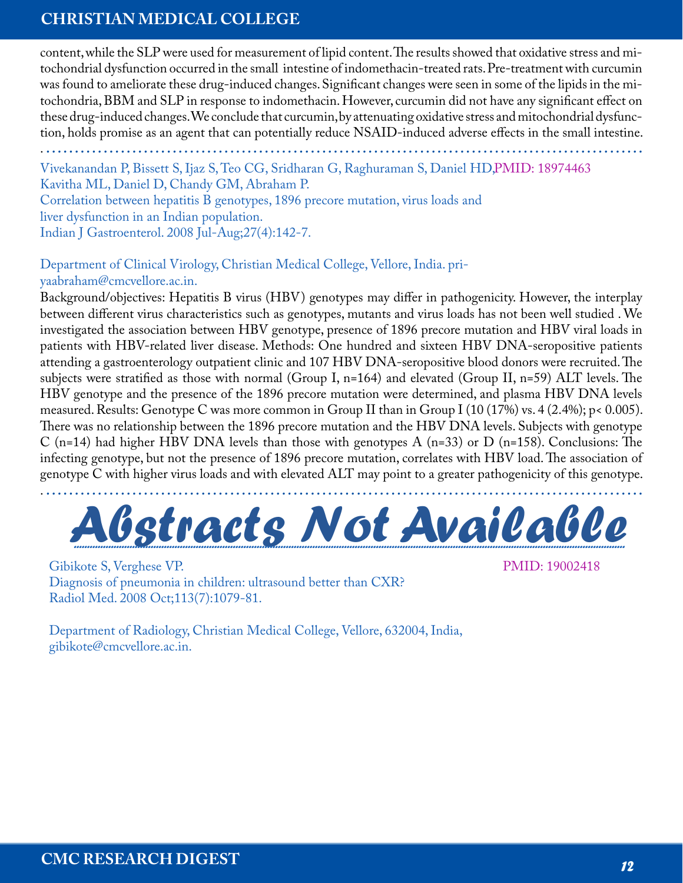content, while the SLP were used for measurement of lipid content. The results showed that oxidative stress and mitochondrial dysfunction occurred in the small intestine of indomethacin-treated rats. Pre-treatment with curcumin was found to ameliorate these drug-induced changes. Significant changes were seen in some of the lipids in the mitochondria, BBM and SLP in response to indomethacin. However, curcumin did not have any significant effect on these drug-induced changes. We conclude that curcumin, by attenuating oxidative stress and mitochondrial dysfunction, holds promise as an agent that can potentially reduce NSAID-induced adverse effects in the small intestine.

---

Vivekanandan P, Bissett S, Ijaz S, Teo CG, Sridharan G, Raghuraman S, Daniel HD, Kavitha ML, Daniel D, Chandy GM, Abraham P. PMID: 18974463

Correlation between hepatitis B genotypes, 1896 precore mutation, virus loads and liver dysfunction in an Indian population.

Indian J Gastroenterol. 2008 Jul-Aug;27(4):142-7.

Department of Clinical Virology, Christian Medical College, Vellore, India. priyaabraham@cmcvellore.ac.in.

Background/objectives: Hepatitis B virus (HBV) genotypes may differ in pathogenicity. However, the interplay between different virus characteristics such as genotypes, mutants and virus loads has not been well studied . We investigated the association between HBV genotype, presence of 1896 precore mutation and HBV viral loads in patients with HBV-related liver disease. Methods: One hundred and sixteen HBV DNA-seropositive patients attending a gastroenterology outpatient clinic and 107 HBV DNA-seropositive blood donors were recruited. The subjects were stratified as those with normal (Group I, n=164) and elevated (Group II, n=59) ALT levels. The HBV genotype and the presence of the 1896 precore mutation were determined, and plasma HBV DNA levels measured. Results: Genotype C was more common in Group II than in Group I (10 (17%) vs. 4 (2.4%); $p < 0.005$). There was no relationship between the 1896 precore mutation and the HBV DNA levels. Subjects with genotype C (n=14) had higher HBV DNA levels than those with genotypes A (n=33) or D (n=158). Conclusions: The infecting genotype, but not the presence of 1896 precore mutation, correlates with HBV load. The association of genotype C with higher virus loads and with elevated ALT may point to a greater pathogenicity of this genotype.

---

# Abstracts Not Available

Gibikote S, Verghese VP. PMID: 19002418

Diagnosis of pneumonia in children: ultrasound better than CXR?

Radiol Med. 2008 Oct;113(7):1079-81.

Department of Radiology, Christian Medical College, Vellore, 632004, India, gibikote@cmcvellore.ac.in.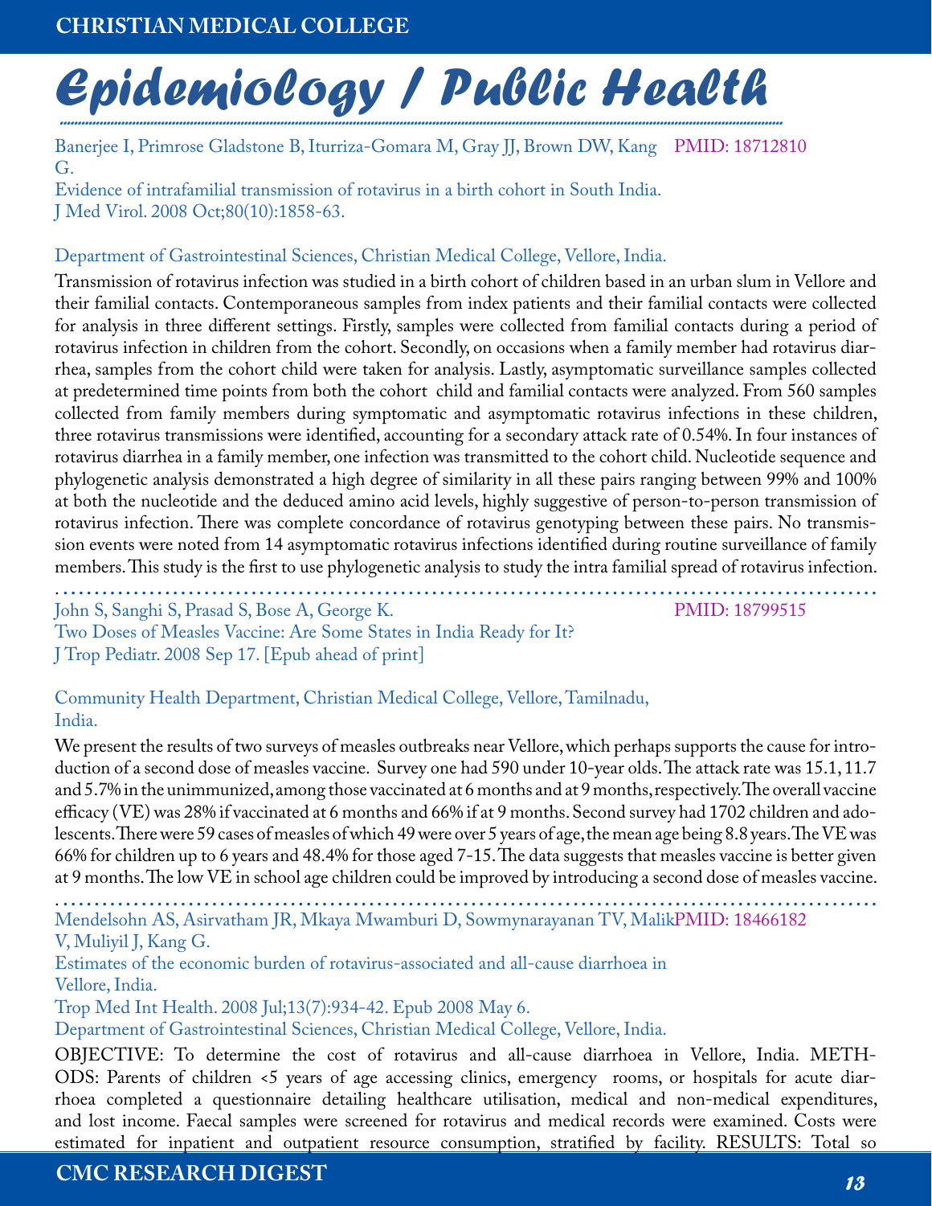# Epidemiology / Public Health

Banerjee I, Primrose Gladstone B, Iturriza-Gomara M, Gray JJ, Brown DW, Kang G. PMID: 18712810

Evidence of intrafamilial transmission of rotavirus in a birth cohort in South India.

J Med Virol. 2008 Oct;80(10):1858-63.

Department of Gastrointestinal Sciences, Christian Medical College, Vellore, India.

Transmission of rotavirus infection was studied in a birth cohort of children based in an urban slum in Vellore and their familial contacts. Contemporaneous samples from index patients and their familial contacts were collected for analysis in three different settings. Firstly, samples were collected from familial contacts during a period of rotavirus infection in children from the cohort. Secondly, on occasions when a family member had rotavirus diarrhea, samples from the cohort child were taken for analysis. Lastly, asymptomatic surveillance samples collected at predetermined time points from both the cohort child and familial contacts were analyzed. From 560 samples collected from family members during symptomatic and asymptomatic rotavirus infections in these children, three rotavirus transmissions were identified, accounting for a secondary attack rate of 0.54%. In four instances of rotavirus diarrhea in a family member, one infection was transmitted to the cohort child. Nucleotide sequence and phylogenetic analysis demonstrated a high degree of similarity in all these pairs ranging between 99% and 100% at both the nucleotide and the deduced amino acid levels, highly suggestive of person-to-person transmission of rotavirus infection. There was complete concordance of rotavirus genotyping between these pairs. No transmission events were noted from 14 asymptomatic rotavirus infections identified during routine surveillance of family members. This study is the first to use phylogenetic analysis to study the intra familial spread of rotavirus infection.

---

John S, Sanghi S, Prasad S, Bose A, George K. PMID: 18799515

Two Doses of Measles Vaccine: Are Some States in India Ready for It?

J Trop Pediatr. 2008 Sep 17. [Epub ahead of print]

Community Health Department, Christian Medical College, Vellore, Tamilnadu, India.

We present the results of two surveys of measles outbreaks near Vellore, which perhaps supports the cause for introduction of a second dose of measles vaccine. Survey one had 590 under 10-year olds. The attack rate was 15.1, 11.7 and 5.7% in the unimmunized, among those vaccinated at 6 months and at 9 months, respectively. The overall vaccine efficacy (VE) was 28% if vaccinated at 6 months and 66% if at 9 months. Second survey had 1702 children and adolescents. There were 59 cases of measles of which 49 were over 5 years of age, the mean age being 8.8 years. The VE was 66% for children up to 6 years and 48.4% for those aged 7-15. The data suggests that measles vaccine is better given at 9 months. The low VE in school age children could be improved by introducing a second dose of measles vaccine.

---

Mendelsohn AS, Asirvatham JR, Mkaya Mwamburi D, Sowmynarayanan TV, Malik V, Muliyil J, Kang G. PMID: 18466182

Estimates of the economic burden of rotavirus-associated and all-cause diarrhoea in Vellore, India.

Trop Med Int Health. 2008 Jul;13(7):934-42. Epub 2008 May 6.

Department of Gastrointestinal Sciences, Christian Medical College, Vellore, India.

OBJECTIVE: To determine the cost of rotavirus and all-cause diarrhoea in Vellore, India. METHODS: Parents of children <5 years of age accessing clinics, emergency rooms, or hospitals for acute diarrhoea completed a questionnaire detailing healthcare utilisation, medical and non-medical expenditures, and lost income. Faecal samples were screened for rotavirus and medical records were examined. Costs were estimated for inpatient and outpatient resource consumption, stratified by facility. RESULTS: Total so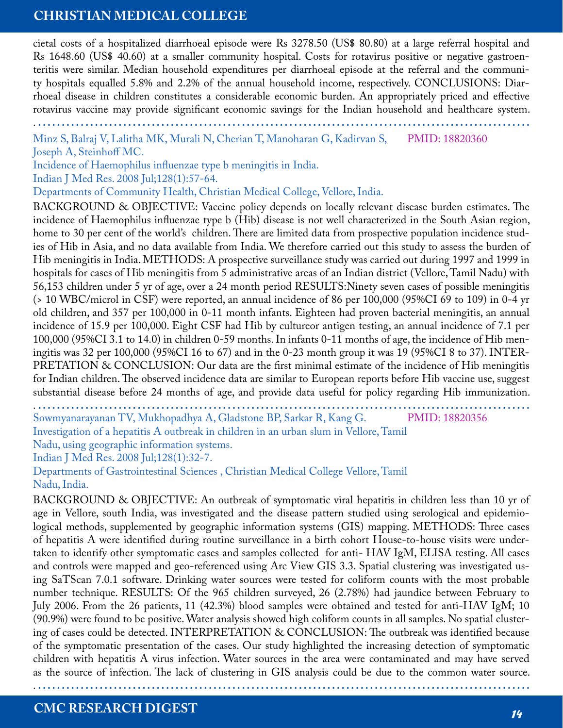cietal costs of a hospitalized diarrhoeal episode were Rs 3278.50 (US$ 80.80) at a large referral hospital and Rs 1648.60 (US$ 40.60) at a smaller community hospital. Costs for rotavirus positive or negative gastroenteritis were similar. Median household expenditures per diarrhoeal episode at the referral and the community hospitals equalled 5.8% and 2.2% of the annual household income, respectively. CONCLUSIONS: Diarrhoeal disease in children constitutes a considerable economic burden. An appropriately priced and effective rotavirus vaccine may provide significant economic savings for the Indian household and healthcare system.

---

Minz S, Balraj V, Lalitha MK, Murali N, Cherian T, Manoharan G, Kadirvan S, Joseph A, Steinhoff MC. PMID: 18820360

Incidence of Haemophilus influenzae type b meningitis in India.

Indian J Med Res. 2008 Jul;128(1):57-64.

Departments of Community Health, Christian Medical College, Vellore, India.

BACKGROUND & OBJECTIVE: Vaccine policy depends on locally relevant disease burden estimates. The incidence of Haemophilus influenzae type b (Hib) disease is not well characterized in the South Asian region, home to 30 per cent of the world's children. There are limited data from prospective population incidence studies of Hib in Asia, and no data available from India. We therefore carried out this study to assess the burden of Hib meningitis in India. METHODS: A prospective surveillance study was carried out during 1997 and 1999 in hospitals for cases of Hib meningitis from 5 administrative areas of an Indian district (Vellore, Tamil Nadu) with 56,153 children under 5 yr of age, over a 24 month period RESULTS:Ninety seven cases of possible meningitis (> 10 WBC/microl in CSF) were reported, an annual incidence of 86 per 100,000 (95%CI 69 to 109) in 0-4 yr old children, and 357 per 100,000 in 0-11 month infants. Eighteen had proven bacterial meningitis, an annual incidence of 15.9 per 100,000. Eight CSF had Hib by cultureor antigen testing, an annual incidence of 7.1 per 100,000 (95%CI 3.1 to 14.0) in children 0-59 months. In infants 0-11 months of age, the incidence of Hib meningitis was 32 per 100,000 (95%CI 16 to 67) and in the 0-23 month group it was 19 (95%CI 8 to 37). INTERPRETATION & CONCLUSION: Our data are the first minimal estimate of the incidence of Hib meningitis for Indian children. The observed incidence data are similar to European reports before Hib vaccine use, suggest substantial disease before 24 months of age, and provide data useful for policy regarding Hib immunization.

---

Sowmyanarayanan TV, Mukhopadhya A, Gladstone BP, Sarkar R, Kang G. PMID: 18820356

Investigation of a hepatitis A outbreak in children in an urban slum in Vellore, Tamil Nadu, using geographic information systems.

Indian J Med Res. 2008 Jul;128(1):32-7.

Departments of Gastrointestinal Sciences , Christian Medical College Vellore, Tamil Nadu, India.

BACKGROUND & OBJECTIVE: An outbreak of symptomatic viral hepatitis in children less than 10 yr of age in Vellore, south India, was investigated and the disease pattern studied using serological and epidemiological methods, supplemented by geographic information systems (GIS) mapping. METHODS: Three cases of hepatitis A were identified during routine surveillance in a birth cohort House-to-house visits were undertaken to identify other symptomatic cases and samples collected for anti- HAV IgM, ELISA testing. All cases and controls were mapped and geo-referenced using Arc View GIS 3.3. Spatial clustering was investigated using SaTScan 7.0.1 software. Drinking water sources were tested for coliform counts with the most probable number technique. RESULTS: Of the 965 children surveyed, 26 (2.78%) had jaundice between February to July 2006. From the 26 patients, 11 (42.3%) blood samples were obtained and tested for anti-HAV IgM; 10 (90.9%) were found to be positive. Water analysis showed high coliform counts in all samples. No spatial clustering of cases could be detected. INTERPRETATION & CONCLUSION: The outbreak was identified because of the symptomatic presentation of the cases. Our study highlighted the increasing detection of symptomatic children with hepatitis A virus infection. Water sources in the area were contaminated and may have served as the source of infection. The lack of clustering in GIS analysis could be due to the common water source.

---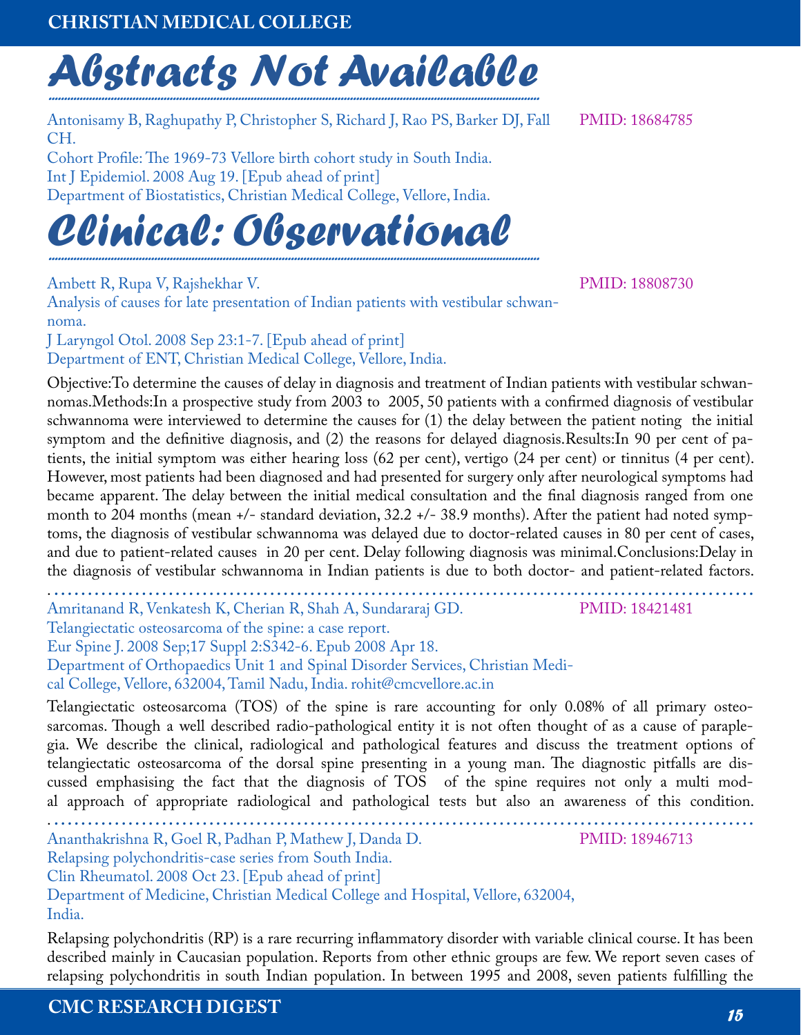# Abstracts Not Available

Antonisamy B, Raghupathy P, Christopher S, Richard J, Rao PS, Barker DJ, Fall CH. PMID: 18684785
Cohort Profile: The 1969-73 Vellore birth cohort study in South India.
Int J Epidemiol. 2008 Aug 19. [Epub ahead of print]
Department of Biostatistics, Christian Medical College, Vellore, India.

# Clinical: Observational

Ambett R, Rupa V, Rajshekhar V. PMID: 18808730
Analysis of causes for late presentation of Indian patients with vestibular schwannoma.
J Laryngol Otol. 2008 Sep 23:1-7. [Epub ahead of print]
Department of ENT, Christian Medical College, Vellore, India.

Objective:To determine the causes of delay in diagnosis and treatment of Indian patients with vestibular schwannomas.Methods:In a prospective study from 2003 to 2005, 50 patients with a confirmed diagnosis of vestibular schwannoma were interviewed to determine the causes for (1) the delay between the patient noting the initial symptom and the definitive diagnosis, and (2) the reasons for delayed diagnosis.Results:In 90 per cent of patients, the initial symptom was either hearing loss (62 per cent), vertigo (24 per cent) or tinnitus (4 per cent). However, most patients had been diagnosed and had presented for surgery only after neurological symptoms had became apparent. The delay between the initial medical consultation and the final diagnosis ranged from one month to 204 months (mean +/- standard deviation, 32.2 +/- 38.9 months). After the patient had noted symptoms, the diagnosis of vestibular schwannoma was delayed due to doctor-related causes in 80 per cent of cases, and due to patient-related causes in 20 per cent. Delay following diagnosis was minimal.Conclusions:Delay in the diagnosis of vestibular schwannoma in Indian patients is due to both doctor- and patient-related factors.

---

Amritanand R, Venkatesh K, Cherian R, Shah A, Sundararaj GD. PMID: 18421481
Telangiectatic osteosarcoma of the spine: a case report.
Eur Spine J. 2008 Sep;17 Suppl 2:S342-6. Epub 2008 Apr 18.
Department of Orthopaedics Unit 1 and Spinal Disorder Services, Christian Medical College, Vellore, 632004, Tamil Nadu, India. rohit@cmcvellore.ac.in

Telangiectatic osteosarcoma (TOS) of the spine is rare accounting for only 0.08% of all primary osteosarcomas. Though a well described radio-pathological entity it is not often thought of as a cause of paraplegia. We describe the clinical, radiological and pathological features and discuss the treatment options of telangiectatic osteosarcoma of the dorsal spine presenting in a young man. The diagnostic pitfalls are discussed emphasising the fact that the diagnosis of TOS of the spine requires not only a multi modal approach of appropriate radiological and pathological tests but also an awareness of this condition.

---

Ananthakrishna R, Goel R, Padhan P, Mathew J, Danda D. PMID: 18946713
Relapsing polychondritis-case series from South India.
Clin Rheumatol. 2008 Oct 23. [Epub ahead of print]
Department of Medicine, Christian Medical College and Hospital, Vellore, 632004, India.

Relapsing polychondritis (RP) is a rare recurring inflammatory disorder with variable clinical course. It has been described mainly in Caucasian population. Reports from other ethnic groups are few. We report seven cases of relapsing polychondritis in south Indian population. In between 1995 and 2008, seven patients fulfilling the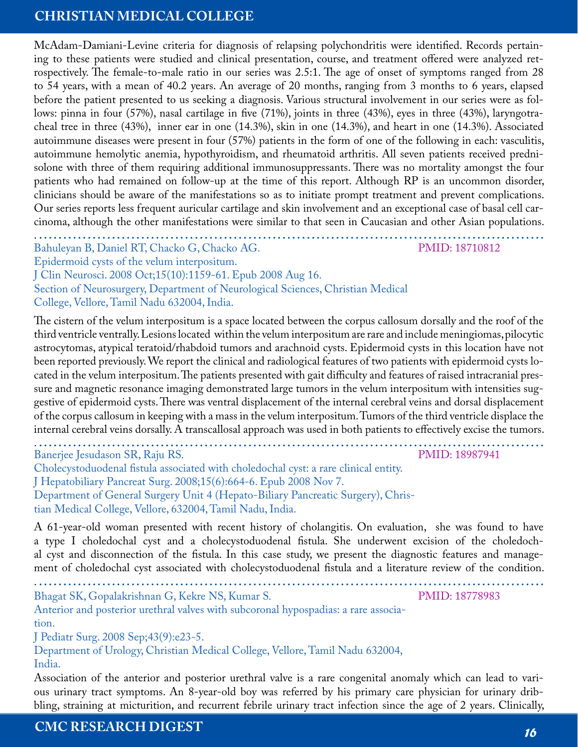McAdam-Damiani-Levine criteria for diagnosis of relapsing polychondritis were identified. Records pertaining to these patients were studied and clinical presentation, course, and treatment offered were analyzed retrospectively. The female-to-male ratio in our series was 2.5:1. The age of onset of symptoms ranged from 28 to 54 years, with a mean of 40.2 years. An average of 20 months, ranging from 3 months to 6 years, elapsed before the patient presented to us seeking a diagnosis. Various structural involvement in our series were as follows: pinna in four (57%), nasal cartilage in five (71%), joints in three (43%), eyes in three (43%), laryngotracheal tree in three (43%), inner ear in one (14.3%), skin in one (14.3%), and heart in one (14.3%). Associated autoimmune diseases were present in four (57%) patients in the form of one of the following in each: vasculitis, autoimmune hemolytic anemia, hypothyroidism, and rheumatoid arthritis. All seven patients received prednisolone with three of them requiring additional immunosuppressants. There was no mortality amongst the four patients who had remained on follow-up at the time of this report. Although RP is an uncommon disorder, clinicians should be aware of the manifestations so as to initiate prompt treatment and prevent complications. Our series reports less frequent auricular cartilage and skin involvement and an exceptional case of basal cell carcinoma, although the other manifestations were similar to that seen in Caucasian and other Asian populations.

---

Bahuleyan B, Daniel RT, Chacko G, Chacko AG. PMID: 18710812
Epidermoid cysts of the velum interpositum.
J Clin Neurosci. 2008 Oct;15(10):1159-61. Epub 2008 Aug 16.
Section of Neurosurgery, Department of Neurological Sciences, Christian Medical College, Vellore, Tamil Nadu 632004, India.

The cistern of the velum interpositum is a space located between the corpus callosum dorsally and the roof of the third ventricle ventrally. Lesions located within the velum interpositum are rare and include meningiomas, pilocytic astrocytomas, atypical teratoid/rhabdoid tumors and arachnoid cysts. Epidermoid cysts in this location have not been reported previously. We report the clinical and radiological features of two patients with epidermoid cysts located in the velum interpositum. The patients presented with gait difficulty and features of raised intracranial pressure and magnetic resonance imaging demonstrated large tumors in the velum interpositum with intensities suggestive of epidermoid cysts. There was ventral displacement of the internal cerebral veins and dorsal displacement of the corpus callosum in keeping with a mass in the velum interpositum. Tumors of the third ventricle displace the internal cerebral veins dorsally. A transcallosal approach was used in both patients to effectively excise the tumors.

---

Banerjee Jesudason SR, Raju RS. PMID: 18987941
Cholecystoduodenal fistula associated with choledochal cyst: a rare clinical entity.
J Hepatobiliary Pancreat Surg. 2008;15(6):664-6. Epub 2008 Nov 7.
Department of General Surgery Unit 4 (Hepato-Biliary Pancreatic Surgery), Christian Medical College, Vellore, 632004, Tamil Nadu, India.

A 61-year-old woman presented with recent history of cholangitis. On evaluation, she was found to have a type I choledochal cyst and a cholecystoduodenal fistula. She underwent excision of the choledochal cyst and disconnection of the fistula. In this case study, we present the diagnostic features and management of choledochal cyst associated with cholecystoduodenal fistula and a literature review of the condition.

---

Bhagat SK, Gopalakrishnan G, Kekre NS, Kumar S. PMID: 18778983
Anterior and posterior urethral valves with subcoronal hypospadias: a rare association.
J Pediatr Surg. 2008 Sep;43(9):e23-5.
Department of Urology, Christian Medical College, Vellore, Tamil Nadu 632004, India.

Association of the anterior and posterior urethral valve is a rare congenital anomaly which can lead to various urinary tract symptoms. An 8-year-old boy was referred by his primary care physician for urinary dribbling, straining at micturition, and recurrent febrile urinary tract infection since the age of 2 years. Clinically,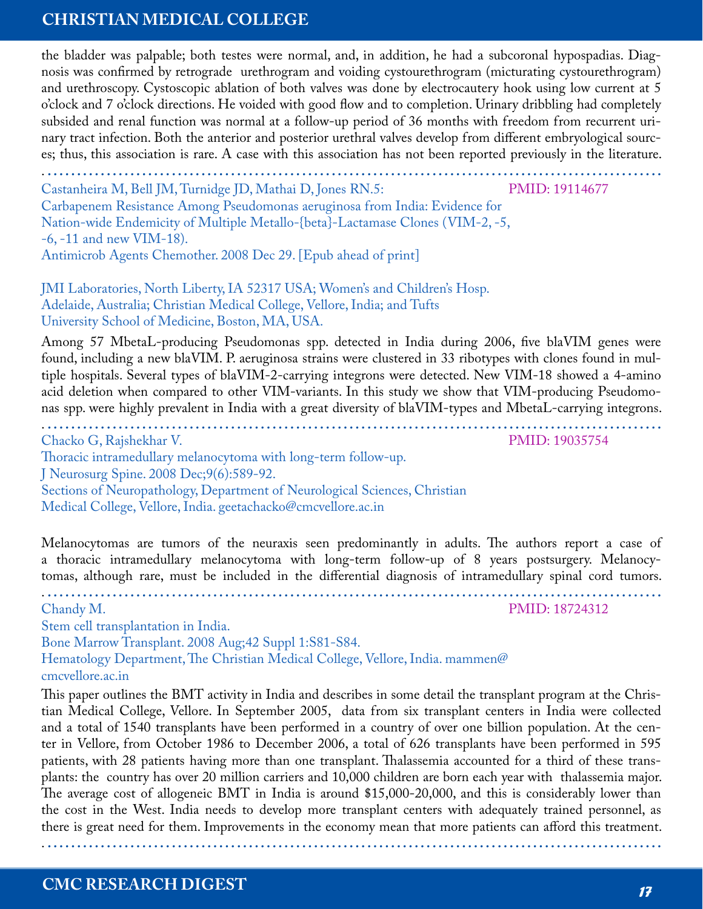the bladder was palpable; both testes were normal, and, in addition, he had a subcoronal hypospadias. Diagnosis was confirmed by retrograde urethrogram and voiding cystourethrogram (micturating cystourethrogram) and urethroscopy. Cystoscopic ablation of both valves was done by electrocautery hook using low current at 5 o'clock and 7 o'clock directions. He voided with good flow and to completion. Urinary dribbling had completely subsided and renal function was normal at a follow-up period of 36 months with freedom from recurrent urinary tract infection. Both the anterior and posterior urethral valves develop from different embryological sources; thus, this association is rare. A case with this association has not been reported previously in the literature.

---

Castanheira M, Bell JM, Turnidge JD, Mathai D, Jones RN.5: PMID: 19114677
Carbapenem Resistance Among Pseudomonas aeruginosa from India: Evidence for Nation-wide Endemicity of Multiple Metallo-{beta}-Lactamase Clones (VIM-2, -5, -6, -11 and new VIM-18).
Antimicrob Agents Chemother. 2008 Dec 29. [Epub ahead of print]

JMI Laboratories, North Liberty, IA 52317 USA; Women's and Children's Hosp. Adelaide, Australia; Christian Medical College, Vellore, India; and Tufts University School of Medicine, Boston, MA, USA.

Among 57 MbetaL-producing Pseudomonas spp. detected in India during 2006, five blaVIM genes were found, including a new blaVIM. P. aeruginosa strains were clustered in 33 ribotypes with clones found in multiple hospitals. Several types of blaVIM-2-carrying integrons were detected. New VIM-18 showed a 4-amino acid deletion when compared to other VIM-variants. In this study we show that VIM-producing Pseudomonas spp. were highly prevalent in India with a great diversity of blaVIM-types and MbetaL-carrying integrons.

---

Chacko G, Rajshekhar V. PMID: 19035754
Thoracic intramedullary melanocytoma with long-term follow-up.
J Neurosurg Spine. 2008 Dec;9(6):589-92.
Sections of Neuropathology, Department of Neurological Sciences, Christian Medical College, Vellore, India. geetachacko@cmcvellore.ac.in

Melanocytomas are tumors of the neuraxis seen predominantly in adults. The authors report a case of a thoracic intramedullary melanocytoma with long-term follow-up of 8 years postsurgery. Melanocytomas, although rare, must be included in the differential diagnosis of intramedullary spinal cord tumors.

---

Chandy M. PMID: 18724312
Stem cell transplantation in India.
Bone Marrow Transplant. 2008 Aug;42 Suppl 1:S81-S84.
Hematology Department, The Christian Medical College, Vellore, India. mammen@cmcvellore.ac.in

This paper outlines the BMT activity in India and describes in some detail the transplant program at the Christian Medical College, Vellore. In September 2005, data from six transplant centers in India were collected and a total of 1540 transplants have been performed in a country of over one billion population. At the center in Vellore, from October 1986 to December 2006, a total of 626 transplants have been performed in 595 patients, with 28 patients having more than one transplant. Thalassemia accounted for a third of these transplants: the country has over 20 million carriers and 10,000 children are born each year with thalassemia major. The average cost of allogeneic BMT in India is around $15,000-20,000, and this is considerably lower than the cost in the West. India needs to develop more transplant centers with adequately trained personnel, as there is great need for them. Improvements in the economy mean that more patients can afford this treatment.

---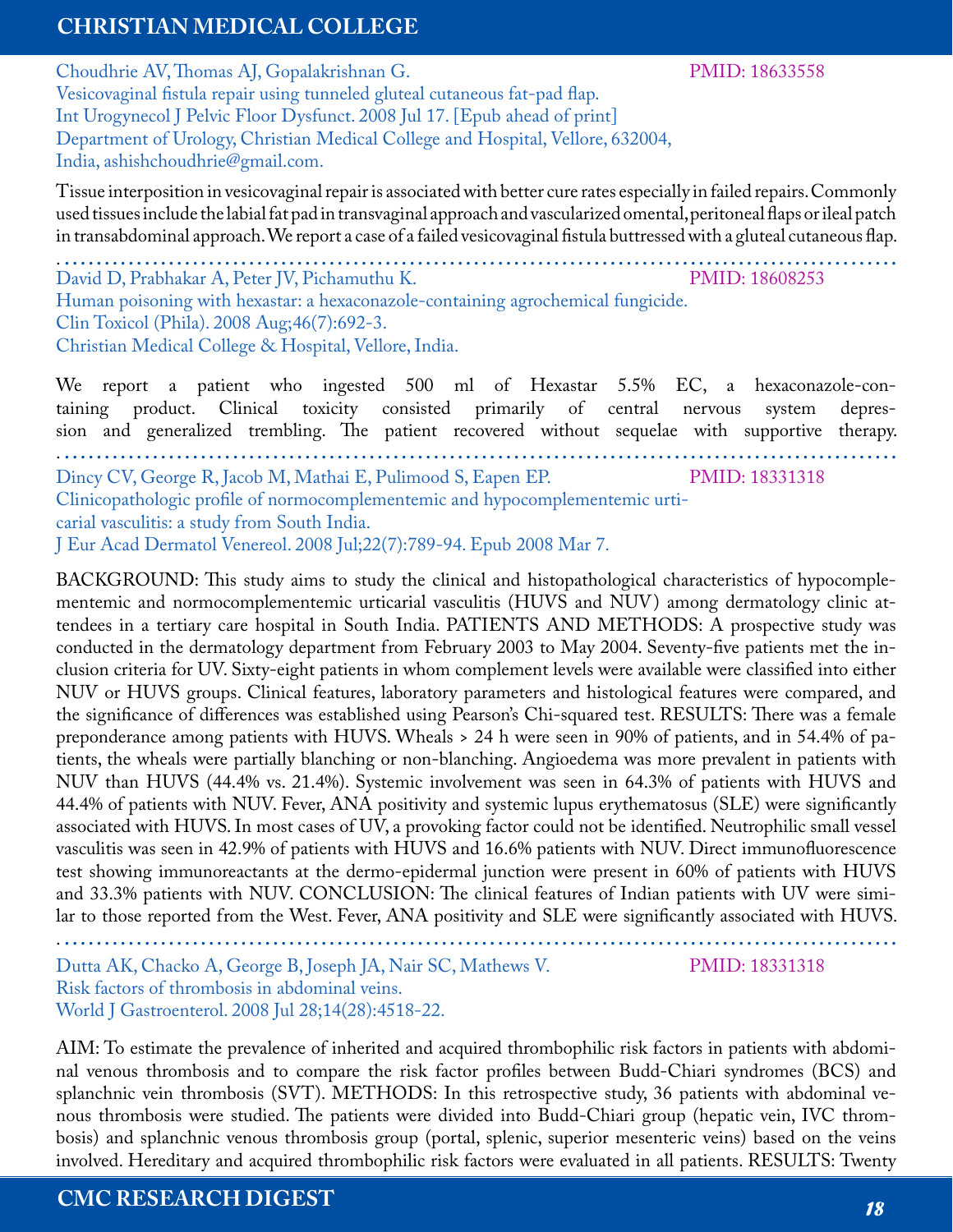Choudhrie AV, Thomas AJ, Gopalakrishnan G. PMID: 18633558
Vesicovaginal fistula repair using tunneled gluteal cutaneous fat-pad flap.
Int Urogynecol J Pelvic Floor Dysfunct. 2008 Jul 17. [Epub ahead of print]
Department of Urology, Christian Medical College and Hospital, Vellore, 632004, India, ashishchoudhrie@gmail.com.

Tissue interposition in vesicovaginal repair is associated with better cure rates especially in failed repairs. Commonly used tissues include the labial fat pad in transvaginal approach and vascularized omental, peritoneal flaps or ileal patch in transabdominal approach. We report a case of a failed vesicovaginal fistula buttressed with a gluteal cutaneous flap.

---

David D, Prabhakar A, Peter JV, Pichamuthu K. PMID: 18608253
Human poisoning with hexastar: a hexaconazole-containing agrochemical fungicide.
Clin Toxicol (Phila). 2008 Aug;46(7):692-3.
Christian Medical College & Hospital, Vellore, India.

We report a patient who ingested 500 ml of Hexastar 5.5% EC, a hexaconazole-containing product. Clinical toxicity consisted primarily of central nervous system depression and generalized trembling. The patient recovered without sequelae with supportive therapy.

---

Dincy CV, George R, Jacob M, Mathai E, Pulimood S, Eapen EP. PMID: 18331318
Clinicopathologic profile of normocomplementemic and hypocomplementemic urticarial vasculitis: a study from South India.
J Eur Acad Dermatol Venereol. 2008 Jul;22(7):789-94. Epub 2008 Mar 7.

BACKGROUND: This study aims to study the clinical and histopathological characteristics of hypocomplementemic and normocomplementemic urticarial vasculitis (HUVS and NUV) among dermatology clinic attendees in a tertiary care hospital in South India. PATIENTS AND METHODS: A prospective study was conducted in the dermatology department from February 2003 to May 2004. Seventy-five patients met the inclusion criteria for UV. Sixty-eight patients in whom complement levels were available were classified into either NUV or HUVS groups. Clinical features, laboratory parameters and histological features were compared, and the significance of differences was established using Pearson's Chi-squared test. RESULTS: There was a female preponderance among patients with HUVS. Wheals > 24 h were seen in 90% of patients, and in 54.4% of patients, the wheals were partially blanching or non-blanching. Angioedema was more prevalent in patients with NUV than HUVS (44.4% vs. 21.4%). Systemic involvement was seen in 64.3% of patients with HUVS and 44.4% of patients with NUV. Fever, ANA positivity and systemic lupus erythematosus (SLE) were significantly associated with HUVS. In most cases of UV, a provoking factor could not be identified. Neutrophilic small vessel vasculitis was seen in 42.9% of patients with HUVS and 16.6% patients with NUV. Direct immunofluorescence test showing immunoreactants at the dermo-epidermal junction were present in 60% of patients with HUVS and 33.3% patients with NUV. CONCLUSION: The clinical features of Indian patients with UV were similar to those reported from the West. Fever, ANA positivity and SLE were significantly associated with HUVS.

---

Dutta AK, Chacko A, George B, Joseph JA, Nair SC, Mathews V. PMID: 18331318
Risk factors of thrombosis in abdominal veins.
World J Gastroenterol. 2008 Jul 28;14(28):4518-22.

AIM: To estimate the prevalence of inherited and acquired thrombophilic risk factors in patients with abdominal venous thrombosis and to compare the risk factor profiles between Budd-Chiari syndromes (BCS) and splanchnic vein thrombosis (SVT). METHODS: In this retrospective study, 36 patients with abdominal venous thrombosis were studied. The patients were divided into Budd-Chiari group (hepatic vein, IVC thrombosis) and splanchnic venous thrombosis group (portal, splenic, superior mesenteric veins) based on the veins involved. Hereditary and acquired thrombophilic risk factors were evaluated in all patients. RESULTS: Twenty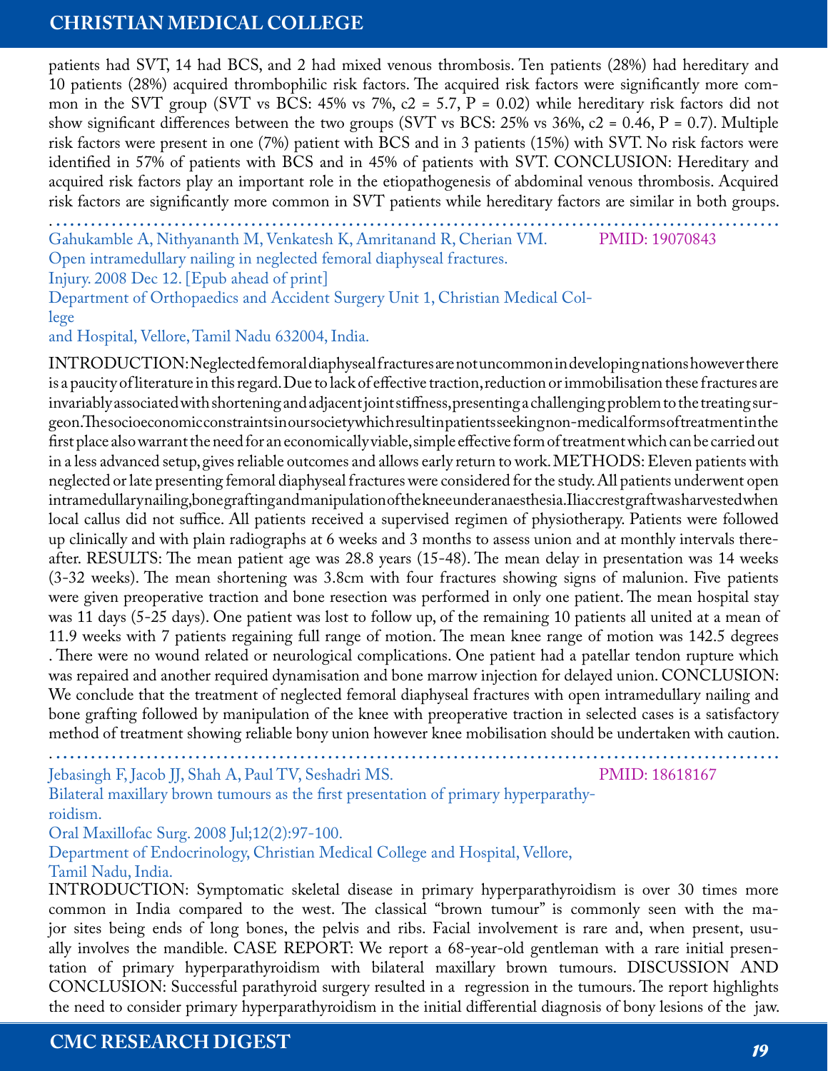patients had SVT, 14 had BCS, and 2 had mixed venous thrombosis. Ten patients (28%) had hereditary and 10 patients (28%) acquired thrombophilic risk factors. The acquired risk factors were significantly more common in the SVT group (SVT vs BCS: 45% vs 7%, c2 = 5.7, P = 0.02) while hereditary risk factors did not show significant differences between the two groups (SVT vs BCS: 25% vs 36%, c2 = 0.46, P = 0.7). Multiple risk factors were present in one (7%) patient with BCS and in 3 patients (15%) with SVT. No risk factors were identified in 57% of patients with BCS and in 45% of patients with SVT. CONCLUSION: Hereditary and acquired risk factors play an important role in the etiopathogenesis of abdominal venous thrombosis. Acquired risk factors are significantly more common in SVT patients while hereditary factors are similar in both groups.

---

Gahukamble A, Nithyananth M, Venkatesh K, Amritanand R, Cherian VM. PMID: 19070843
Open intramedullary nailing in neglected femoral diaphyseal fractures.
Injury. 2008 Dec 12. [Epub ahead of print]
Department of Orthopaedics and Accident Surgery Unit 1, Christian Medical College
and Hospital, Vellore, Tamil Nadu 632004, India.

INTRODUCTION: Neglected femoral diaphyseal fractures are not uncommon in developing nations however there is a paucity of literature in this regard. Due to lack of effective traction, reduction or immobilisation these fractures are invariably associated with shortening and adjacent joint stiffness, presenting a challenging problem to the treating surgeon. The socioeconomic constraints in our society which result in patients seeking non-medical forms of treatment in the first place also warrant the need for an economically viable, simple effective form of treatment which can be carried out in a less advanced setup, gives reliable outcomes and allows early return to work. METHODS: Eleven patients with neglected or late presenting femoral diaphyseal fractures were considered for the study. All patients underwent open intramedullary nailing, bone grafting and manipulation of the knee under anaesthesia. Iliac crest graft was harvested when local callus did not suffice. All patients received a supervised regimen of physiotherapy. Patients were followed up clinically and with plain radiographs at 6 weeks and 3 months to assess union and at monthly intervals thereafter. RESULTS: The mean patient age was 28.8 years (15-48). The mean delay in presentation was 14 weeks (3-32 weeks). The mean shortening was 3.8cm with four fractures showing signs of malunion. Five patients were given preoperative traction and bone resection was performed in only one patient. The mean hospital stay was 11 days (5-25 days). One patient was lost to follow up, of the remaining 10 patients all united at a mean of 11.9 weeks with 7 patients regaining full range of motion. The mean knee range of motion was 142.5 degrees . There were no wound related or neurological complications. One patient had a patellar tendon rupture which was repaired and another required dynamisation and bone marrow injection for delayed union. CONCLUSION: We conclude that the treatment of neglected femoral diaphyseal fractures with open intramedullary nailing and bone grafting followed by manipulation of the knee with preoperative traction in selected cases is a satisfactory method of treatment showing reliable bony union however knee mobilisation should be undertaken with caution.

---

Jebasingh F, Jacob JJ, Shah A, Paul TV, Seshadri MS. PMID: 18618167
Bilateral maxillary brown tumours as the first presentation of primary hyperparathyroidism.
Oral Maxillofac Surg. 2008 Jul;12(2):97-100.
Department of Endocrinology, Christian Medical College and Hospital, Vellore,
Tamil Nadu, India.

INTRODUCTION: Symptomatic skeletal disease in primary hyperparathyroidism is over 30 times more common in India compared to the west. The classical "brown tumour" is commonly seen with the major sites being ends of long bones, the pelvis and ribs. Facial involvement is rare and, when present, usually involves the mandible. CASE REPORT: We report a 68-year-old gentleman with a rare initial presentation of primary hyperparathyroidism with bilateral maxillary brown tumours. DISCUSSION AND CONCLUSION: Successful parathyroid surgery resulted in a regression in the tumours. The report highlights the need to consider primary hyperparathyroidism in the initial differential diagnosis of bony lesions of the jaw.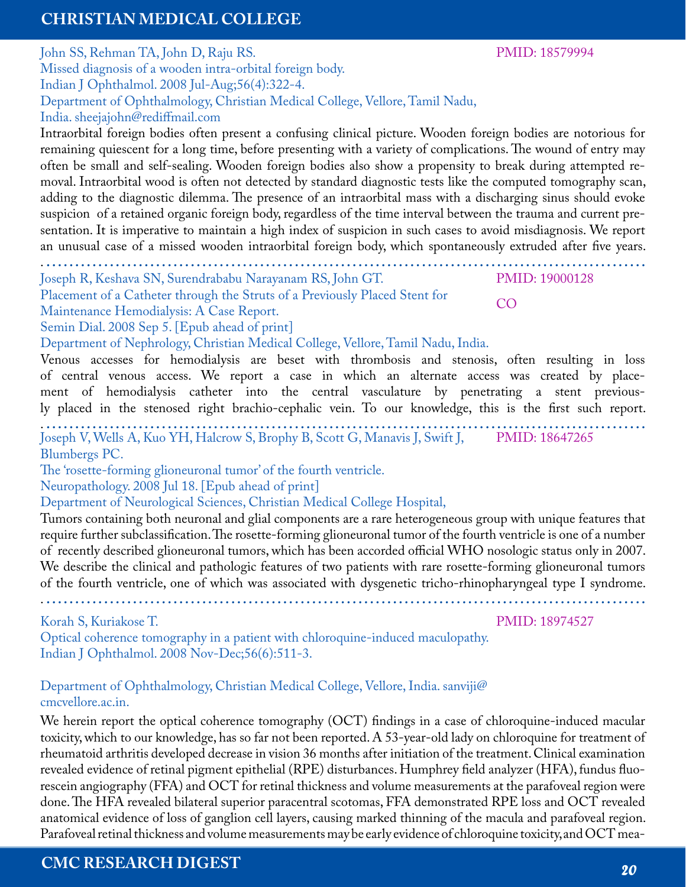John SS, Rehman TA, John D, Raju RS.

PMID: 18579994

Missed diagnosis of a wooden intra-orbital foreign body.
Indian J Ophthalmol. 2008 Jul-Aug;56(4):322-4.
Department of Ophthalmology, Christian Medical College, Vellore, Tamil Nadu, India. sheejajohn@rediffmail.com

Intraorbital foreign bodies often present a confusing clinical picture. Wooden foreign bodies are notorious for remaining quiescent for a long time, before presenting with a variety of complications. The wound of entry may often be small and self-sealing. Wooden foreign bodies also show a propensity to break during attempted removal. Intraorbital wood is often not detected by standard diagnostic tests like the computed tomography scan, adding to the diagnostic dilemma. The presence of an intraorbital mass with a discharging sinus should evoke suspicion of a retained organic foreign body, regardless of the time interval between the trauma and current presentation. It is imperative to maintain a high index of suspicion in such cases to avoid misdiagnosis. We report an unusual case of a missed wooden intraorbital foreign body, which spontaneously extruded after five years.

---

Joseph R, Keshava SN, Surendrababu Narayanam RS, John GT.

PMID: 19000128

CO

Placement of a Catheter through the Struts of a Previously Placed Stent for Maintenance Hemodialysis: A Case Report.
Semin Dial. 2008 Sep 5. [Epub ahead of print]
Department of Nephrology, Christian Medical College, Vellore, Tamil Nadu, India.

Venous accesses for hemodialysis are beset with thrombosis and stenosis, often resulting in loss of central venous access. We report a case in which an alternate access was created by placement of hemodialysis catheter into the central vasculature by penetrating a stent previously placed in the stenosed right brachio-cephalic vein. To our knowledge, this is the first such report.

---

Joseph V, Wells A, Kuo YH, Halcrow S, Brophy B, Scott G, Manavis J, Swift J, Blumbergs PC.

PMID: 18647265

The 'rosette-forming glioneuronal tumor' of the fourth ventricle.
Neuropathology. 2008 Jul 18. [Epub ahead of print]
Department of Neurological Sciences, Christian Medical College Hospital,

Tumors containing both neuronal and glial components are a rare heterogeneous group with unique features that require further subclassification. The rosette-forming glioneuronal tumor of the fourth ventricle is one of a number of recently described glioneuronal tumors, which has been accorded official WHO nosologic status only in 2007. We describe the clinical and pathologic features of two patients with rare rosette-forming glioneuronal tumors of the fourth ventricle, one of which was associated with dysgenetic tricho-rhinopharyngeal type I syndrome.

---

Korah S, Kuriakose T.

PMID: 18974527

Optical coherence tomography in a patient with chloroquine-induced maculopathy.
Indian J Ophthalmol. 2008 Nov-Dec;56(6):511-3.

Department of Ophthalmology, Christian Medical College, Vellore, India. sanviji@cmcvellore.ac.in.

We herein report the optical coherence tomography (OCT) findings in a case of chloroquine-induced macular toxicity, which to our knowledge, has so far not been reported. A 53-year-old lady on chloroquine for treatment of rheumatoid arthritis developed decrease in vision 36 months after initiation of the treatment. Clinical examination revealed evidence of retinal pigment epithelial (RPE) disturbances. Humphrey field analyzer (HFA), fundus fluorescein angiography (FFA) and OCT for retinal thickness and volume measurements at the parafoveal region were done. The HFA revealed bilateral superior paracentral scotomas, FFA demonstrated RPE loss and OCT revealed anatomical evidence of loss of ganglion cell layers, causing marked thinning of the macula and parafoveal region. Parafoveal retinal thickness and volume measurements may be early evidence of chloroquine toxicity, and OCT mea-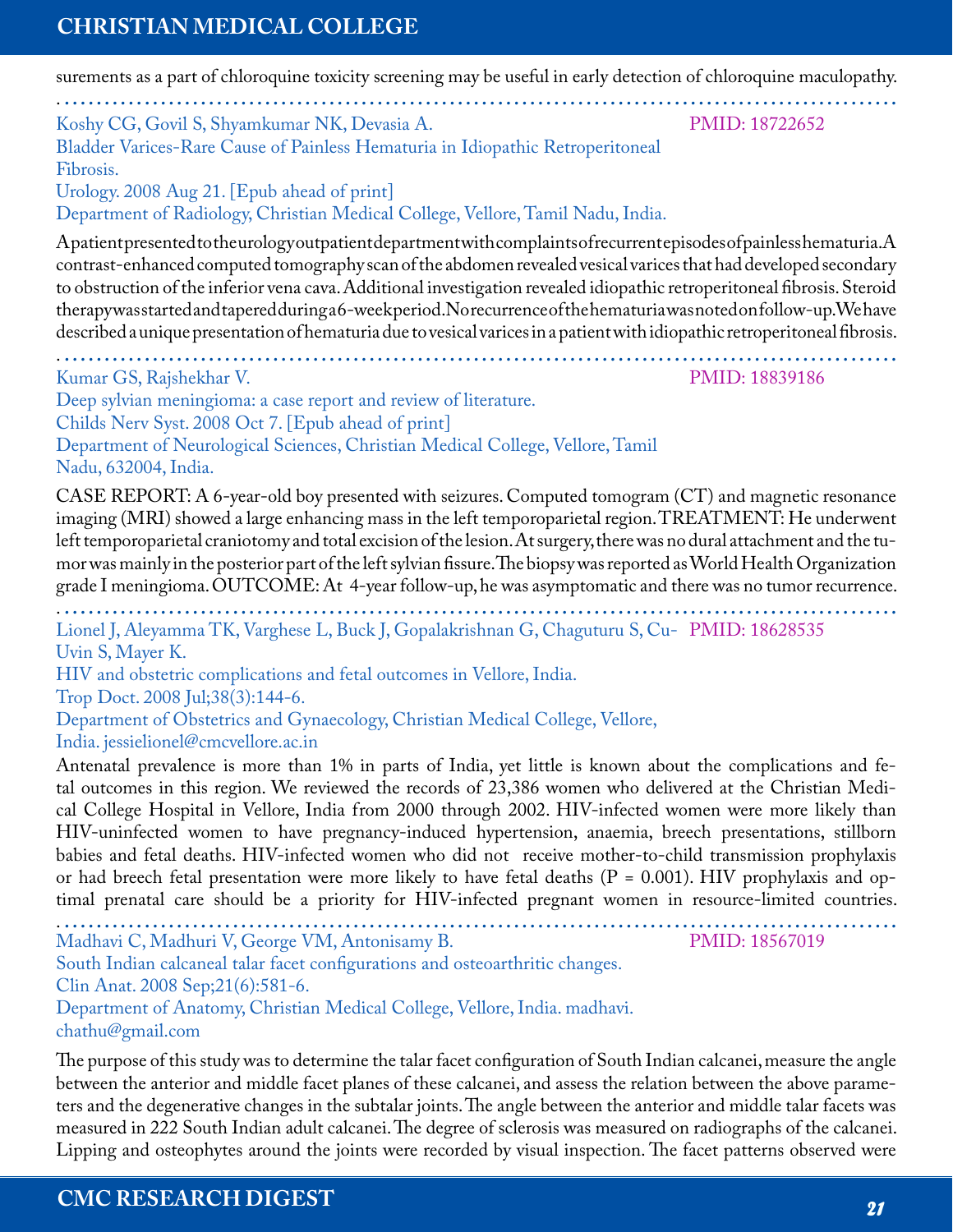surements as a part of chloroquine toxicity screening may be useful in early detection of chloroquine maculopathy.

---

Koshy CG, Govil S, Shyamkumar NK, Devasia A. PMID: 18722652

Bladder Varices-Rare Cause of Painless Hematuria in Idiopathic Retroperitoneal Fibrosis.

Urology. 2008 Aug 21. [Epub ahead of print]

Department of Radiology, Christian Medical College, Vellore, Tamil Nadu, India.

A patient presented to the urology outpatient department with complaints of recurrent episodes of painless hematuria. A contrast-enhanced computed tomography scan of the abdomen revealed vesical varices that had developed secondary to obstruction of the inferior vena cava. Additional investigation revealed idiopathic retroperitoneal fibrosis. Steroid therapy was started and tapered during a 6-week period. No recurrence of the hematuria was noted on follow-up. We have described a unique presentation of hematuria due to vesical varices in a patient with idiopathic retroperitoneal fibrosis.

---

Kumar GS, Rajshekhar V. PMID: 18839186

Deep sylvian meningioma: a case report and review of literature.

Childs Nerv Syst. 2008 Oct 7. [Epub ahead of print]

Department of Neurological Sciences, Christian Medical College, Vellore, Tamil Nadu, 632004, India.

CASE REPORT: A 6-year-old boy presented with seizures. Computed tomogram (CT) and magnetic resonance imaging (MRI) showed a large enhancing mass in the left temporoparietal region. TREATMENT: He underwent left temporoparietal craniotomy and total excision of the lesion. At surgery, there was no dural attachment and the tumor was mainly in the posterior part of the left sylvian fissure. The biopsy was reported as World Health Organization grade I meningioma. OUTCOME: At 4-year follow-up, he was asymptomatic and there was no tumor recurrence.

---

Lionel J, Aleyamma TK, Varghese L, Buck J, Gopalakrishnan G, Chaguturu S, Cu-Uvin S, Mayer K. PMID: 18628535

HIV and obstetric complications and fetal outcomes in Vellore, India.

Trop Doct. 2008 Jul;38(3):144-6.

Department of Obstetrics and Gynaecology, Christian Medical College, Vellore, India. jessielionel@cmcvellore.ac.in

Antenatal prevalence is more than 1% in parts of India, yet little is known about the complications and fetal outcomes in this region. We reviewed the records of 23,386 women who delivered at the Christian Medical College Hospital in Vellore, India from 2000 through 2002. HIV-infected women were more likely than HIV-uninfected women to have pregnancy-induced hypertension, anaemia, breech presentations, stillborn babies and fetal deaths. HIV-infected women who did not receive mother-to-child transmission prophylaxis or had breech fetal presentation were more likely to have fetal deaths ($P = 0.001$). HIV prophylaxis and optimal prenatal care should be a priority for HIV-infected pregnant women in resource-limited countries.

---

Madhavi C, Madhuri V, George VM, Antonisamy B. PMID: 18567019

South Indian calcaneal talar facet configurations and osteoarthritic changes.

Clin Anat. 2008 Sep;21(6):581-6.

Department of Anatomy, Christian Medical College, Vellore, India. madhavi.chathu@gmail.com

The purpose of this study was to determine the talar facet configuration of South Indian calcanei, measure the angle between the anterior and middle facet planes of these calcanei, and assess the relation between the above parameters and the degenerative changes in the subtalar joints. The angle between the anterior and middle talar facets was measured in 222 South Indian adult calcanei. The degree of sclerosis was measured on radiographs of the calcanei. Lipping and osteophytes around the joints were recorded by visual inspection. The facet patterns observed were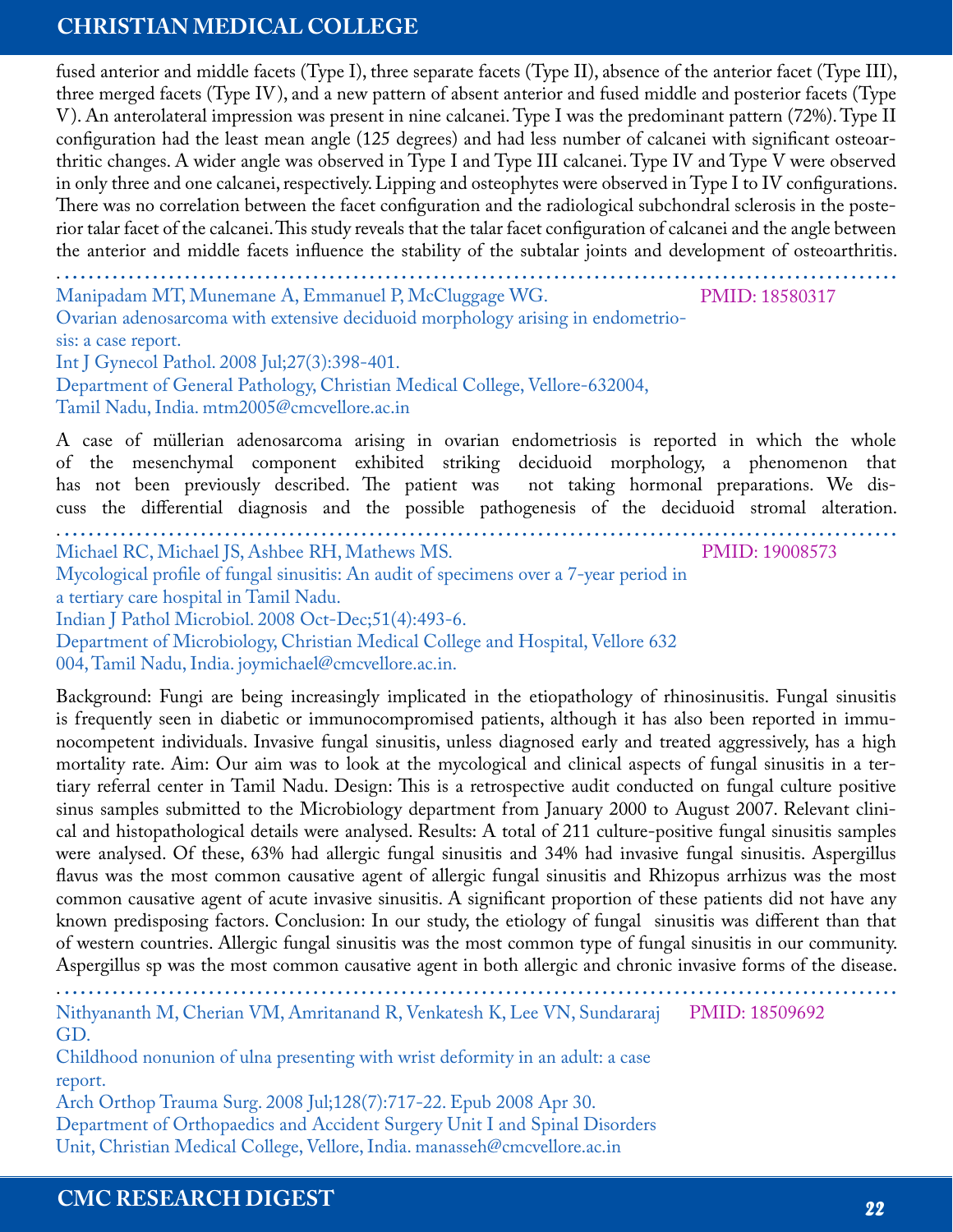fused anterior and middle facets (Type I), three separate facets (Type II), absence of the anterior facet (Type III), three merged facets (Type IV), and a new pattern of absent anterior and fused middle and posterior facets (Type V). An anterolateral impression was present in nine calcanei. Type I was the predominant pattern (72%). Type II configuration had the least mean angle (125 degrees) and had less number of calcanei with significant osteoarthritic changes. A wider angle was observed in Type I and Type III calcanei. Type IV and Type V were observed in only three and one calcanei, respectively. Lipping and osteophytes were observed in Type I to IV configurations. There was no correlation between the facet configuration and the radiological subchondral sclerosis in the posterior talar facet of the calcanei. This study reveals that the talar facet configuration of calcanei and the angle between the anterior and middle facets influence the stability of the subtalar joints and development of osteoarthritis.

---

Manipadam MT, Munemane A, Emmanuel P, McCluggage WG. PMID: 18580317

Ovarian adenosarcoma with extensive deciduoid morphology arising in endometriosis: a case report.

Int J Gynecol Pathol. 2008 Jul;27(3):398-401.

Department of General Pathology, Christian Medical College, Vellore-632004, Tamil Nadu, India. mtm2005@cmcvellore.ac.in

A case of müllerian adenosarcoma arising in ovarian endometriosis is reported in which the whole of the mesenchymal component exhibited striking deciduoid morphology, a phenomenon that has not been previously described. The patient was not taking hormonal preparations. We discuss the differential diagnosis and the possible pathogenesis of the deciduoid stromal alteration.

---

Michael RC, Michael JS, Ashbee RH, Mathews MS. PMID: 19008573

Mycological profile of fungal sinusitis: An audit of specimens over a 7-year period in a tertiary care hospital in Tamil Nadu.

Indian J Pathol Microbiol. 2008 Oct-Dec;51(4):493-6.

Department of Microbiology, Christian Medical College and Hospital, Vellore 632 004, Tamil Nadu, India. joymichael@cmcvellore.ac.in.

Background: Fungi are being increasingly implicated in the etiopathology of rhinosinusitis. Fungal sinusitis is frequently seen in diabetic or immunocompromised patients, although it has also been reported in immunocompetent individuals. Invasive fungal sinusitis, unless diagnosed early and treated aggressively, has a high mortality rate. Aim: Our aim was to look at the mycological and clinical aspects of fungal sinusitis in a tertiary referral center in Tamil Nadu. Design: This is a retrospective audit conducted on fungal culture positive sinus samples submitted to the Microbiology department from January 2000 to August 2007. Relevant clinical and histopathological details were analysed. Results: A total of 211 culture-positive fungal sinusitis samples were analysed. Of these, 63% had allergic fungal sinusitis and 34% had invasive fungal sinusitis. Aspergillus flavus was the most common causative agent of allergic fungal sinusitis and Rhizopus arrhizus was the most common causative agent of acute invasive sinusitis. A significant proportion of these patients did not have any known predisposing factors. Conclusion: In our study, the etiology of fungal sinusitis was different than that of western countries. Allergic fungal sinusitis was the most common type of fungal sinusitis in our community. Aspergillus sp was the most common causative agent in both allergic and chronic invasive forms of the disease.

---

Nithyananth M, Cherian VM, Amritanand R, Venkatesh K, Lee VN, Sundararaj GD. PMID: 18509692

Childhood nonunion of ulna presenting with wrist deformity in an adult: a case report.

Arch Orthop Trauma Surg. 2008 Jul;128(7):717-22. Epub 2008 Apr 30.

Department of Orthopaedics and Accident Surgery Unit I and Spinal Disorders Unit, Christian Medical College, Vellore, India. manasseh@cmcvellore.ac.in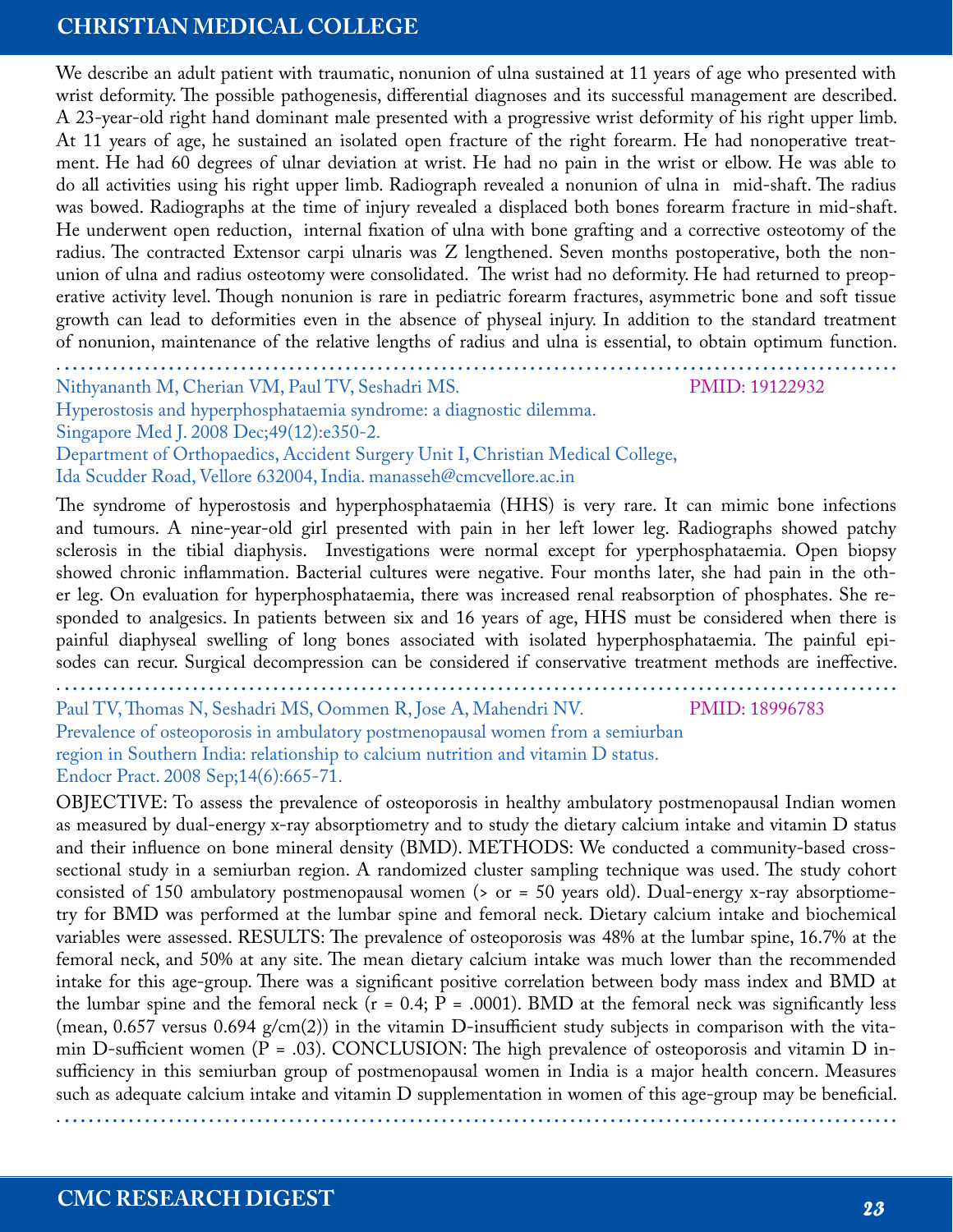We describe an adult patient with traumatic, nonunion of ulna sustained at 11 years of age who presented with wrist deformity. The possible pathogenesis, differential diagnoses and its successful management are described. A 23-year-old right hand dominant male presented with a progressive wrist deformity of his right upper limb. At 11 years of age, he sustained an isolated open fracture of the right forearm. He had nonoperative treatment. He had 60 degrees of ulnar deviation at wrist. He had no pain in the wrist or elbow. He was able to do all activities using his right upper limb. Radiograph revealed a nonunion of ulna in mid-shaft. The radius was bowed. Radiographs at the time of injury revealed a displaced both bones forearm fracture in mid-shaft. He underwent open reduction, internal fixation of ulna with bone grafting and a corrective osteotomy of the radius. The contracted Extensor carpi ulnaris was Z lengthened. Seven months postoperative, both the nonunion of ulna and radius osteotomy were consolidated. The wrist had no deformity. He had returned to preoperative activity level. Though nonunion is rare in pediatric forearm fractures, asymmetric bone and soft tissue growth can lead to deformities even in the absence of physeal injury. In addition to the standard treatment of nonunion, maintenance of the relative lengths of radius and ulna is essential, to obtain optimum function.

---

Nithyananth M, Cherian VM, Paul TV, Seshadri MS. PMID: 19122932
Hyperostosis and hyperphosphataemia syndrome: a diagnostic dilemma.
Singapore Med J. 2008 Dec;49(12):e350-2.
Department of Orthopaedics, Accident Surgery Unit I, Christian Medical College, Ida Scudder Road, Vellore 632004, India. manasseh@cmcvellore.ac.in

The syndrome of hyperostosis and hyperphosphataemia (HHS) is very rare. It can mimic bone infections and tumours. A nine-year-old girl presented with pain in her left lower leg. Radiographs showed patchy sclerosis in the tibial diaphysis. Investigations were normal except for yperphosphataemia. Open biopsy showed chronic inflammation. Bacterial cultures were negative. Four months later, she had pain in the other leg. On evaluation for hyperphosphataemia, there was increased renal reabsorption of phosphates. She responded to analgesics. In patients between six and 16 years of age, HHS must be considered when there is painful diaphyseal swelling of long bones associated with isolated hyperphosphataemia. The painful episodes can recur. Surgical decompression can be considered if conservative treatment methods are ineffective.

---

Paul TV, Thomas N, Seshadri MS, Oommen R, Jose A, Mahendri NV. PMID: 18996783
Prevalence of osteoporosis in ambulatory postmenopausal women from a semiurban region in Southern India: relationship to calcium nutrition and vitamin D status.
Endocr Pract. 2008 Sep;14(6):665-71.

OBJECTIVE: To assess the prevalence of osteoporosis in healthy ambulatory postmenopausal Indian women as measured by dual-energy x-ray absorptiometry and to study the dietary calcium intake and vitamin D status and their influence on bone mineral density (BMD). METHODS: We conducted a community-based cross-sectional study in a semiurban region. A randomized cluster sampling technique was used. The study cohort consisted of 150 ambulatory postmenopausal women (> or = 50 years old). Dual-energy x-ray absorptiometry for BMD was performed at the lumbar spine and femoral neck. Dietary calcium intake and biochemical variables were assessed. RESULTS: The prevalence of osteoporosis was 48% at the lumbar spine, 16.7% at the femoral neck, and 50% at any site. The mean dietary calcium intake was much lower than the recommended intake for this age-group. There was a significant positive correlation between body mass index and BMD at the lumbar spine and the femoral neck ($r = 0.4$; $P = .0001$). BMD at the femoral neck was significantly less (mean, 0.657 versus 0.694 g/cm(2)) in the vitamin D-insufficient study subjects in comparison with the vitamin D-sufficient women ($P = .03$). CONCLUSION: The high prevalence of osteoporosis and vitamin D insufficiency in this semiurban group of postmenopausal women in India is a major health concern. Measures such as adequate calcium intake and vitamin D supplementation in women of this age-group may be beneficial.

---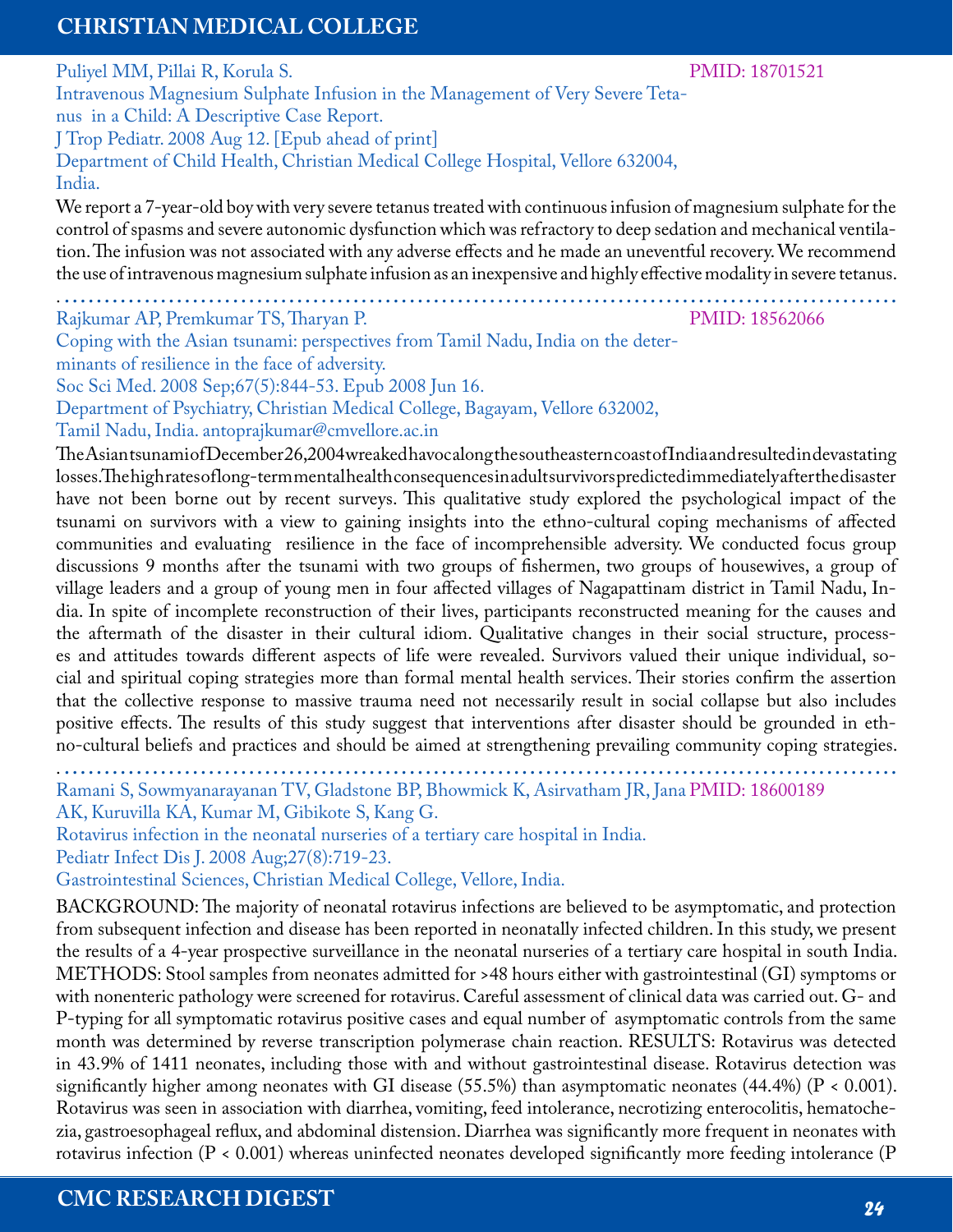Puliyel MM, Pillai R, Korula S. PMID: 18701521

Intravenous Magnesium Sulphate Infusion in the Management of Very Severe Tetanus in a Child: A Descriptive Case Report.

J Trop Pediatr. 2008 Aug 12. [Epub ahead of print]

Department of Child Health, Christian Medical College Hospital, Vellore 632004, India.

We report a 7-year-old boy with very severe tetanus treated with continuous infusion of magnesium sulphate for the control of spasms and severe autonomic dysfunction which was refractory to deep sedation and mechanical ventilation. The infusion was not associated with any adverse effects and he made an uneventful recovery. We recommend the use of intravenous magnesium sulphate infusion as an inexpensive and highly effective modality in severe tetanus.

---

Rajkumar AP, Premkumar TS, Tharyan P. PMID: 18562066

Coping with the Asian tsunami: perspectives from Tamil Nadu, India on the determinants of resilience in the face of adversity.

Soc Sci Med. 2008 Sep;67(5):844-53. Epub 2008 Jun 16.

Department of Psychiatry, Christian Medical College, Bagayam, Vellore 632002, Tamil Nadu, India. antoprajkumar@cmvellore.ac.in

The Asian tsunami of December 26, 2004 wreaked havoc along the southeastern coast of India and resulted in devastating losses. The high rates of long-term mental health consequences in adult survivors predicted immediately after the disaster have not been borne out by recent surveys. This qualitative study explored the psychological impact of the tsunami on survivors with a view to gaining insights into the ethno-cultural coping mechanisms of affected communities and evaluating resilience in the face of incomprehensible adversity. We conducted focus group discussions 9 months after the tsunami with two groups of fishermen, two groups of housewives, a group of village leaders and a group of young men in four affected villages of Nagapattinam district in Tamil Nadu, India. In spite of incomplete reconstruction of their lives, participants reconstructed meaning for the causes and the aftermath of the disaster in their cultural idiom. Qualitative changes in their social structure, processes and attitudes towards different aspects of life were revealed. Survivors valued their unique individual, social and spiritual coping strategies more than formal mental health services. Their stories confirm the assertion that the collective response to massive trauma need not necessarily result in social collapse but also includes positive effects. The results of this study suggest that interventions after disaster should be grounded in ethno-cultural beliefs and practices and should be aimed at strengthening prevailing community coping strategies.

---

Ramani S, Sowmyanarayanan TV, Gladstone BP, Bhowmick K, Asirvatham JR, Jana AK, Kuruvilla KA, Kumar M, Gibikote S, Kang G. PMID: 18600189

Rotavirus infection in the neonatal nurseries of a tertiary care hospital in India.

Pediatr Infect Dis J. 2008 Aug;27(8):719-23.

Gastrointestinal Sciences, Christian Medical College, Vellore, India.

BACKGROUND: The majority of neonatal rotavirus infections are believed to be asymptomatic, and protection from subsequent infection and disease has been reported in neonatally infected children. In this study, we present the results of a 4-year prospective surveillance in the neonatal nurseries of a tertiary care hospital in south India. METHODS: Stool samples from neonates admitted for >48 hours either with gastrointestinal (GI) symptoms or with nonenteric pathology were screened for rotavirus. Careful assessment of clinical data was carried out. G- and P-typing for all symptomatic rotavirus positive cases and equal number of asymptomatic controls from the same month was determined by reverse transcription polymerase chain reaction. RESULTS: Rotavirus was detected in 43.9% of 1411 neonates, including those with and without gastrointestinal disease. Rotavirus detection was significantly higher among neonates with GI disease (55.5%) than asymptomatic neonates (44.4%) ($P < 0.001$). Rotavirus was seen in association with diarrhea, vomiting, feed intolerance, necrotizing enterocolitis, hematochezia, gastroesophageal reflux, and abdominal distension. Diarrhea was significantly more frequent in neonates with rotavirus infection ($P < 0.001$) whereas uninfected neonates developed significantly more feeding intolerance (P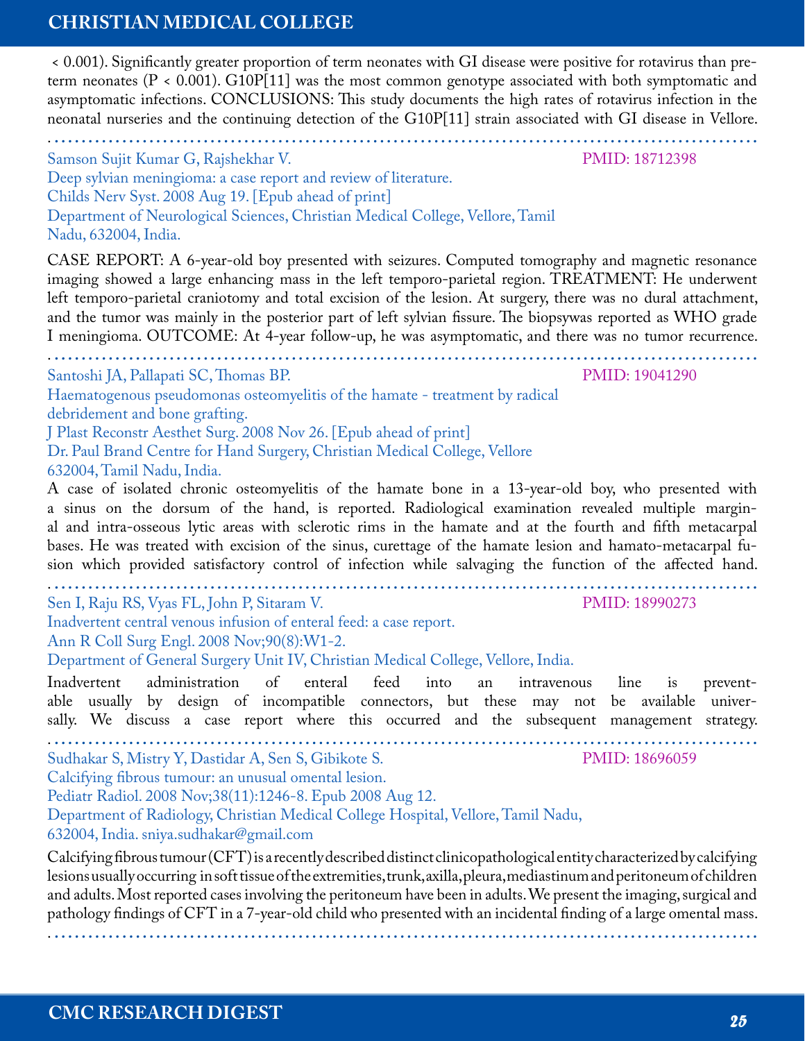< 0.001). Significantly greater proportion of term neonates with GI disease were positive for rotavirus than preterm neonates (P < 0.001). G10P[11] was the most common genotype associated with both symptomatic and asymptomatic infections. CONCLUSIONS: This study documents the high rates of rotavirus infection in the neonatal nurseries and the continuing detection of the G10P[11] strain associated with GI disease in Vellore.

---

Samson Sujit Kumar G, Rajshekhar V. PMID: 18712398
Deep sylvian meningioma: a case report and review of literature.
Childs Nerv Syst. 2008 Aug 19. [Epub ahead of print]
Department of Neurological Sciences, Christian Medical College, Vellore, Tamil Nadu, 632004, India.

CASE REPORT: A 6-year-old boy presented with seizures. Computed tomography and magnetic resonance imaging showed a large enhancing mass in the left temporo-parietal region. TREATMENT: He underwent left temporo-parietal craniotomy and total excision of the lesion. At surgery, there was no dural attachment, and the tumor was mainly in the posterior part of left sylvian fissure. The biopsywas reported as WHO grade I meningioma. OUTCOME: At 4-year follow-up, he was asymptomatic, and there was no tumor recurrence.

---

Santoshi JA, Pallapati SC, Thomas BP. PMID: 19041290
Haematogenous pseudomonas osteomyelitis of the hamate - treatment by radical debridement and bone grafting.
J Plast Reconstr Aesthet Surg. 2008 Nov 26. [Epub ahead of print]
Dr. Paul Brand Centre for Hand Surgery, Christian Medical College, Vellore 632004, Tamil Nadu, India.

A case of isolated chronic osteomyelitis of the hamate bone in a 13-year-old boy, who presented with a sinus on the dorsum of the hand, is reported. Radiological examination revealed multiple marginal and intra-osseous lytic areas with sclerotic rims in the hamate and at the fourth and fifth metacarpal bases. He was treated with excision of the sinus, curettage of the hamate lesion and hamato-metacarpal fusion which provided satisfactory control of infection while salvaging the function of the affected hand.

---

Sen I, Raju RS, Vyas FL, John P, Sitaram V. PMID: 18990273
Inadvertent central venous infusion of enteral feed: a case report.
Ann R Coll Surg Engl. 2008 Nov;90(8):W1-2.
Department of General Surgery Unit IV, Christian Medical College, Vellore, India.

Inadvertent administration of enteral feed into an intravenous line is preventable usually by design of incompatible connectors, but these may not be available universally. We discuss a case report where this occurred and the subsequent management strategy.

---

Sudhakar S, Mistry Y, Dastidar A, Sen S, Gibikote S. PMID: 18696059
Calcifying fibrous tumour: an unusual omental lesion.
Pediatr Radiol. 2008 Nov;38(11):1246-8. Epub 2008 Aug 12.
Department of Radiology, Christian Medical College Hospital, Vellore, Tamil Nadu, 632004, India. sniya.sudhakar@gmail.com

Calcifying fibrous tumour (CFT) is a recently described distinct clinicopathological entity characterized by calcifying lesions usually occurring in soft tissue of the extremities, trunk, axilla, pleura, mediastinum and peritoneum of children and adults. Most reported cases involving the peritoneum have been in adults. We present the imaging, surgical and pathology findings of CFT in a 7-year-old child who presented with an incidental finding of a large omental mass.

---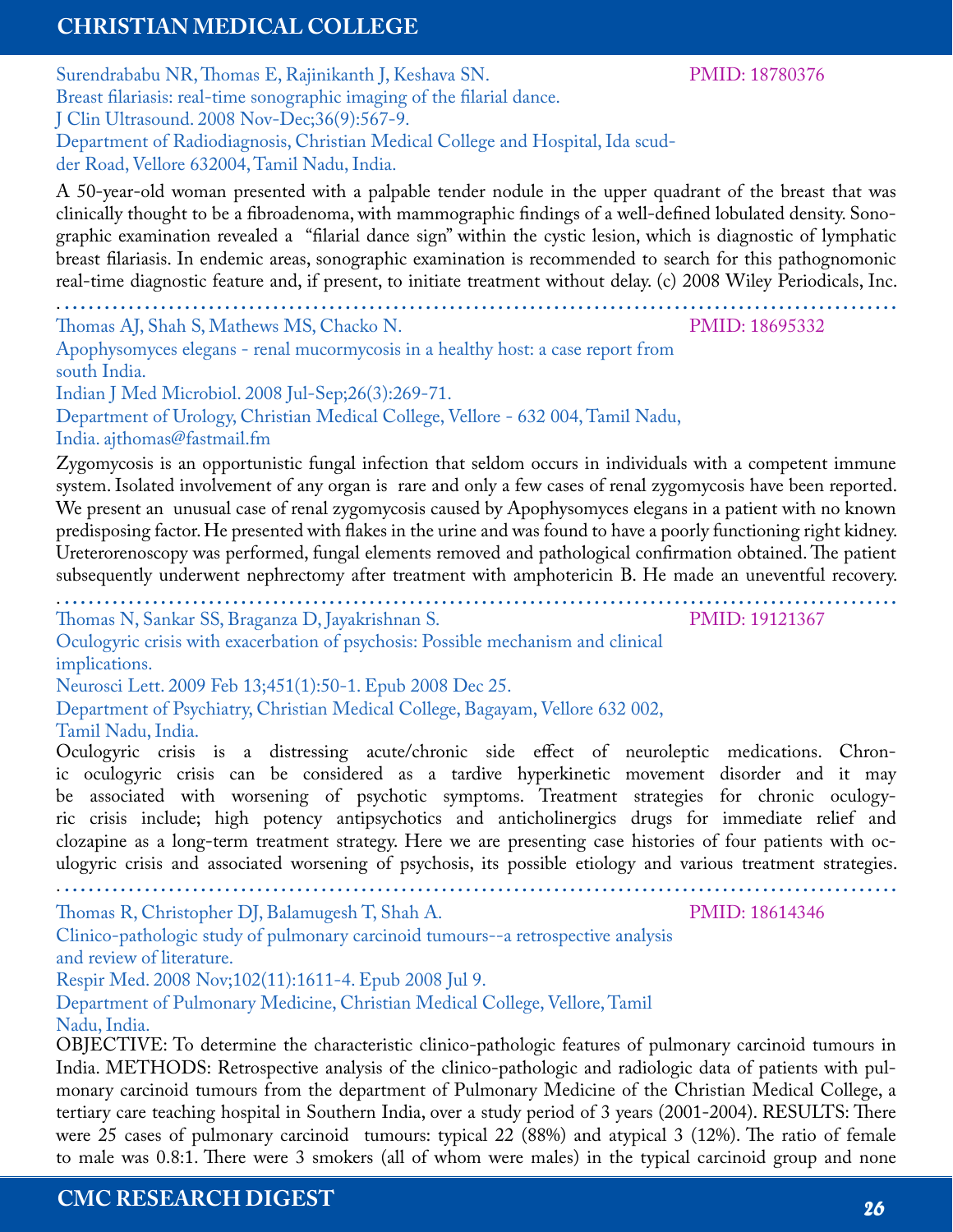Surendrababu NR, Thomas E, Rajinikanth J, Keshava SN. PMID: 18780376

Breast filariasis: real-time sonographic imaging of the filarial dance.

J Clin Ultrasound. 2008 Nov-Dec;36(9):567-9.

Department of Radiodiagnosis, Christian Medical College and Hospital, Ida scudder Road, Vellore 632004, Tamil Nadu, India.

A 50-year-old woman presented with a palpable tender nodule in the upper quadrant of the breast that was clinically thought to be a fibroadenoma, with mammographic findings of a well-defined lobulated density. Sonographic examination revealed a "filarial dance sign" within the cystic lesion, which is diagnostic of lymphatic breast filariasis. In endemic areas, sonographic examination is recommended to search for this pathognomonic real-time diagnostic feature and, if present, to initiate treatment without delay. (c) 2008 Wiley Periodicals, Inc.

---

Thomas AJ, Shah S, Mathews MS, Chacko N. PMID: 18695332

Apophysomyces elegans - renal mucormycosis in a healthy host: a case report from south India.

Indian J Med Microbiol. 2008 Jul-Sep;26(3):269-71.

Department of Urology, Christian Medical College, Vellore - 632 004, Tamil Nadu, India. ajthomas@fastmail.fm

Zygomycosis is an opportunistic fungal infection that seldom occurs in individuals with a competent immune system. Isolated involvement of any organ is rare and only a few cases of renal zygomycosis have been reported. We present an unusual case of renal zygomycosis caused by Apophysomyces elegans in a patient with no known predisposing factor. He presented with flakes in the urine and was found to have a poorly functioning right kidney. Ureterorenoscopy was performed, fungal elements removed and pathological confirmation obtained. The patient subsequently underwent nephrectomy after treatment with amphotericin B. He made an uneventful recovery.

---

Thomas N, Sankar SS, Braganza D, Jayakrishnan S. PMID: 19121367

Oculogyric crisis with exacerbation of psychosis: Possible mechanism and clinical implications.

Neurosci Lett. 2009 Feb 13;451(1):50-1. Epub 2008 Dec 25.

Department of Psychiatry, Christian Medical College, Bagayam, Vellore 632 002, Tamil Nadu, India.

Oculogyric crisis is a distressing acute/chronic side effect of neuroleptic medications. Chronic oculogyric crisis can be considered as a tardive hyperkinetic movement disorder and it may be associated with worsening of psychotic symptoms. Treatment strategies for chronic oculogyric crisis include; high potency antipsychotics and anticholinergics drugs for immediate relief and clozapine as a long-term treatment strategy. Here we are presenting case histories of four patients with oculogyric crisis and associated worsening of psychosis, its possible etiology and various treatment strategies.

---

Thomas R, Christopher DJ, Balamugesh T, Shah A. PMID: 18614346

Clinico-pathologic study of pulmonary carcinoid tumours--a retrospective analysis and review of literature.

Respir Med. 2008 Nov;102(11):1611-4. Epub 2008 Jul 9.

Department of Pulmonary Medicine, Christian Medical College, Vellore, Tamil Nadu, India.

OBJECTIVE: To determine the characteristic clinico-pathologic features of pulmonary carcinoid tumours in India. METHODS: Retrospective analysis of the clinico-pathologic and radiologic data of patients with pulmonary carcinoid tumours from the department of Pulmonary Medicine of the Christian Medical College, a tertiary care teaching hospital in Southern India, over a study period of 3 years (2001-2004). RESULTS: There were 25 cases of pulmonary carcinoid tumours: typical 22 (88%) and atypical 3 (12%). The ratio of female to male was 0.8:1. There were 3 smokers (all of whom were males) in the typical carcinoid group and none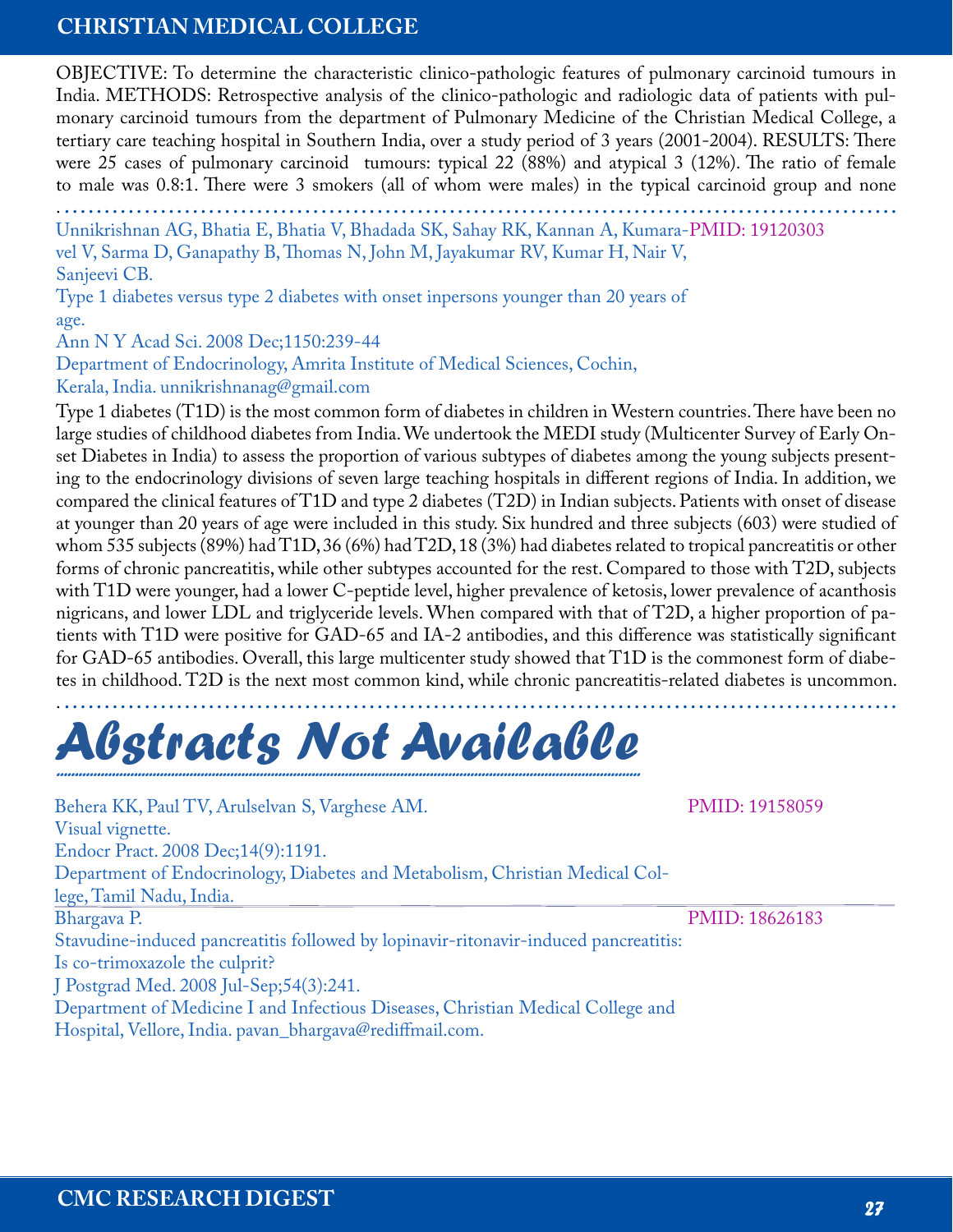OBJECTIVE: To determine the characteristic clinico-pathologic features of pulmonary carcinoid tumours in India. METHODS: Retrospective analysis of the clinico-pathologic and radiologic data of patients with pulmonary carcinoid tumours from the department of Pulmonary Medicine of the Christian Medical College, a tertiary care teaching hospital in Southern India, over a study period of 3 years (2001-2004). RESULTS: There were 25 cases of pulmonary carcinoid tumours: typical 22 (88%) and atypical 3 (12%). The ratio of female to male was 0.8:1. There were 3 smokers (all of whom were males) in the typical carcinoid group and none

---

Unnikrishnan AG, Bhatia E, Bhatia V, Bhadada SK, Sahay RK, Kannan A, Kumaravel V, Sarma D, Ganapathy B, Thomas N, John M, Jayakumar RV, Kumar H, Nair V, Sanjeevi CB. PMID: 19120303

Type 1 diabetes versus type 2 diabetes with onset inpersons younger than 20 years of age.

Ann N Y Acad Sci. 2008 Dec;1150:239-44

Department of Endocrinology, Amrita Institute of Medical Sciences, Cochin, Kerala, India. unnikrishnanag@gmail.com

Type 1 diabetes (T1D) is the most common form of diabetes in children in Western countries. There have been no large studies of childhood diabetes from India. We undertook the MEDI study (Multicenter Survey of Early Onset Diabetes in India) to assess the proportion of various subtypes of diabetes among the young subjects presenting to the endocrinology divisions of seven large teaching hospitals in different regions of India. In addition, we compared the clinical features of T1D and type 2 diabetes (T2D) in Indian subjects. Patients with onset of disease at younger than 20 years of age were included in this study. Six hundred and three subjects (603) were studied of whom 535 subjects (89%) had T1D, 36 (6%) had T2D, 18 (3%) had diabetes related to tropical pancreatitis or other forms of chronic pancreatitis, while other subtypes accounted for the rest. Compared to those with T2D, subjects with T1D were younger, had a lower C-peptide level, higher prevalence of ketosis, lower prevalence of acanthosis nigricans, and lower LDL and triglyceride levels. When compared with that of T2D, a higher proportion of patients with T1D were positive for GAD-65 and IA-2 antibodies, and this difference was statistically significant for GAD-65 antibodies. Overall, this large multicenter study showed that T1D is the commonest form of diabetes in childhood. T2D is the next most common kind, while chronic pancreatitis-related diabetes is uncommon.

---

# Abstracts Not Available

Behera KK, Paul TV, Arulselvan S, Varghese AM. PMID: 19158059

Visual vignette.

Endocr Pract. 2008 Dec;14(9):1191.

Department of Endocrinology, Diabetes and Metabolism, Christian Medical College, Tamil Nadu, India.

---

Bhargava P. PMID: 18626183

Stavudine-induced pancreatitis followed by lopinavir-ritonavir-induced pancreatitis: Is co-trimoxazole the culprit?

J Postgrad Med. 2008 Jul-Sep;54(3):241.

Department of Medicine I and Infectious Diseases, Christian Medical College and Hospital, Vellore, India. pavan_bhargava@rediffmail.com.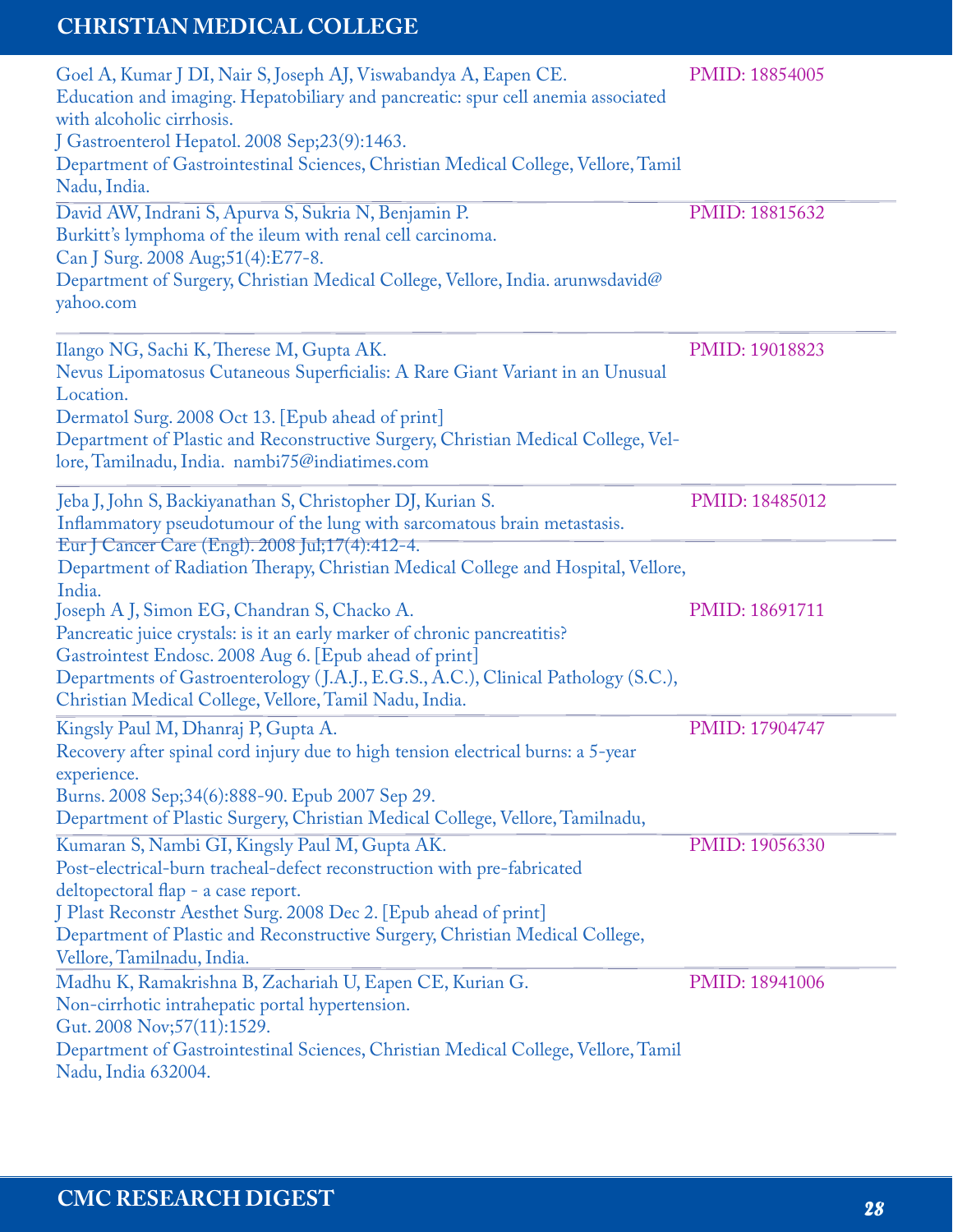Goel A, Kumar J DI, Nair S, Joseph AJ, Viswabandya A, Eapen CE.
Education and imaging. Hepatobiliary and pancreatic: spur cell anemia associated with alcoholic cirrhosis.
J Gastroenterol Hepatol. 2008 Sep;23(9):1463.
Department of Gastrointestinal Sciences, Christian Medical College, Vellore, Tamil Nadu, India.
PMID: 18854005

---

David AW, Indrani S, Apurva S, Sukria N, Benjamin P.
Burkitt's lymphoma of the ileum with renal cell carcinoma.
Can J Surg. 2008 Aug;51(4):E77-8.
Department of Surgery, Christian Medical College, Vellore, India. arunwsdavid@yahoo.com
PMID: 18815632

---

Ilango NG, Sachi K, Therese M, Gupta AK.
Nevus Lipomatosus Cutaneous Superficialis: A Rare Giant Variant in an Unusual Location.
Dermatol Surg. 2008 Oct 13. [Epub ahead of print]
Department of Plastic and Reconstructive Surgery, Christian Medical College, Vellore, Tamilnadu, India. nambi75@indiatimes.com
PMID: 19018823

---

Jeba J, John S, Backiyanathan S, Christopher DJ, Kurian S.
Inflammatory pseudotumour of the lung with sarcomatous brain metastasis.
Eur J Cancer Care (Engl). 2008 Jul;17(4):412-4.
Department of Radiation Therapy, Christian Medical College and Hospital, Vellore, India.
PMID: 18485012

---

Joseph A J, Simon EG, Chandran S, Chacko A.
Pancreatic juice crystals: is it an early marker of chronic pancreatitis?
Gastrointest Endosc. 2008 Aug 6. [Epub ahead of print]
Departments of Gastroenterology (J.A.J., E.G.S., A.C.), Clinical Pathology (S.C.), Christian Medical College, Vellore, Tamil Nadu, India.
PMID: 18691711

---

Kingsly Paul M, Dhanraj P, Gupta A.
Recovery after spinal cord injury due to high tension electrical burns: a 5-year experience.
Burns. 2008 Sep;34(6):888-90. Epub 2007 Sep 29.
Department of Plastic Surgery, Christian Medical College, Vellore, Tamilnadu,
PMID: 17904747

---

Kumaran S, Nambi GI, Kingsly Paul M, Gupta AK.
Post-electrical-burn tracheal-defect reconstruction with pre-fabricated deltopectoral flap - a case report.
J Plast Reconstr Aesthet Surg. 2008 Dec 2. [Epub ahead of print]
Department of Plastic and Reconstructive Surgery, Christian Medical College, Vellore, Tamilnadu, India.
PMID: 19056330

---

Madhu K, Ramakrishna B, Zachariah U, Eapen CE, Kurian G.
Non-cirrhotic intrahepatic portal hypertension.
Gut. 2008 Nov;57(11):1529.
Department of Gastrointestinal Sciences, Christian Medical College, Vellore, Tamil Nadu, India 632004.
PMID: 18941006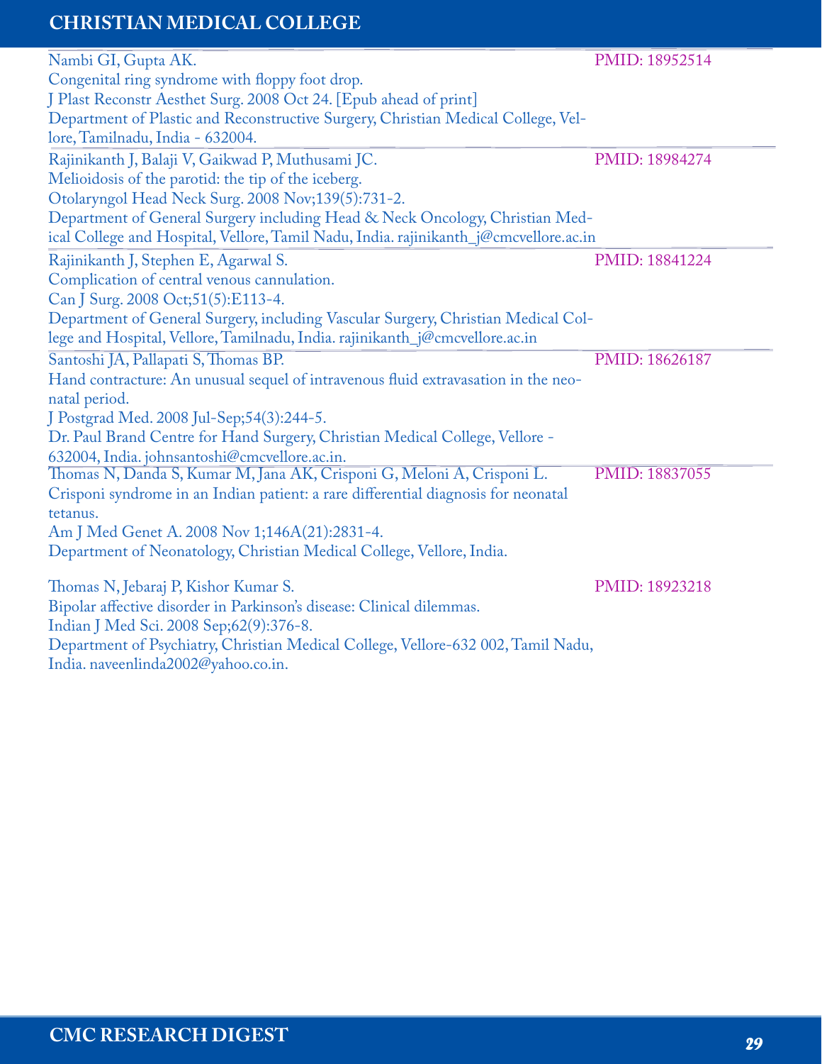Nambi GI, Gupta AK. PMID: 18952514
Congenital ring syndrome with floppy foot drop.
J Plast Reconstr Aesthet Surg. 2008 Oct 24. [Epub ahead of print]
Department of Plastic and Reconstructive Surgery, Christian Medical College, Vellore, Tamilnadu, India - 632004.

Rajinikanth J, Balaji V, Gaikwad P, Muthusami JC. PMID: 18984274
Melioidosis of the parotid: the tip of the iceberg.
Otolaryngol Head Neck Surg. 2008 Nov;139(5):731-2.
Department of General Surgery including Head & Neck Oncology, Christian Medical College and Hospital, Vellore, Tamil Nadu, India. rajinikanth_j@cmcvellore.ac.in

Rajinikanth J, Stephen E, Agarwal S. PMID: 18841224
Complication of central venous cannulation.
Can J Surg. 2008 Oct;51(5):E113-4.
Department of General Surgery, including Vascular Surgery, Christian Medical College and Hospital, Vellore, Tamilnadu, India. rajinikanth_j@cmcvellore.ac.in

Santoshi JA, Pallapati S, Thomas BP. PMID: 18626187
Hand contracture: An unusual sequel of intravenous fluid extravasation in the neonatal period.
J Postgrad Med. 2008 Jul-Sep;54(3):244-5.
Dr. Paul Brand Centre for Hand Surgery, Christian Medical College, Vellore - 632004, India. johnsantoshi@cmcvellore.ac.in.

Thomas N, Danda S, Kumar M, Jana AK, Crisponi G, Meloni A, Crisponi L. PMID: 18837055
Crisponi syndrome in an Indian patient: a rare differential diagnosis for neonatal tetanus.
Am J Med Genet A. 2008 Nov 1;146A(21):2831-4.
Department of Neonatology, Christian Medical College, Vellore, India.

Thomas N, Jebaraj P, Kishor Kumar S. PMID: 18923218
Bipolar affective disorder in Parkinson's disease: Clinical dilemmas.
Indian J Med Sci. 2008 Sep;62(9):376-8.
Department of Psychiatry, Christian Medical College, Vellore-632 002, Tamil Nadu, India. naveenlinda2002@yahoo.co.in.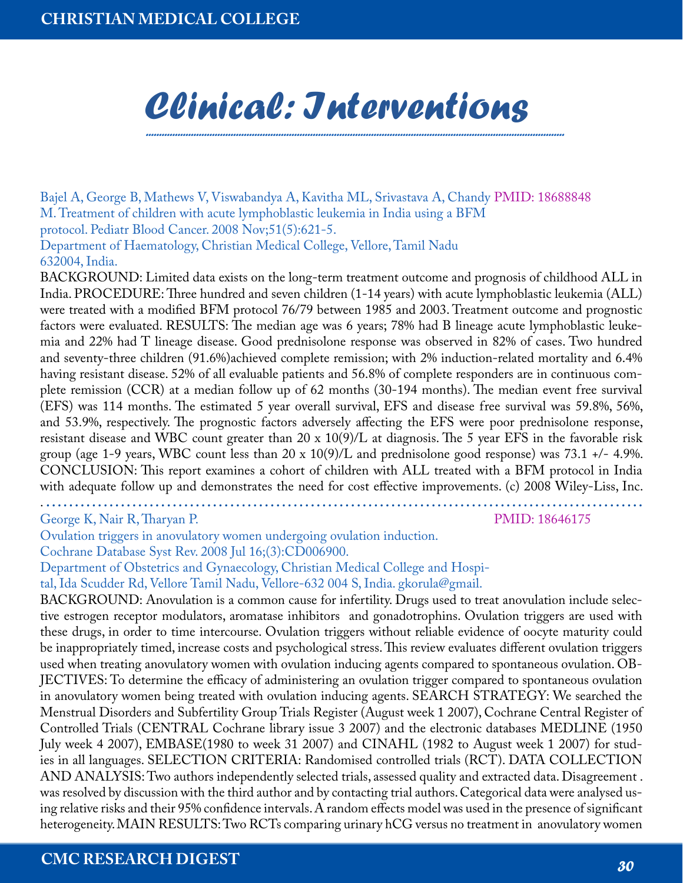# Clinical: Interventions

Bajel A, George B, Mathews V, Viswabandya A, Kavitha ML, Srivastava A, Chandy M. Treatment of children with acute lymphoblastic leukemia in India using a BFM protocol. Pediatr Blood Cancer. 2008 Nov;51(5):621-5. PMID: 18688848

Department of Haematology, Christian Medical College, Vellore, Tamil Nadu 632004, India.

BACKGROUND: Limited data exists on the long-term treatment outcome and prognosis of childhood ALL in India. PROCEDURE: Three hundred and seven children (1-14 years) with acute lymphoblastic leukemia (ALL) were treated with a modified BFM protocol 76/79 between 1985 and 2003. Treatment outcome and prognostic factors were evaluated. RESULTS: The median age was 6 years; 78% had B lineage acute lymphoblastic leukemia and 22% had T lineage disease. Good prednisolone response was observed in 82% of cases. Two hundred and seventy-three children (91.6%)achieved complete remission; with 2% induction-related mortality and 6.4% having resistant disease. 52% of all evaluable patients and 56.8% of complete responders are in continuous complete remission (CCR) at a median follow up of 62 months (30-194 months). The median event free survival (EFS) was 114 months. The estimated 5 year overall survival, EFS and disease free survival was 59.8%, 56%, and 53.9%, respectively. The prognostic factors adversely affecting the EFS were poor prednisolone response, resistant disease and WBC count greater than 20 x 10(9)/L at diagnosis. The 5 year EFS in the favorable risk group (age 1-9 years, WBC count less than 20 x 10(9)/L and prednisolone good response) was 73.1 +/- 4.9%. CONCLUSION: This report examines a cohort of children with ALL treated with a BFM protocol in India with adequate follow up and demonstrates the need for cost effective improvements. (c) 2008 Wiley-Liss, Inc.

---

George K, Nair R, Tharyan P. PMID: 18646175

Ovulation triggers in anovulatory women undergoing ovulation induction. Cochrane Database Syst Rev. 2008 Jul 16;(3):CD006900.

Department of Obstetrics and Gynaecology, Christian Medical College and Hospital, Ida Scudder Rd, Vellore Tamil Nadu, Vellore-632 004 S, India. gkorula@gmail.

BACKGROUND: Anovulation is a common cause for infertility. Drugs used to treat anovulation include selective estrogen receptor modulators, aromatase inhibitors and gonadotrophins. Ovulation triggers are used with these drugs, in order to time intercourse. Ovulation triggers without reliable evidence of oocyte maturity could be inappropriately timed, increase costs and psychological stress. This review evaluates different ovulation triggers used when treating anovulatory women with ovulation inducing agents compared to spontaneous ovulation. OBJECTIVES: To determine the efficacy of administering an ovulation trigger compared to spontaneous ovulation in anovulatory women being treated with ovulation inducing agents. SEARCH STRATEGY: We searched the Menstrual Disorders and Subfertility Group Trials Register (August week 1 2007), Cochrane Central Register of Controlled Trials (CENTRAL Cochrane library issue 3 2007) and the electronic databases MEDLINE (1950 July week 4 2007), EMBASE(1980 to week 31 2007) and CINAHL (1982 to August week 1 2007) for studies in all languages. SELECTION CRITERIA: Randomised controlled trials (RCT). DATA COLLECTION AND ANALYSIS: Two authors independently selected trials, assessed quality and extracted data. Disagreement . was resolved by discussion with the third author and by contacting trial authors. Categorical data were analysed using relative risks and their 95% confidence intervals. A random effects model was used in the presence of significant heterogeneity. MAIN RESULTS: Two RCTs comparing urinary hCG versus no treatment in anovulatory women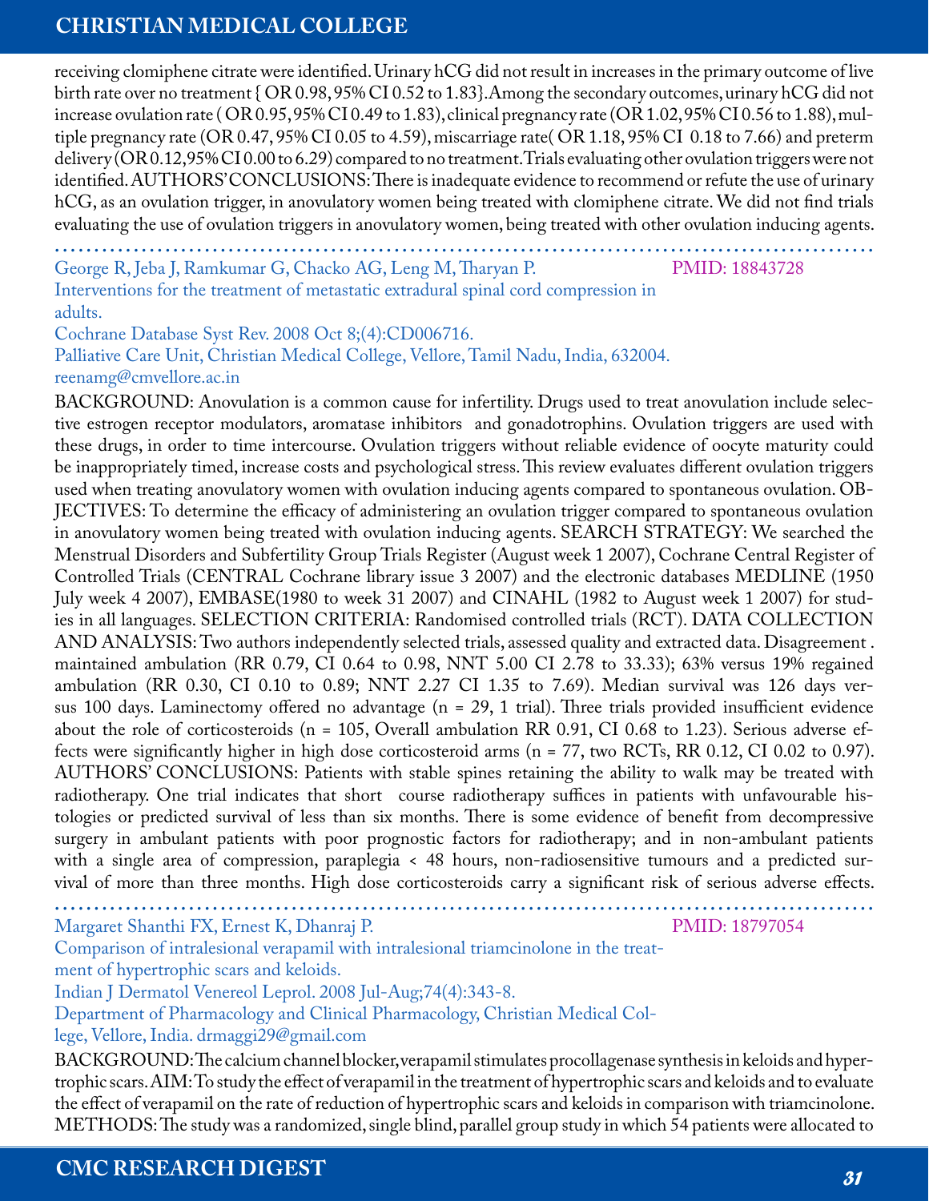receiving clomiphene citrate were identified. Urinary hCG did not result in increases in the primary outcome of live birth rate over no treatment { OR 0.98, 95% CI 0.52 to 1.83}. Among the secondary outcomes, urinary hCG did not increase ovulation rate ( OR 0.95, 95% CI 0.49 to 1.83), clinical pregnancy rate (OR 1.02, 95% CI 0.56 to 1.88), multiple pregnancy rate (OR 0.47, 95% CI 0.05 to 4.59), miscarriage rate( OR 1.18, 95% CI 0.18 to 7.66) and preterm delivery (OR 0.12, 95% CI 0.00 to 6.29) compared to no treatment. Trials evaluating other ovulation triggers were not identified. AUTHORS' CONCLUSIONS: There is inadequate evidence to recommend or refute the use of urinary hCG, as an ovulation trigger, in anovulatory women being treated with clomiphene citrate. We did not find trials evaluating the use of ovulation triggers in anovulatory women, being treated with other ovulation inducing agents.

---

George R, Jeba J, Ramkumar G, Chacko AG, Leng M, Tharyan P. PMID: 18843728

Interventions for the treatment of metastatic extradural spinal cord compression in adults.

Cochrane Database Syst Rev. 2008 Oct 8;(4):CD006716.

Palliative Care Unit, Christian Medical College, Vellore, Tamil Nadu, India, 632004.

reenamg@cmvellore.ac.in

BACKGROUND: Anovulation is a common cause for infertility. Drugs used to treat anovulation include selective estrogen receptor modulators, aromatase inhibitors and gonadotrophins. Ovulation triggers are used with these drugs, in order to time intercourse. Ovulation triggers without reliable evidence of oocyte maturity could be inappropriately timed, increase costs and psychological stress. This review evaluates different ovulation triggers used when treating anovulatory women with ovulation inducing agents compared to spontaneous ovulation. OBJECTIVES: To determine the efficacy of administering an ovulation trigger compared to spontaneous ovulation in anovulatory women being treated with ovulation inducing agents. SEARCH STRATEGY: We searched the Menstrual Disorders and Subfertility Group Trials Register (August week 1 2007), Cochrane Central Register of Controlled Trials (CENTRAL Cochrane library issue 3 2007) and the electronic databases MEDLINE (1950 July week 4 2007), EMBASE(1980 to week 31 2007) and CINAHL (1982 to August week 1 2007) for studies in all languages. SELECTION CRITERIA: Randomised controlled trials (RCT). DATA COLLECTION AND ANALYSIS: Two authors independently selected trials, assessed quality and extracted data. Disagreement . maintained ambulation (RR 0.79, CI 0.64 to 0.98, NNT 5.00 CI 2.78 to 33.33); 63% versus 19% regained ambulation (RR 0.30, CI 0.10 to 0.89; NNT 2.27 CI 1.35 to 7.69). Median survival was 126 days versus 100 days. Laminectomy offered no advantage (n = 29, 1 trial). Three trials provided insufficient evidence about the role of corticosteroids (n = 105, Overall ambulation RR 0.91, CI 0.68 to 1.23). Serious adverse effects were significantly higher in high dose corticosteroid arms (n = 77, two RCTs, RR 0.12, CI 0.02 to 0.97). AUTHORS' CONCLUSIONS: Patients with stable spines retaining the ability to walk may be treated with radiotherapy. One trial indicates that short course radiotherapy suffices in patients with unfavourable histologies or predicted survival of less than six months. There is some evidence of benefit from decompressive surgery in ambulant patients with poor prognostic factors for radiotherapy; and in non-ambulant patients with a single area of compression, paraplegia < 48 hours, non-radiosensitive tumours and a predicted survival of more than three months. High dose corticosteroids carry a significant risk of serious adverse effects.

---

Margaret Shanthi FX, Ernest K, Dhanraj P. PMID: 18797054

Comparison of intralesional verapamil with intralesional triamcinolone in the treatment of hypertrophic scars and keloids.

Indian J Dermatol Venereol Leprol. 2008 Jul-Aug;74(4):343-8.

Department of Pharmacology and Clinical Pharmacology, Christian Medical College, Vellore, India. drmaggi29@gmail.com

BACKGROUND: The calcium channel blocker, verapamil stimulates procollagenase synthesis in keloids and hypertrophic scars. AIM: To study the effect of verapamil in the treatment of hypertrophic scars and keloids and to evaluate the effect of verapamil on the rate of reduction of hypertrophic scars and keloids in comparison with triamcinolone. METHODS: The study was a randomized, single blind, parallel group study in which 54 patients were allocated to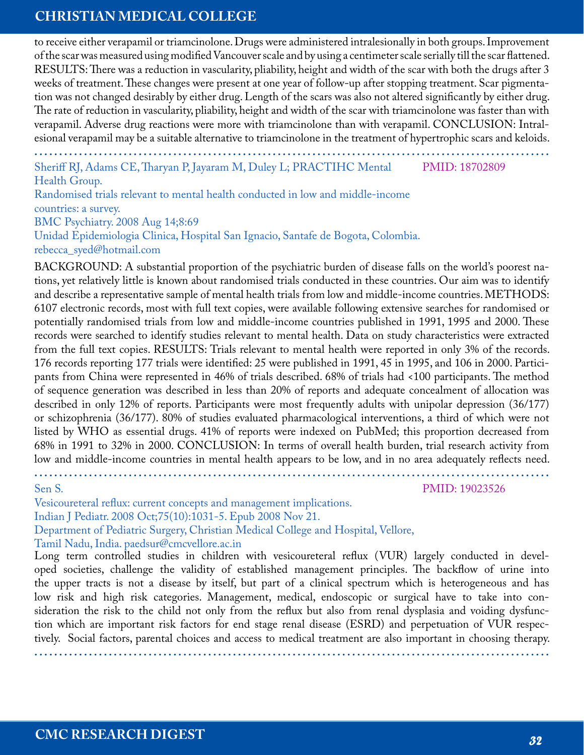to receive either verapamil or triamcinolone. Drugs were administered intralesionally in both groups. Improvement of the scar was measured using modified Vancouver scale and by using a centimeter scale serially till the scar flattened. RESULTS: There was a reduction in vascularity, pliability, height and width of the scar with both the drugs after 3 weeks of treatment. These changes were present at one year of follow-up after stopping treatment. Scar pigmentation was not changed desirably by either drug. Length of the scars was also not altered significantly by either drug. The rate of reduction in vascularity, pliability, height and width of the scar with triamcinolone was faster than with verapamil. Adverse drug reactions were more with triamcinolone than with verapamil. CONCLUSION: Intralesional verapamil may be a suitable alternative to triamcinolone in the treatment of hypertrophic scars and keloids.

---

Sheriff RJ, Adams CE, Tharyan P, Jayaram M, Duley L; PRACTIHC Mental Health Group.    PMID: 18702809

Randomised trials relevant to mental health conducted in low and middle-income countries: a survey.

BMC Psychiatry. 2008 Aug 14;8:69

Unidad Epidemiologia Clinica, Hospital San Ignacio, Santafe de Bogota, Colombia. rebecca_syed@hotmail.com

BACKGROUND: A substantial proportion of the psychiatric burden of disease falls on the world's poorest nations, yet relatively little is known about randomised trials conducted in these countries. Our aim was to identify and describe a representative sample of mental health trials from low and middle-income countries. METHODS: 6107 electronic records, most with full text copies, were available following extensive searches for randomised or potentially randomised trials from low and middle-income countries published in 1991, 1995 and 2000. These records were searched to identify studies relevant to mental health. Data on study characteristics were extracted from the full text copies. RESULTS: Trials relevant to mental health were reported in only 3% of the records. 176 records reporting 177 trials were identified: 25 were published in 1991, 45 in 1995, and 106 in 2000. Participants from China were represented in 46% of trials described. 68% of trials had <100 participants. The method of sequence generation was described in less than 20% of reports and adequate concealment of allocation was described in only 12% of reports. Participants were most frequently adults with unipolar depression (36/177) or schizophrenia (36/177). 80% of studies evaluated pharmacological interventions, a third of which were not listed by WHO as essential drugs. 41% of reports were indexed on PubMed; this proportion decreased from 68% in 1991 to 32% in 2000. CONCLUSION: In terms of overall health burden, trial research activity from low and middle-income countries in mental health appears to be low, and in no area adequately reflects need.

---

Sen S.    PMID: 19023526

Vesicoureteral reflux: current concepts and management implications.

Indian J Pediatr. 2008 Oct;75(10):1031-5. Epub 2008 Nov 21.

Department of Pediatric Surgery, Christian Medical College and Hospital, Vellore, Tamil Nadu, India. paedsur@cmcvellore.ac.in

Long term controlled studies in children with vesicoureteral reflux (VUR) largely conducted in developed societies, challenge the validity of established management principles. The backflow of urine into the upper tracts is not a disease by itself, but part of a clinical spectrum which is heterogeneous and has low risk and high risk categories. Management, medical, endoscopic or surgical have to take into consideration the risk to the child not only from the reflux but also from renal dysplasia and voiding dysfunction which are important risk factors for end stage renal disease (ESRD) and perpetuation of VUR respectively. Social factors, parental choices and access to medical treatment are also important in choosing therapy.

---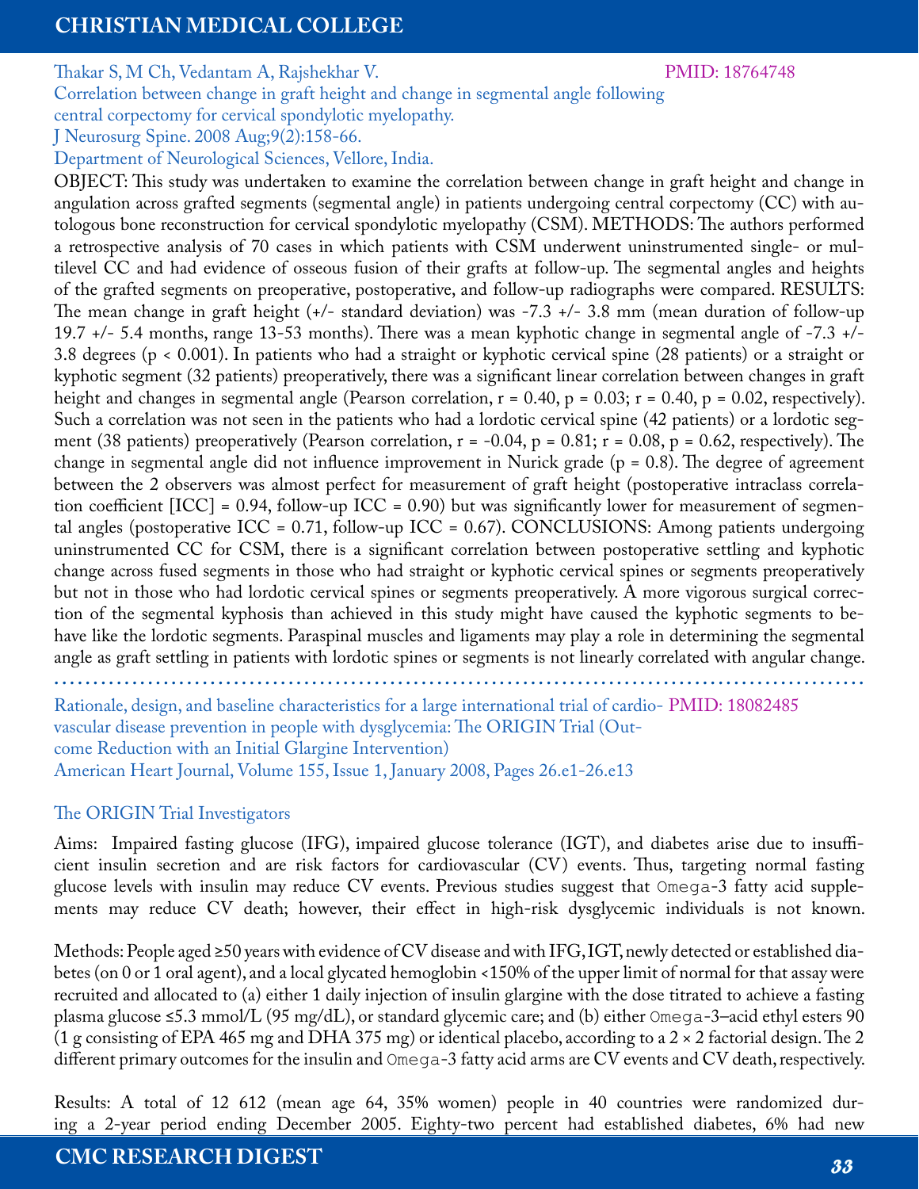Thakar S, M Ch, Vedantam A, Rajshekhar V. PMID: 18764748

Correlation between change in graft height and change in segmental angle following central corpectomy for cervical spondylotic myelopathy.

J Neurosurg Spine. 2008 Aug;9(2):158-66.

Department of Neurological Sciences, Vellore, India.

OBJECT: This study was undertaken to examine the correlation between change in graft height and change in angulation across grafted segments (segmental angle) in patients undergoing central corpectomy (CC) with autologous bone reconstruction for cervical spondylotic myelopathy (CSM). METHODS: The authors performed a retrospective analysis of 70 cases in which patients with CSM underwent uninstrumented single- or multilevel CC and had evidence of osseous fusion of their grafts at follow-up. The segmental angles and heights of the grafted segments on preoperative, postoperative, and follow-up radiographs were compared. RESULTS: The mean change in graft height (+/- standard deviation) was -7.3 +/- 3.8 mm (mean duration of follow-up 19.7 +/- 5.4 months, range 13-53 months). There was a mean kyphotic change in segmental angle of -7.3 +/- 3.8 degrees ($p < 0.001$). In patients who had a straight or kyphotic cervical spine (28 patients) or a straight or kyphotic segment (32 patients) preoperatively, there was a significant linear correlation between changes in graft height and changes in segmental angle (Pearson correlation, $r = 0.40$, $p = 0.03$; $r = 0.40$, $p = 0.02$, respectively). Such a correlation was not seen in the patients who had a lordotic cervical spine (42 patients) or a lordotic segment (38 patients) preoperatively (Pearson correlation, $r = -0.04$, $p = 0.81$; $r = 0.08$, $p = 0.62$, respectively). The change in segmental angle did not influence improvement in Nurick grade ($p = 0.8$). The degree of agreement between the 2 observers was almost perfect for measurement of graft height (postoperative intraclass correlation coefficient [ICC] = 0.94, follow-up ICC = 0.90) but was significantly lower for measurement of segmental angles (postoperative ICC = 0.71, follow-up ICC = 0.67). CONCLUSIONS: Among patients undergoing uninstrumented CC for CSM, there is a significant correlation between postoperative settling and kyphotic change across fused segments in those who had straight or kyphotic cervical spines or segments preoperatively but not in those who had lordotic cervical spines or segments preoperatively. A more vigorous surgical correction of the segmental kyphosis than achieved in this study might have caused the kyphotic segments to behave like the lordotic segments. Paraspinal muscles and ligaments may play a role in determining the segmental angle as graft settling in patients with lordotic spines or segments is not linearly correlated with angular change.

---

Rationale, design, and baseline characteristics for a large international trial of cardiovascular disease prevention in people with dysglycemia: The ORIGIN Trial (Outcome Reduction with an Initial Glargine Intervention) PMID: 18082485

American Heart Journal, Volume 155, Issue 1, January 2008, Pages 26.e1-26.e13

The ORIGIN Trial Investigators

Aims: Impaired fasting glucose (IFG), impaired glucose tolerance (IGT), and diabetes arise due to insufficient insulin secretion and are risk factors for cardiovascular (CV) events. Thus, targeting normal fasting glucose levels with insulin may reduce CV events. Previous studies suggest that Omega-3 fatty acid supplements may reduce CV death; however, their effect in high-risk dysglycemic individuals is not known.

Methods: People aged ≥50 years with evidence of CV disease and with IFG, IGT, newly detected or established diabetes (on 0 or 1 oral agent), and a local glycated hemoglobin <150% of the upper limit of normal for that assay were recruited and allocated to (a) either 1 daily injection of insulin glargine with the dose titrated to achieve a fasting plasma glucose ≤5.3 mmol/L (95 mg/dL), or standard glycemic care; and (b) either Omega-3–acid ethyl esters 90 (1 g consisting of EPA 465 mg and DHA 375 mg) or identical placebo, according to a 2 × 2 factorial design. The 2 different primary outcomes for the insulin and Omega-3 fatty acid arms are CV events and CV death, respectively.

Results: A total of 12 612 (mean age 64, 35% women) people in 40 countries were randomized during a 2-year period ending December 2005. Eighty-two percent had established diabetes, 6% had new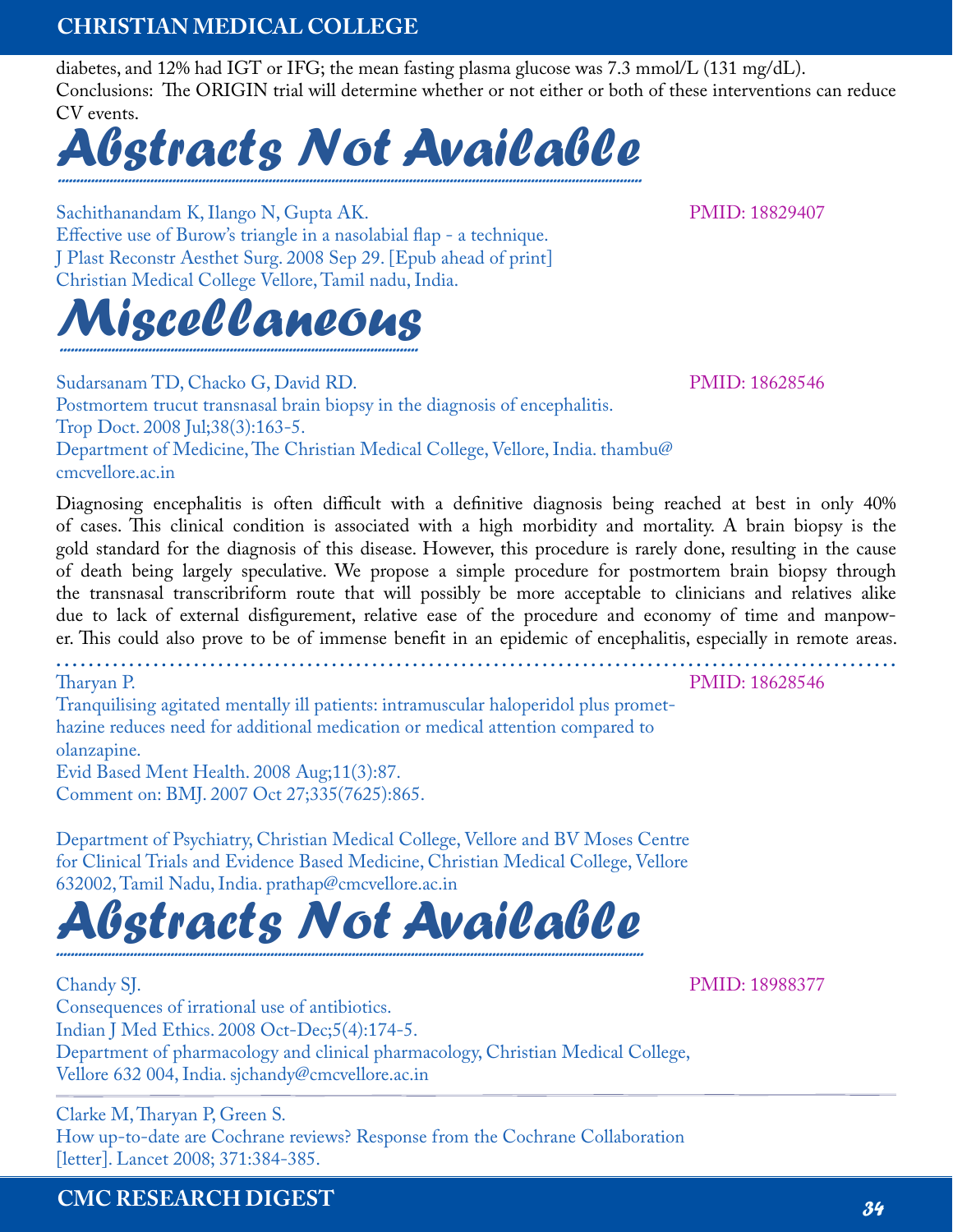diabetes, and 12% had IGT or IFG; the mean fasting plasma glucose was 7.3 mmol/L (131 mg/dL).
Conclusions: The ORIGIN trial will determine whether or not either or both of these interventions can reduce CV events.

# Abstracts Not Available

Sachithanandam K, Ilango N, Gupta AK. PMID: 18829407
Effective use of Burow's triangle in a nasolabial flap - a technique.
J Plast Reconstr Aesthet Surg. 2008 Sep 29. [Epub ahead of print]
Christian Medical College Vellore, Tamil nadu, India.

# Miscellaneous

Sudarsanam TD, Chacko G, David RD. PMID: 18628546
Postmortem trucut transnasal brain biopsy in the diagnosis of encephalitis.
Trop Doct. 2008 Jul;38(3):163-5.
Department of Medicine, The Christian Medical College, Vellore, India. thambu@cmcvellore.ac.in

Diagnosing encephalitis is often difficult with a definitive diagnosis being reached at best in only 40% of cases. This clinical condition is associated with a high morbidity and mortality. A brain biopsy is the gold standard for the diagnosis of this disease. However, this procedure is rarely done, resulting in the cause of death being largely speculative. We propose a simple procedure for postmortem brain biopsy through the transnasal transcribriform route that will possibly be more acceptable to clinicians and relatives alike due to lack of external disfigurement, relative ease of the procedure and economy of time and manpower. This could also prove to be of immense benefit in an epidemic of encephalitis, especially in remote areas.

---

Tharyan P. PMID: 18628546
Tranquilising agitated mentally ill patients: intramuscular haloperidol plus promethazine reduces need for additional medication or medical attention compared to olanzapine.
Evid Based Ment Health. 2008 Aug;11(3):87.
Comment on: BMJ. 2007 Oct 27;335(7625):865.

Department of Psychiatry, Christian Medical College, Vellore and BV Moses Centre for Clinical Trials and Evidence Based Medicine, Christian Medical College, Vellore 632002, Tamil Nadu, India. prathap@cmcvellore.ac.in

# Abstracts Not Available

Chandy SJ. PMID: 18988377
Consequences of irrational use of antibiotics.
Indian J Med Ethics. 2008 Oct-Dec;5(4):174-5.
Department of pharmacology and clinical pharmacology, Christian Medical College, Vellore 632 004, India. sjchandy@cmcvellore.ac.in

---

Clarke M, Tharyan P, Green S.
How up-to-date are Cochrane reviews? Response from the Cochrane Collaboration [letter]. Lancet 2008; 371:384-385.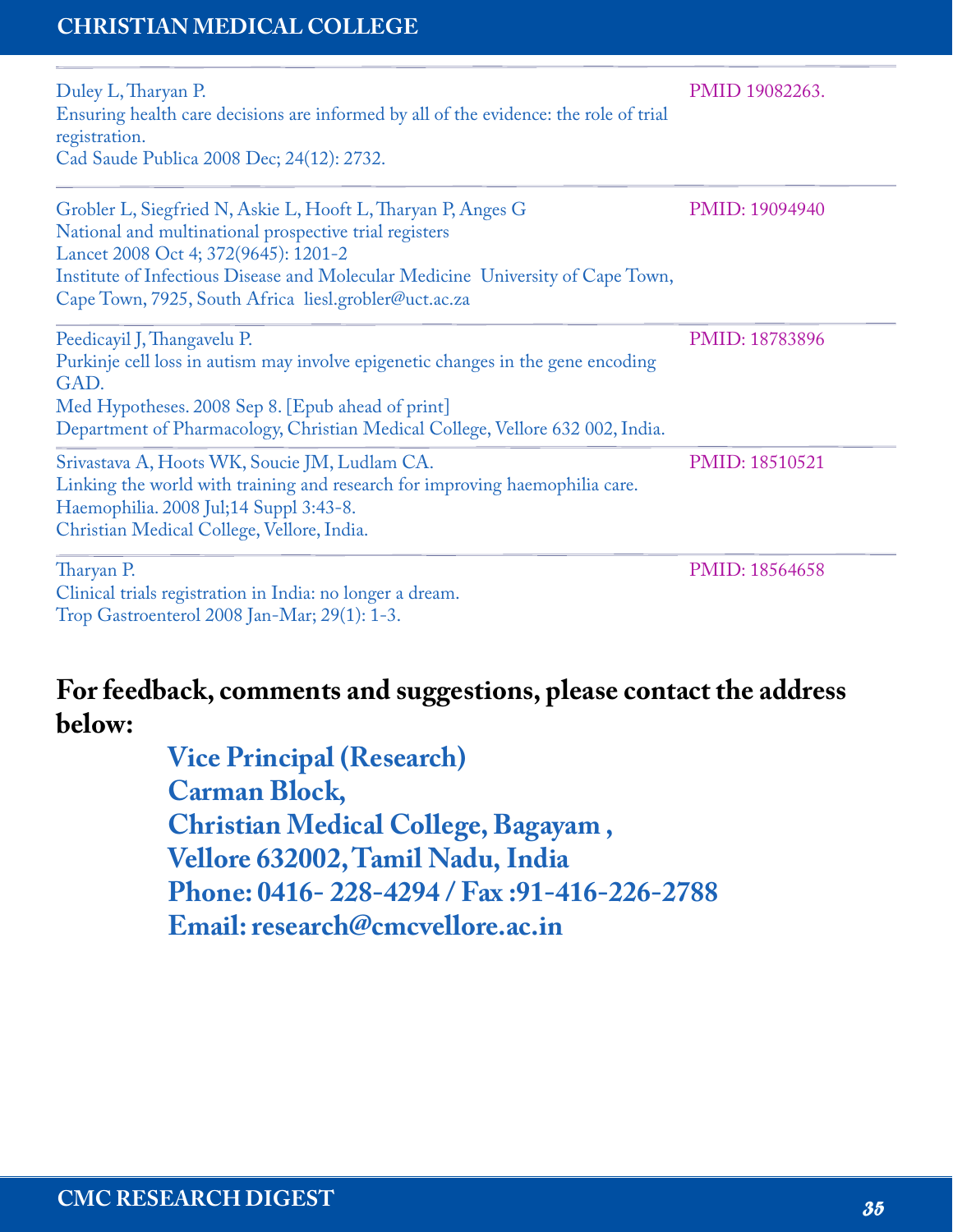Duley L, Tharyan P.
Ensuring health care decisions are informed by all of the evidence: the role of trial registration.
Cad Saude Publica 2008 Dec; 24(12): 2732.

PMID 19082263.

---

Grobler L, Siegfried N, Askie L, Hooft L, Tharyan P, Anges G
National and multinational prospective trial registers
Lancet 2008 Oct 4; 372(9645): 1201-2
Institute of Infectious Disease and Molecular Medicine University of Cape Town, Cape Town, 7925, South Africa liesl.grobler@uct.ac.za

PMID: 19094940

---

Peedicayil J, Thangavelu P.
Purkinje cell loss in autism may involve epigenetic changes in the gene encoding GAD.
Med Hypotheses. 2008 Sep 8. [Epub ahead of print]
Department of Pharmacology, Christian Medical College, Vellore 632 002, India.

PMID: 18783896

---

Srivastava A, Hoots WK, Soucie JM, Ludlam CA.
Linking the world with training and research for improving haemophilia care.
Haemophilia. 2008 Jul;14 Suppl 3:43-8.
Christian Medical College, Vellore, India.

PMID: 18510521

---

Tharyan P.
Clinical trials registration in India: no longer a dream.
Trop Gastroenterol 2008 Jan-Mar; 29(1): 1-3.

PMID: 18564658

**For feedback, comments and suggestions, please contact the address below:**

**Vice Principal (Research)**
**Carman Block,**
**Christian Medical College, Bagayam ,**
**Vellore 632002, Tamil Nadu, India**
**Phone: 0416- 228-4294 / Fax :91-416-226-2788**
**Email: research@cmcvellore.ac.in**